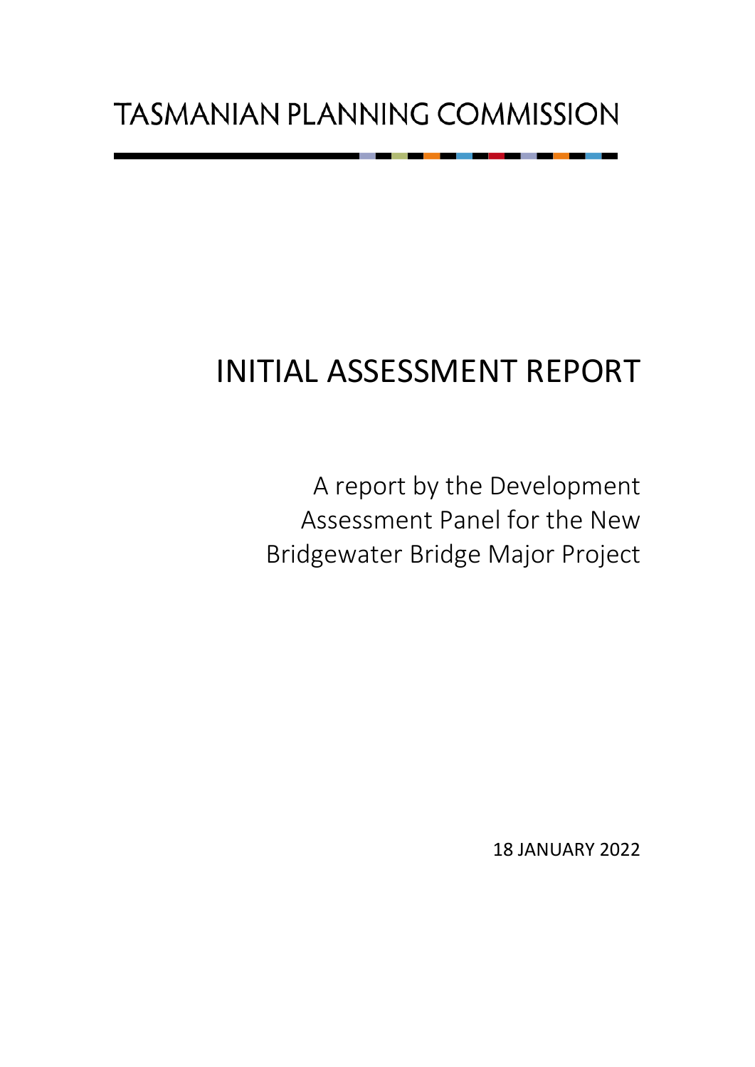TASMANIAN PLANNING COMMISSION

# INITIAL ASSESSMENT REPORT

A report by the Development Assessment Panel for the New Bridgewater Bridge Major Project

18 JANUARY 2022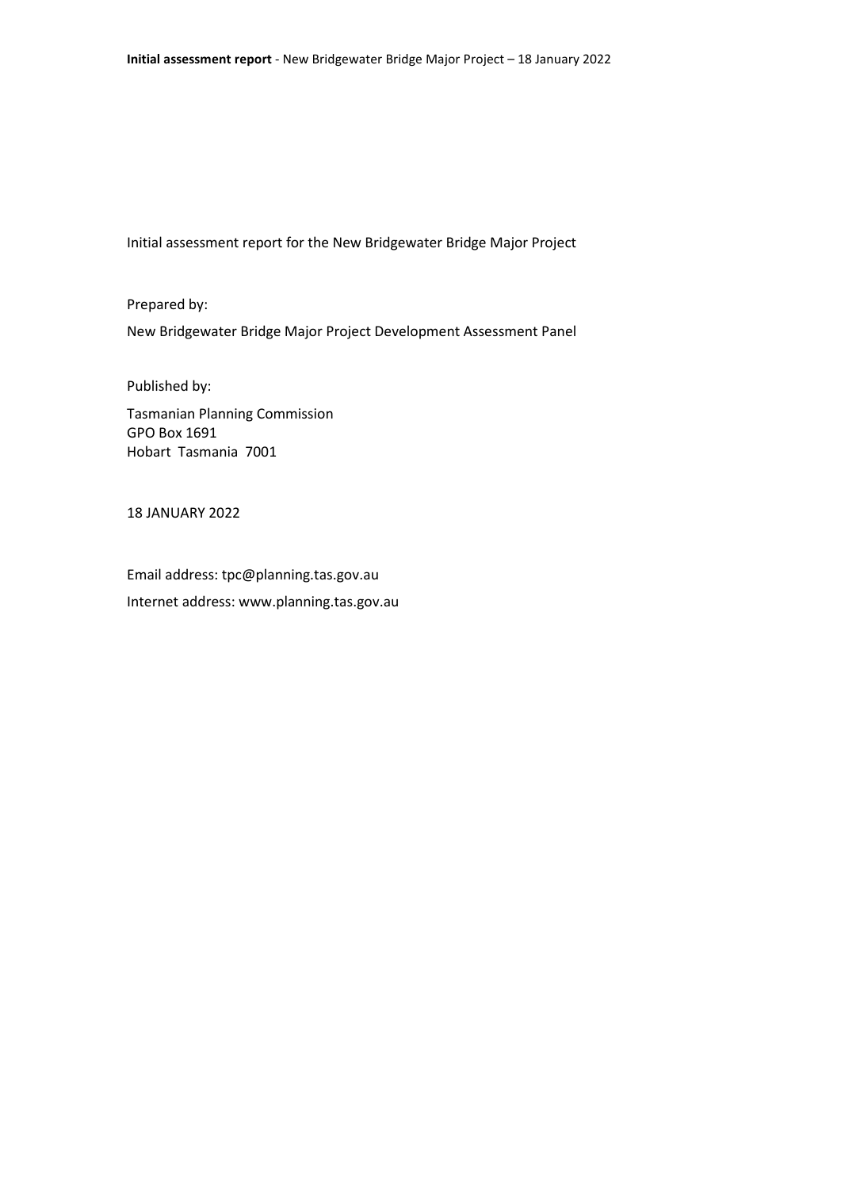Initial assessment report for the New Bridgewater Bridge Major Project

Prepared by:

New Bridgewater Bridge Major Project Development Assessment Panel

Published by:

Tasmanian Planning Commission
GPO Box 1691
Hobart Tasmania 7001

18 JANUARY 2022

Email address: tpc@planning.tas.gov.au

Internet address: www.planning.tas.gov.au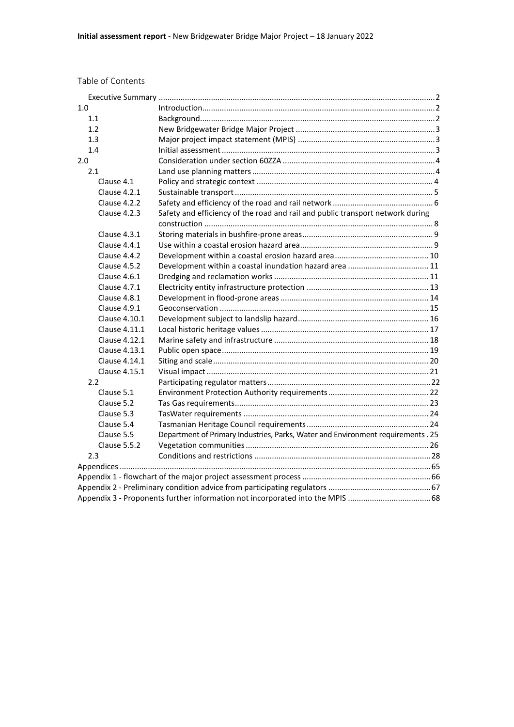Table of Contents

| | | |
|---|---|---|
| Executive Summary | | 2 |
| 1.0 | Introduction | 2 |
| 1.1 | Background | 2 |
| 1.2 | New Bridgewater Bridge Major Project | 3 |
| 1.3 | Major project impact statement (MPIS) | 3 |
| 1.4 | Initial assessment | 3 |
| 2.0 | Consideration under section 60ZZA | 4 |
| 2.1 | Land use planning matters | 4 |
| Clause 4.1 | Policy and strategic context | 4 |
| Clause 4.2.1 | Sustainable transport | 5 |
| Clause 4.2.2 | Safety and efficiency of the road and rail network | 6 |
| Clause 4.2.3 | Safety and efficiency of the road and rail and public transport network during construction | 8 |
| Clause 4.3.1 | Storing materials in bushfire-prone areas | 9 |
| Clause 4.4.1 | Use within a coastal erosion hazard area | 9 |
| Clause 4.4.2 | Development within a coastal erosion hazard area | 10 |
| Clause 4.5.2 | Development within a coastal inundation hazard area | 11 |
| Clause 4.6.1 | Dredging and reclamation works | 11 |
| Clause 4.7.1 | Electricity entity infrastructure protection | 13 |
| Clause 4.8.1 | Development in flood-prone areas | 14 |
| Clause 4.9.1 | Geoconservation | 15 |
| Clause 4.10.1 | Development subject to landslip hazard | 16 |
| Clause 4.11.1 | Local historic heritage values | 17 |
| Clause 4.12.1 | Marine safety and infrastructure | 18 |
| Clause 4.13.1 | Public open space | 19 |
| Clause 4.14.1 | Siting and scale | 20 |
| Clause 4.15.1 | Visual impact | 21 |
| 2.2 | Participating regulator matters | 22 |
| Clause 5.1 | Environment Protection Authority requirements | 22 |
| Clause 5.2 | Tas Gas requirements | 23 |
| Clause 5.3 | TasWater requirements | 24 |
| Clause 5.4 | Tasmanian Heritage Council requirements | 24 |
| Clause 5.5 | Department of Primary Industries, Parks, Water and Environment requirements | 25 |
| Clause 5.5.2 | Vegetation communities | 26 |
| 2.3 | Conditions and restrictions | 28 |
| Appendices | | 65 |
| Appendix 1 - flowchart of the major project assessment process | | 66 |
| Appendix 2 - Preliminary condition advice from participating regulators | | 67 |
| Appendix 3 - Proponents further information not incorporated into the MPIS | | 68 |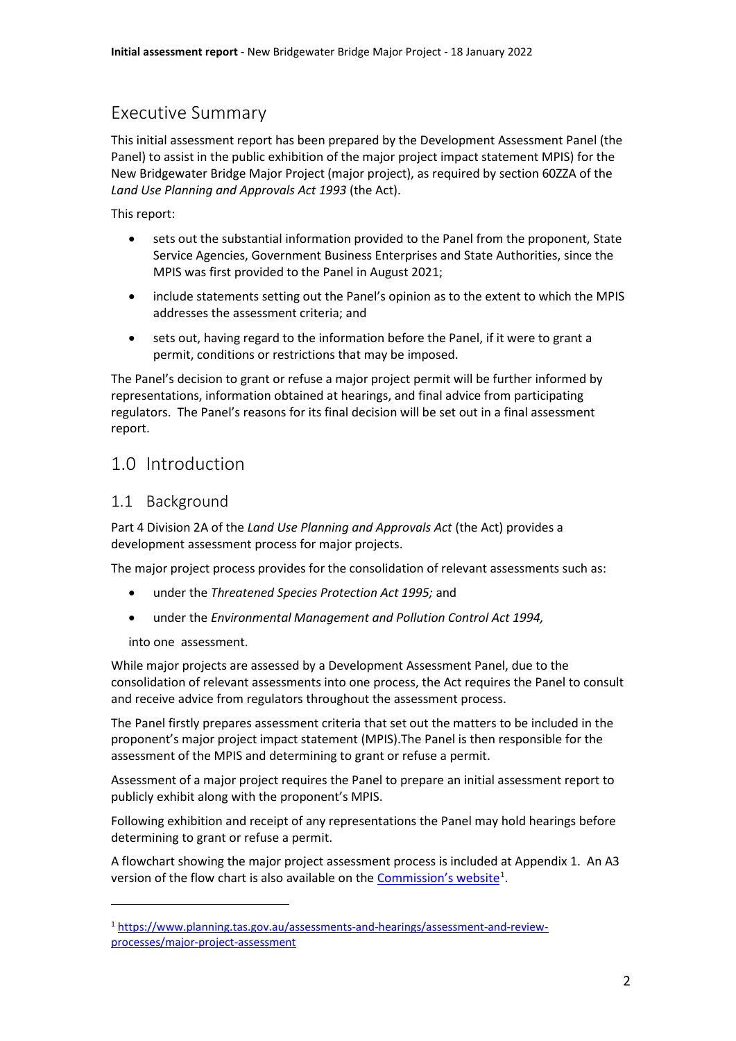## Executive Summary

This initial assessment report has been prepared by the Development Assessment Panel (the Panel) to assist in the public exhibition of the major project impact statement MPIS) for the New Bridgewater Bridge Major Project (major project), as required by section 60ZZA of the *Land Use Planning and Approvals Act 1993* (the Act).

This report:

- sets out the substantial information provided to the Panel from the proponent, State Service Agencies, Government Business Enterprises and State Authorities, since the MPIS was first provided to the Panel in August 2021;
- include statements setting out the Panel's opinion as to the extent to which the MPIS addresses the assessment criteria; and
- sets out, having regard to the information before the Panel, if it were to grant a permit, conditions or restrictions that may be imposed.

The Panel's decision to grant or refuse a major project permit will be further informed by representations, information obtained at hearings, and final advice from participating regulators. The Panel's reasons for its final decision will be set out in a final assessment report.

## 1.0 Introduction

### 1.1 Background

Part 4 Division 2A of the *Land Use Planning and Approvals Act* (the Act) provides a development assessment process for major projects.

The major project process provides for the consolidation of relevant assessments such as:

- under the *Threatened Species Protection Act 1995;* and
- under the *Environmental Management and Pollution Control Act 1994,*

into one assessment.

While major projects are assessed by a Development Assessment Panel, due to the consolidation of relevant assessments into one process, the Act requires the Panel to consult and receive advice from regulators throughout the assessment process.

The Panel firstly prepares assessment criteria that set out the matters to be included in the proponent's major project impact statement (MPIS).The Panel is then responsible for the assessment of the MPIS and determining to grant or refuse a permit.

Assessment of a major project requires the Panel to prepare an initial assessment report to publicly exhibit along with the proponent's MPIS.

Following exhibition and receipt of any representations the Panel may hold hearings before determining to grant or refuse a permit.

A flowchart showing the major project assessment process is included at Appendix 1. An A3 version of the flow chart is also available on the [Commission's website](https://www.planning.tas.gov.au/assessments-and-hearings/assessment-and-review-processes/major-project-assessment)[1].

[1] https://www.planning.tas.gov.au/assessments-and-hearings/assessment-and-review-processes/major-project-assessment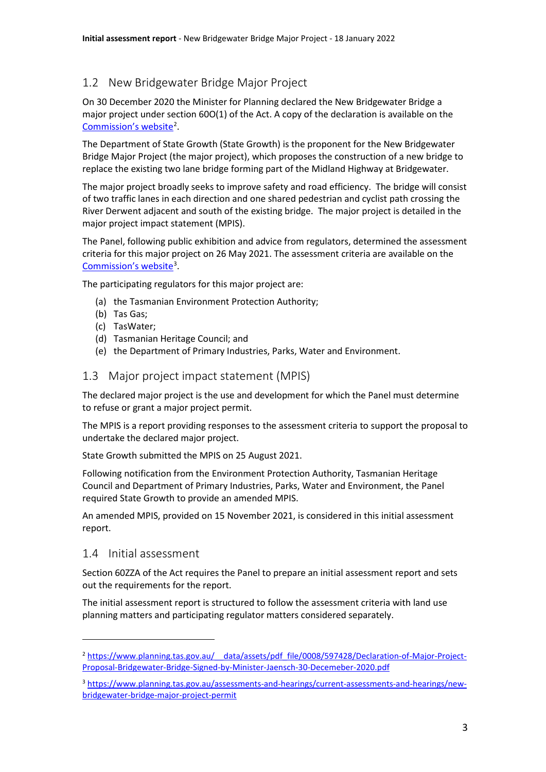## 1.2 New Bridgewater Bridge Major Project

On 30 December 2020 the Minister for Planning declared the New Bridgewater Bridge a major project under section 60O(1) of the Act. A copy of the declaration is available on the Commission's website[2].

The Department of State Growth (State Growth) is the proponent for the New Bridgewater Bridge Major Project (the major project), which proposes the construction of a new bridge to replace the existing two lane bridge forming part of the Midland Highway at Bridgewater.

The major project broadly seeks to improve safety and road efficiency. The bridge will consist of two traffic lanes in each direction and one shared pedestrian and cyclist path crossing the River Derwent adjacent and south of the existing bridge. The major project is detailed in the major project impact statement (MPIS).

The Panel, following public exhibition and advice from regulators, determined the assessment criteria for this major project on 26 May 2021. The assessment criteria are available on the Commission's website[3].

The participating regulators for this major project are:

(a) the Tasmanian Environment Protection Authority;
(b) Tas Gas;
(c) TasWater;
(d) Tasmanian Heritage Council; and
(e) the Department of Primary Industries, Parks, Water and Environment.

## 1.3 Major project impact statement (MPIS)

The declared major project is the use and development for which the Panel must determine to refuse or grant a major project permit.

The MPIS is a report providing responses to the assessment criteria to support the proposal to undertake the declared major project.

State Growth submitted the MPIS on 25 August 2021.

Following notification from the Environment Protection Authority, Tasmanian Heritage Council and Department of Primary Industries, Parks, Water and Environment, the Panel required State Growth to provide an amended MPIS.

An amended MPIS, provided on 15 November 2021, is considered in this initial assessment report.

## 1.4 Initial assessment

Section 60ZZA of the Act requires the Panel to prepare an initial assessment report and sets out the requirements for the report.

The initial assessment report is structured to follow the assessment criteria with land use planning matters and participating regulator matters considered separately.

---

[2] https://www.planning.tas.gov.au/__data/assets/pdf_file/0008/597428/Declaration-of-Major-Project-Proposal-Bridgewater-Bridge-Signed-by-Minister-Jaensch-30-Decemeber-2020.pdf

[3] https://www.planning.tas.gov.au/assessments-and-hearings/current-assessments-and-hearings/new-bridgewater-bridge-major-project-permit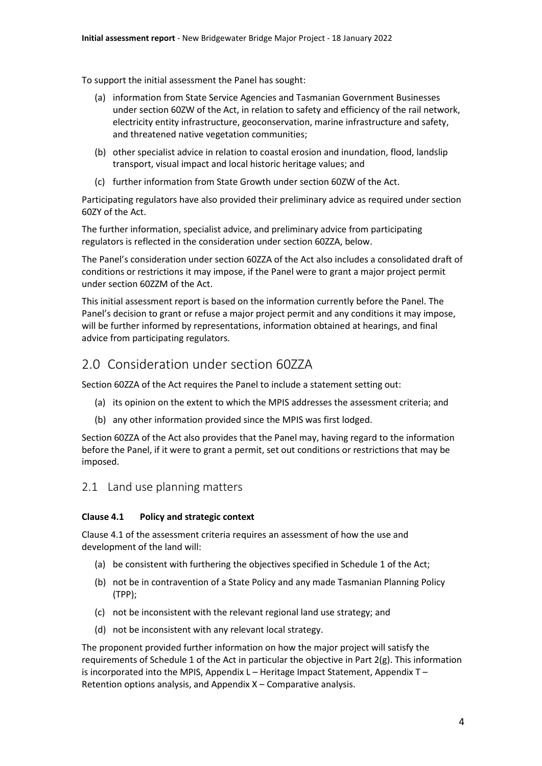To support the initial assessment the Panel has sought:

(a) information from State Service Agencies and Tasmanian Government Businesses under section 60ZW of the Act, in relation to safety and efficiency of the rail network, electricity entity infrastructure, geoconservation, marine infrastructure and safety, and threatened native vegetation communities;

(b) other specialist advice in relation to coastal erosion and inundation, flood, landslip transport, visual impact and local historic heritage values; and

(c) further information from State Growth under section 60ZW of the Act.

Participating regulators have also provided their preliminary advice as required under section 60ZY of the Act.

The further information, specialist advice, and preliminary advice from participating regulators is reflected in the consideration under section 60ZZA, below.

The Panel's consideration under section 60ZZA of the Act also includes a consolidated draft of conditions or restrictions it may impose, if the Panel were to grant a major project permit under section 60ZZM of the Act.

This initial assessment report is based on the information currently before the Panel. The Panel's decision to grant or refuse a major project permit and any conditions it may impose, will be further informed by representations, information obtained at hearings, and final advice from participating regulators.

## 2.0 Consideration under section 60ZZA

Section 60ZZA of the Act requires the Panel to include a statement setting out:

(a) its opinion on the extent to which the MPIS addresses the assessment criteria; and

(b) any other information provided since the MPIS was first lodged.

Section 60ZZA of the Act also provides that the Panel may, having regard to the information before the Panel, if it were to grant a permit, set out conditions or restrictions that may be imposed.

### 2.1 Land use planning matters

**Clause 4.1 Policy and strategic context**

Clause 4.1 of the assessment criteria requires an assessment of how the use and development of the land will:

(a) be consistent with furthering the objectives specified in Schedule 1 of the Act;

(b) not be in contravention of a State Policy and any made Tasmanian Planning Policy (TPP);

(c) not be inconsistent with the relevant regional land use strategy; and

(d) not be inconsistent with any relevant local strategy.

The proponent provided further information on how the major project will satisfy the requirements of Schedule 1 of the Act in particular the objective in Part 2(g). This information is incorporated into the MPIS, Appendix L – Heritage Impact Statement, Appendix T – Retention options analysis, and Appendix X – Comparative analysis.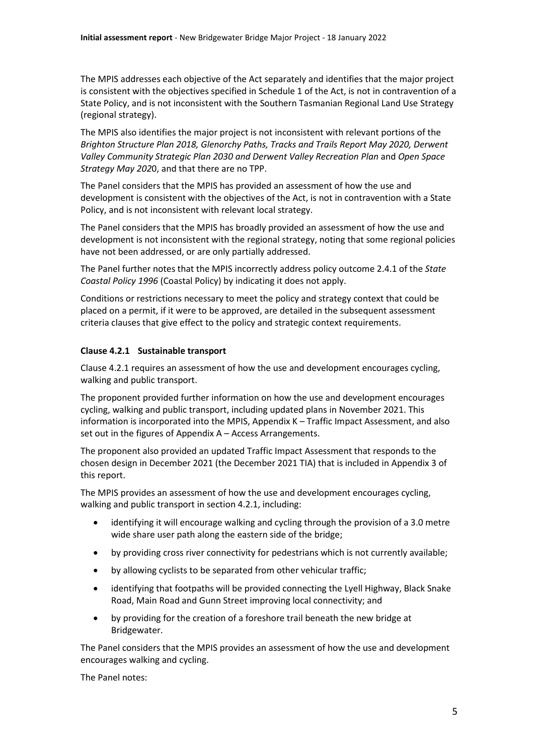The MPIS addresses each objective of the Act separately and identifies that the major project is consistent with the objectives specified in Schedule 1 of the Act, is not in contravention of a State Policy, and is not inconsistent with the Southern Tasmanian Regional Land Use Strategy (regional strategy).

The MPIS also identifies the major project is not inconsistent with relevant portions of the *Brighton Structure Plan 2018, Glenorchy Paths, Tracks and Trails Report May 2020, Derwent Valley Community Strategic Plan 2030 and Derwent Valley Recreation Plan* and *Open Space Strategy May 202*0, and that there are no TPP.

The Panel considers that the MPIS has provided an assessment of how the use and development is consistent with the objectives of the Act, is not in contravention with a State Policy, and is not inconsistent with relevant local strategy.

The Panel considers that the MPIS has broadly provided an assessment of how the use and development is not inconsistent with the regional strategy, noting that some regional policies have not been addressed, or are only partially addressed.

The Panel further notes that the MPIS incorrectly address policy outcome 2.4.1 of the *State Coastal Policy 1996* (Coastal Policy) by indicating it does not apply.

Conditions or restrictions necessary to meet the policy and strategy context that could be placed on a permit, if it were to be approved, are detailed in the subsequent assessment criteria clauses that give effect to the policy and strategic context requirements.

#### Clause 4.2.1 Sustainable transport

Clause 4.2.1 requires an assessment of how the use and development encourages cycling, walking and public transport.

The proponent provided further information on how the use and development encourages cycling, walking and public transport, including updated plans in November 2021. This information is incorporated into the MPIS, Appendix K – Traffic Impact Assessment, and also set out in the figures of Appendix A – Access Arrangements.

The proponent also provided an updated Traffic Impact Assessment that responds to the chosen design in December 2021 (the December 2021 TIA) that is included in Appendix 3 of this report.

The MPIS provides an assessment of how the use and development encourages cycling, walking and public transport in section 4.2.1, including:

- identifying it will encourage walking and cycling through the provision of a 3.0 metre wide share user path along the eastern side of the bridge;
- by providing cross river connectivity for pedestrians which is not currently available;
- by allowing cyclists to be separated from other vehicular traffic;
- identifying that footpaths will be provided connecting the Lyell Highway, Black Snake Road, Main Road and Gunn Street improving local connectivity; and
- by providing for the creation of a foreshore trail beneath the new bridge at Bridgewater.

The Panel considers that the MPIS provides an assessment of how the use and development encourages walking and cycling.

The Panel notes: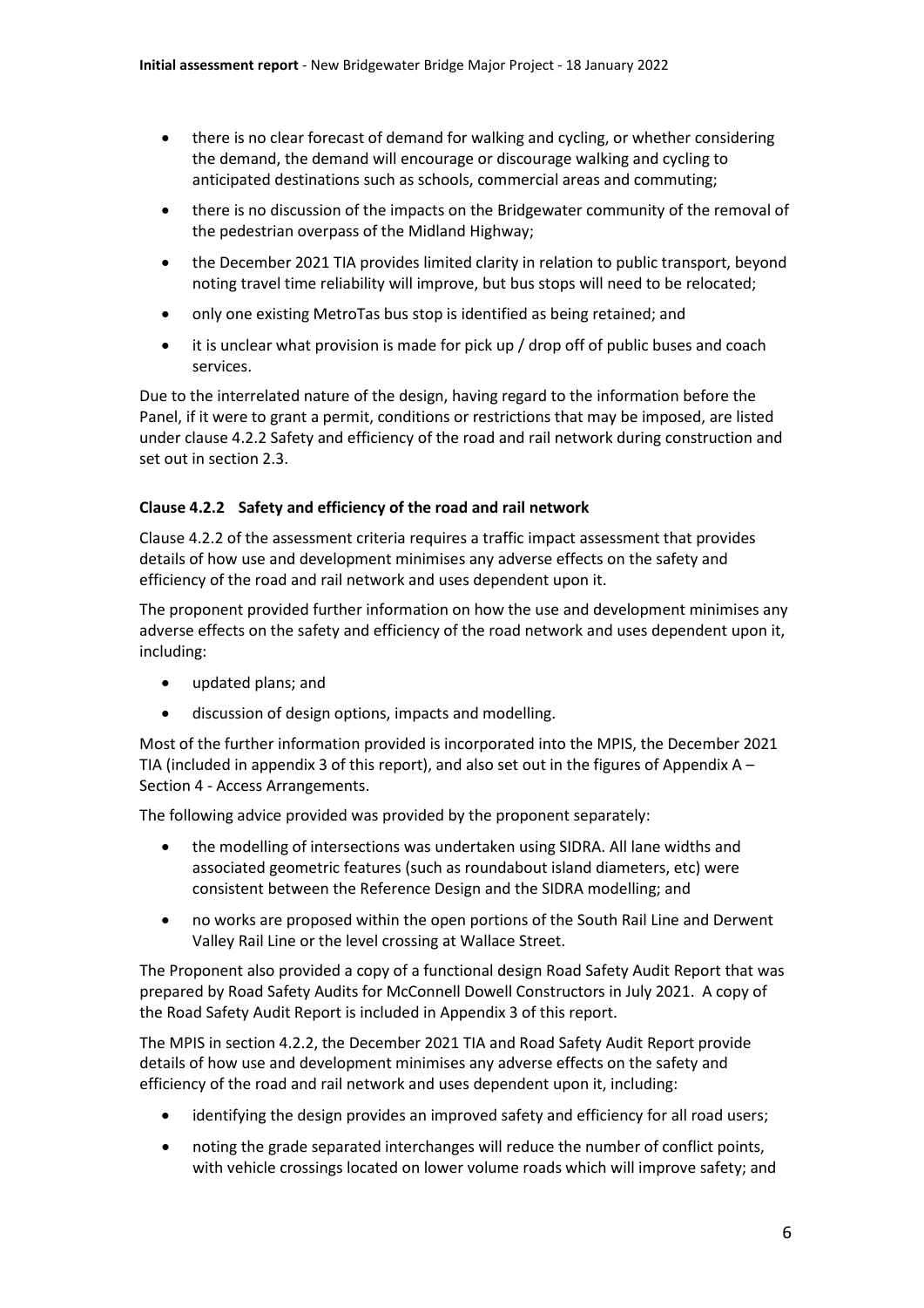- there is no clear forecast of demand for walking and cycling, or whether considering the demand, the demand will encourage or discourage walking and cycling to anticipated destinations such as schools, commercial areas and commuting;
- there is no discussion of the impacts on the Bridgewater community of the removal of the pedestrian overpass of the Midland Highway;
- the December 2021 TIA provides limited clarity in relation to public transport, beyond noting travel time reliability will improve, but bus stops will need to be relocated;
- only one existing MetroTas bus stop is identified as being retained; and
- it is unclear what provision is made for pick up / drop off of public buses and coach services.

Due to the interrelated nature of the design, having regard to the information before the Panel, if it were to grant a permit, conditions or restrictions that may be imposed, are listed under clause 4.2.2 Safety and efficiency of the road and rail network during construction and set out in section 2.3.

**Clause 4.2.2 Safety and efficiency of the road and rail network**

Clause 4.2.2 of the assessment criteria requires a traffic impact assessment that provides details of how use and development minimises any adverse effects on the safety and efficiency of the road and rail network and uses dependent upon it.

The proponent provided further information on how the use and development minimises any adverse effects on the safety and efficiency of the road network and uses dependent upon it, including:

- updated plans; and
- discussion of design options, impacts and modelling.

Most of the further information provided is incorporated into the MPIS, the December 2021 TIA (included in appendix 3 of this report), and also set out in the figures of Appendix A – Section 4 - Access Arrangements.

The following advice provided was provided by the proponent separately:

- the modelling of intersections was undertaken using SIDRA. All lane widths and associated geometric features (such as roundabout island diameters, etc) were consistent between the Reference Design and the SIDRA modelling; and
- no works are proposed within the open portions of the South Rail Line and Derwent Valley Rail Line or the level crossing at Wallace Street.

The Proponent also provided a copy of a functional design Road Safety Audit Report that was prepared by Road Safety Audits for McConnell Dowell Constructors in July 2021. A copy of the Road Safety Audit Report is included in Appendix 3 of this report.

The MPIS in section 4.2.2, the December 2021 TIA and Road Safety Audit Report provide details of how use and development minimises any adverse effects on the safety and efficiency of the road and rail network and uses dependent upon it, including:

- identifying the design provides an improved safety and efficiency for all road users;
- noting the grade separated interchanges will reduce the number of conflict points, with vehicle crossings located on lower volume roads which will improve safety; and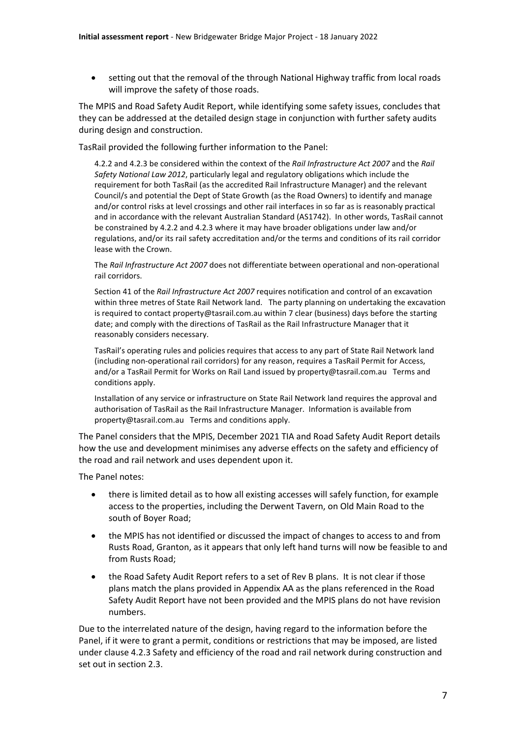- setting out that the removal of the through National Highway traffic from local roads will improve the safety of those roads.

The MPIS and Road Safety Audit Report, while identifying some safety issues, concludes that they can be addressed at the detailed design stage in conjunction with further safety audits during design and construction.

TasRail provided the following further information to the Panel:

> 4.2.2 and 4.2.3 be considered within the context of the *Rail Infrastructure Act 2007* and the *Rail Safety National Law 2012*, particularly legal and regulatory obligations which include the requirement for both TasRail (as the accredited Rail Infrastructure Manager) and the relevant Council/s and potential the Dept of State Growth (as the Road Owners) to identify and manage and/or control risks at level crossings and other rail interfaces in so far as is reasonably practical and in accordance with the relevant Australian Standard (AS1742). In other words, TasRail cannot be constrained by 4.2.2 and 4.2.3 where it may have broader obligations under law and/or regulations, and/or its rail safety accreditation and/or the terms and conditions of its rail corridor lease with the Crown.
>
> The *Rail Infrastructure Act 2007* does not differentiate between operational and non-operational rail corridors.
>
> Section 41 of the *Rail Infrastructure Act 2007* requires notification and control of an excavation within three metres of State Rail Network land. The party planning on undertaking the excavation is required to contact property@tasrail.com.au within 7 clear (business) days before the starting date; and comply with the directions of TasRail as the Rail Infrastructure Manager that it reasonably considers necessary.
>
> TasRail's operating rules and policies requires that access to any part of State Rail Network land (including non-operational rail corridors) for any reason, requires a TasRail Permit for Access, and/or a TasRail Permit for Works on Rail Land issued by property@tasrail.com.au Terms and conditions apply.
>
> Installation of any service or infrastructure on State Rail Network land requires the approval and authorisation of TasRail as the Rail Infrastructure Manager. Information is available from property@tasrail.com.au Terms and conditions apply.

The Panel considers that the MPIS, December 2021 TIA and Road Safety Audit Report details how the use and development minimises any adverse effects on the safety and efficiency of the road and rail network and uses dependent upon it.

The Panel notes:

- there is limited detail as to how all existing accesses will safely function, for example access to the properties, including the Derwent Tavern, on Old Main Road to the south of Boyer Road;
- the MPIS has not identified or discussed the impact of changes to access to and from Rusts Road, Granton, as it appears that only left hand turns will now be feasible to and from Rusts Road;
- the Road Safety Audit Report refers to a set of Rev B plans. It is not clear if those plans match the plans provided in Appendix AA as the plans referenced in the Road Safety Audit Report have not been provided and the MPIS plans do not have revision numbers.

Due to the interrelated nature of the design, having regard to the information before the Panel, if it were to grant a permit, conditions or restrictions that may be imposed, are listed under clause 4.2.3 Safety and efficiency of the road and rail network during construction and set out in section 2.3.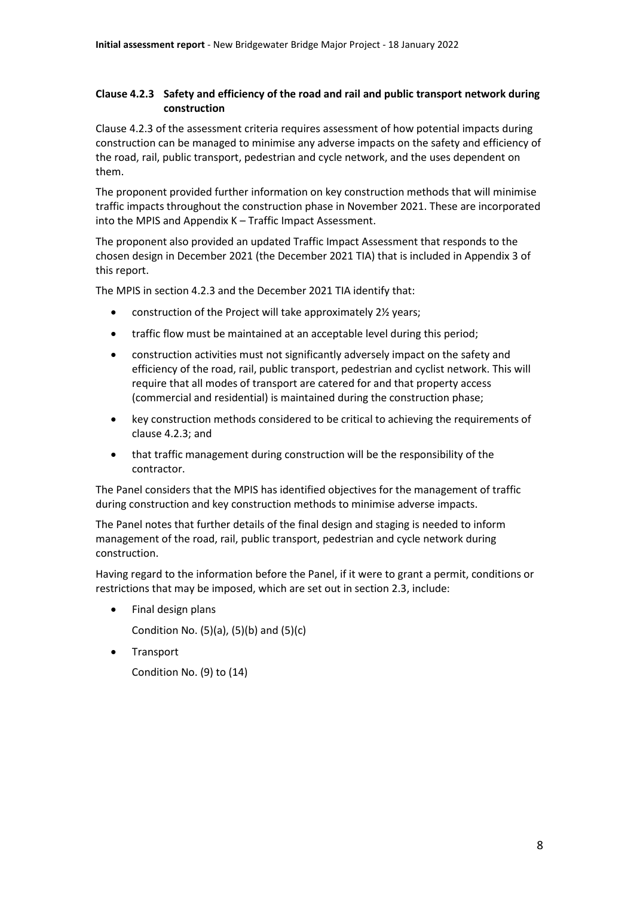### Clause 4.2.3 Safety and efficiency of the road and rail and public transport network during construction

Clause 4.2.3 of the assessment criteria requires assessment of how potential impacts during construction can be managed to minimise any adverse impacts on the safety and efficiency of the road, rail, public transport, pedestrian and cycle network, and the uses dependent on them.

The proponent provided further information on key construction methods that will minimise traffic impacts throughout the construction phase in November 2021. These are incorporated into the MPIS and Appendix K – Traffic Impact Assessment.

The proponent also provided an updated Traffic Impact Assessment that responds to the chosen design in December 2021 (the December 2021 TIA) that is included in Appendix 3 of this report.

The MPIS in section 4.2.3 and the December 2021 TIA identify that:

- construction of the Project will take approximately 2½ years;
- traffic flow must be maintained at an acceptable level during this period;
- construction activities must not significantly adversely impact on the safety and efficiency of the road, rail, public transport, pedestrian and cyclist network. This will require that all modes of transport are catered for and that property access (commercial and residential) is maintained during the construction phase;
- key construction methods considered to be critical to achieving the requirements of clause 4.2.3; and
- that traffic management during construction will be the responsibility of the contractor.

The Panel considers that the MPIS has identified objectives for the management of traffic during construction and key construction methods to minimise adverse impacts.

The Panel notes that further details of the final design and staging is needed to inform management of the road, rail, public transport, pedestrian and cycle network during construction.

Having regard to the information before the Panel, if it were to grant a permit, conditions or restrictions that may be imposed, which are set out in section 2.3, include:

- Final design plans

  Condition No. (5)(a), (5)(b) and (5)(c)

- Transport

  Condition No. (9) to (14)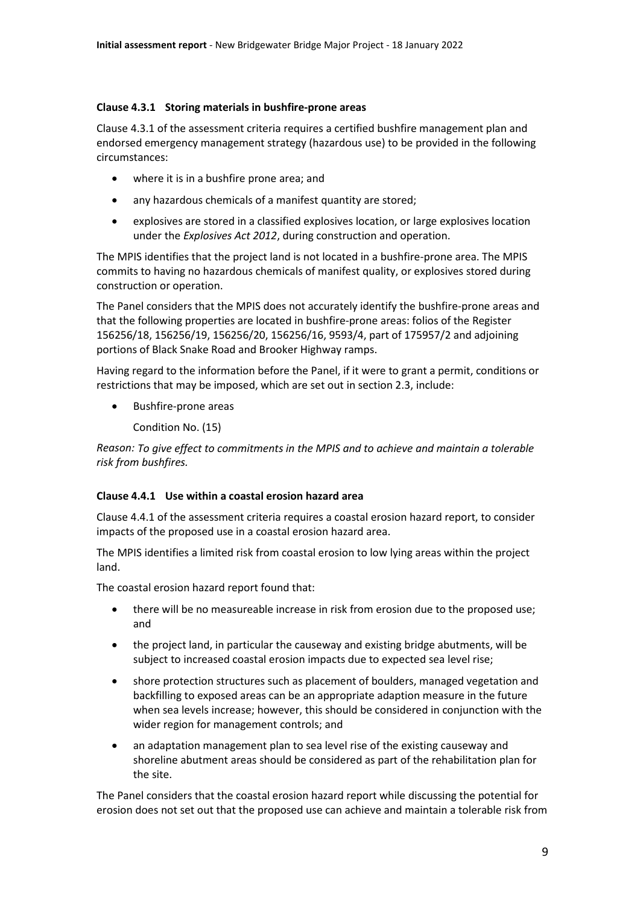#### Clause 4.3.1 Storing materials in bushfire-prone areas

Clause 4.3.1 of the assessment criteria requires a certified bushfire management plan and endorsed emergency management strategy (hazardous use) to be provided in the following circumstances:

- where it is in a bushfire prone area; and
- any hazardous chemicals of a manifest quantity are stored;
- explosives are stored in a classified explosives location, or large explosives location under the *Explosives Act 2012*, during construction and operation.

The MPIS identifies that the project land is not located in a bushfire-prone area. The MPIS commits to having no hazardous chemicals of manifest quality, or explosives stored during construction or operation.

The Panel considers that the MPIS does not accurately identify the bushfire-prone areas and that the following properties are located in bushfire-prone areas: folios of the Register 156256/18, 156256/19, 156256/20, 156256/16, 9593/4, part of 175957/2 and adjoining portions of Black Snake Road and Brooker Highway ramps.

Having regard to the information before the Panel, if it were to grant a permit, conditions or restrictions that may be imposed, which are set out in section 2.3, include:

- Bushfire-prone areas

  Condition No. (15)

*Reason: To give effect to commitments in the MPIS and to achieve and maintain a tolerable risk from bushfires.*

#### Clause 4.4.1 Use within a coastal erosion hazard area

Clause 4.4.1 of the assessment criteria requires a coastal erosion hazard report, to consider impacts of the proposed use in a coastal erosion hazard area.

The MPIS identifies a limited risk from coastal erosion to low lying areas within the project land.

The coastal erosion hazard report found that:

- there will be no measureable increase in risk from erosion due to the proposed use; and
- the project land, in particular the causeway and existing bridge abutments, will be subject to increased coastal erosion impacts due to expected sea level rise;
- shore protection structures such as placement of boulders, managed vegetation and backfilling to exposed areas can be an appropriate adaption measure in the future when sea levels increase; however, this should be considered in conjunction with the wider region for management controls; and
- an adaptation management plan to sea level rise of the existing causeway and shoreline abutment areas should be considered as part of the rehabilitation plan for the site.

The Panel considers that the coastal erosion hazard report while discussing the potential for erosion does not set out that the proposed use can achieve and maintain a tolerable risk from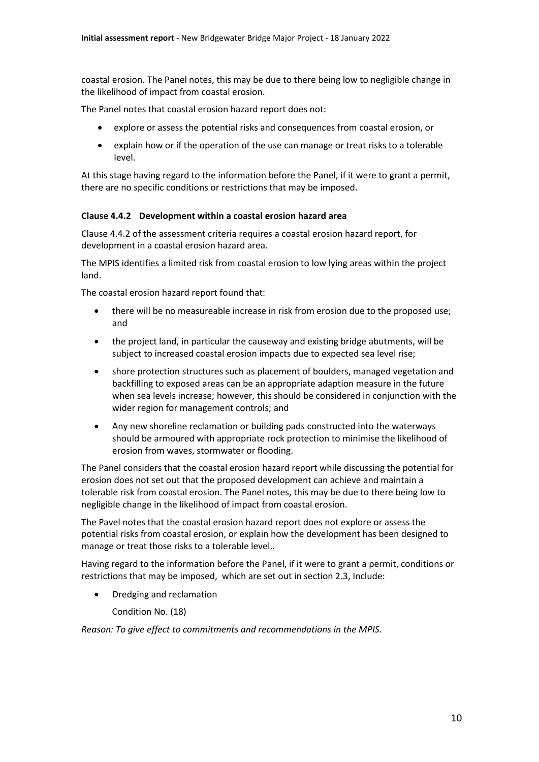coastal erosion. The Panel notes, this may be due to there being low to negligible change in the likelihood of impact from coastal erosion.

The Panel notes that coastal erosion hazard report does not:

- explore or assess the potential risks and consequences from coastal erosion, or
- explain how or if the operation of the use can manage or treat risks to a tolerable level.

At this stage having regard to the information before the Panel, if it were to grant a permit, there are no specific conditions or restrictions that may be imposed.

**Clause 4.4.2 Development within a coastal erosion hazard area**

Clause 4.4.2 of the assessment criteria requires a coastal erosion hazard report, for development in a coastal erosion hazard area.

The MPIS identifies a limited risk from coastal erosion to low lying areas within the project land.

The coastal erosion hazard report found that:

- there will be no measureable increase in risk from erosion due to the proposed use; and
- the project land, in particular the causeway and existing bridge abutments, will be subject to increased coastal erosion impacts due to expected sea level rise;
- shore protection structures such as placement of boulders, managed vegetation and backfilling to exposed areas can be an appropriate adaption measure in the future when sea levels increase; however, this should be considered in conjunction with the wider region for management controls; and
- Any new shoreline reclamation or building pads constructed into the waterways should be armoured with appropriate rock protection to minimise the likelihood of erosion from waves, stormwater or flooding.

The Panel considers that the coastal erosion hazard report while discussing the potential for erosion does not set out that the proposed development can achieve and maintain a tolerable risk from coastal erosion. The Panel notes, this may be due to there being low to negligible change in the likelihood of impact from coastal erosion.

The Pavel notes that the coastal erosion hazard report does not explore or assess the potential risks from coastal erosion, or explain how the development has been designed to manage or treat those risks to a tolerable level..

Having regard to the information before the Panel, if it were to grant a permit, conditions or restrictions that may be imposed, which are set out in section 2.3, Include:

- Dredging and reclamation

  Condition No. (18)

*Reason: To give effect to commitments and recommendations in the MPIS.*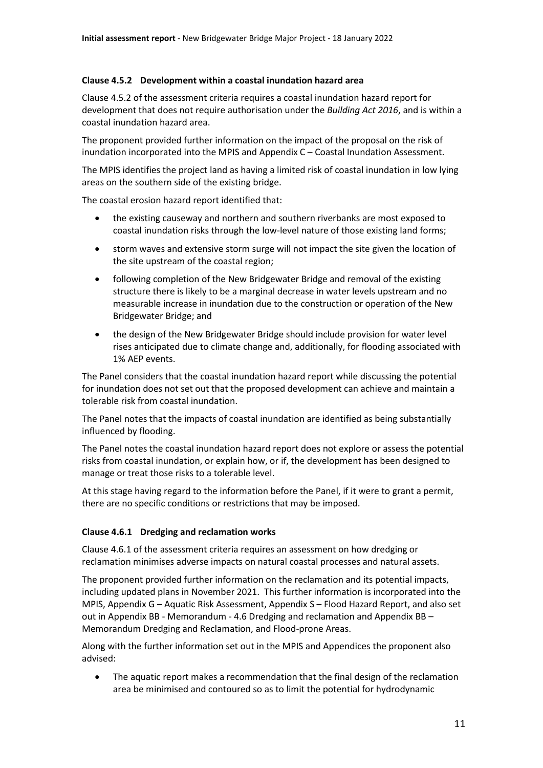#### Clause 4.5.2 Development within a coastal inundation hazard area

Clause 4.5.2 of the assessment criteria requires a coastal inundation hazard report for development that does not require authorisation under the *Building Act 2016*, and is within a coastal inundation hazard area.

The proponent provided further information on the impact of the proposal on the risk of inundation incorporated into the MPIS and Appendix C – Coastal Inundation Assessment.

The MPIS identifies the project land as having a limited risk of coastal inundation in low lying areas on the southern side of the existing bridge.

The coastal erosion hazard report identified that:

- the existing causeway and northern and southern riverbanks are most exposed to coastal inundation risks through the low-level nature of those existing land forms;
- storm waves and extensive storm surge will not impact the site given the location of the site upstream of the coastal region;
- following completion of the New Bridgewater Bridge and removal of the existing structure there is likely to be a marginal decrease in water levels upstream and no measurable increase in inundation due to the construction or operation of the New Bridgewater Bridge; and
- the design of the New Bridgewater Bridge should include provision for water level rises anticipated due to climate change and, additionally, for flooding associated with 1% AEP events.

The Panel considers that the coastal inundation hazard report while discussing the potential for inundation does not set out that the proposed development can achieve and maintain a tolerable risk from coastal inundation.

The Panel notes that the impacts of coastal inundation are identified as being substantially influenced by flooding.

The Panel notes the coastal inundation hazard report does not explore or assess the potential risks from coastal inundation, or explain how, or if, the development has been designed to manage or treat those risks to a tolerable level.

At this stage having regard to the information before the Panel, if it were to grant a permit, there are no specific conditions or restrictions that may be imposed.

#### Clause 4.6.1 Dredging and reclamation works

Clause 4.6.1 of the assessment criteria requires an assessment on how dredging or reclamation minimises adverse impacts on natural coastal processes and natural assets.

The proponent provided further information on the reclamation and its potential impacts, including updated plans in November 2021. This further information is incorporated into the MPIS, Appendix G – Aquatic Risk Assessment, Appendix S – Flood Hazard Report, and also set out in Appendix BB - Memorandum - 4.6 Dredging and reclamation and Appendix BB – Memorandum Dredging and Reclamation, and Flood-prone Areas.

Along with the further information set out in the MPIS and Appendices the proponent also advised:

- The aquatic report makes a recommendation that the final design of the reclamation area be minimised and contoured so as to limit the potential for hydrodynamic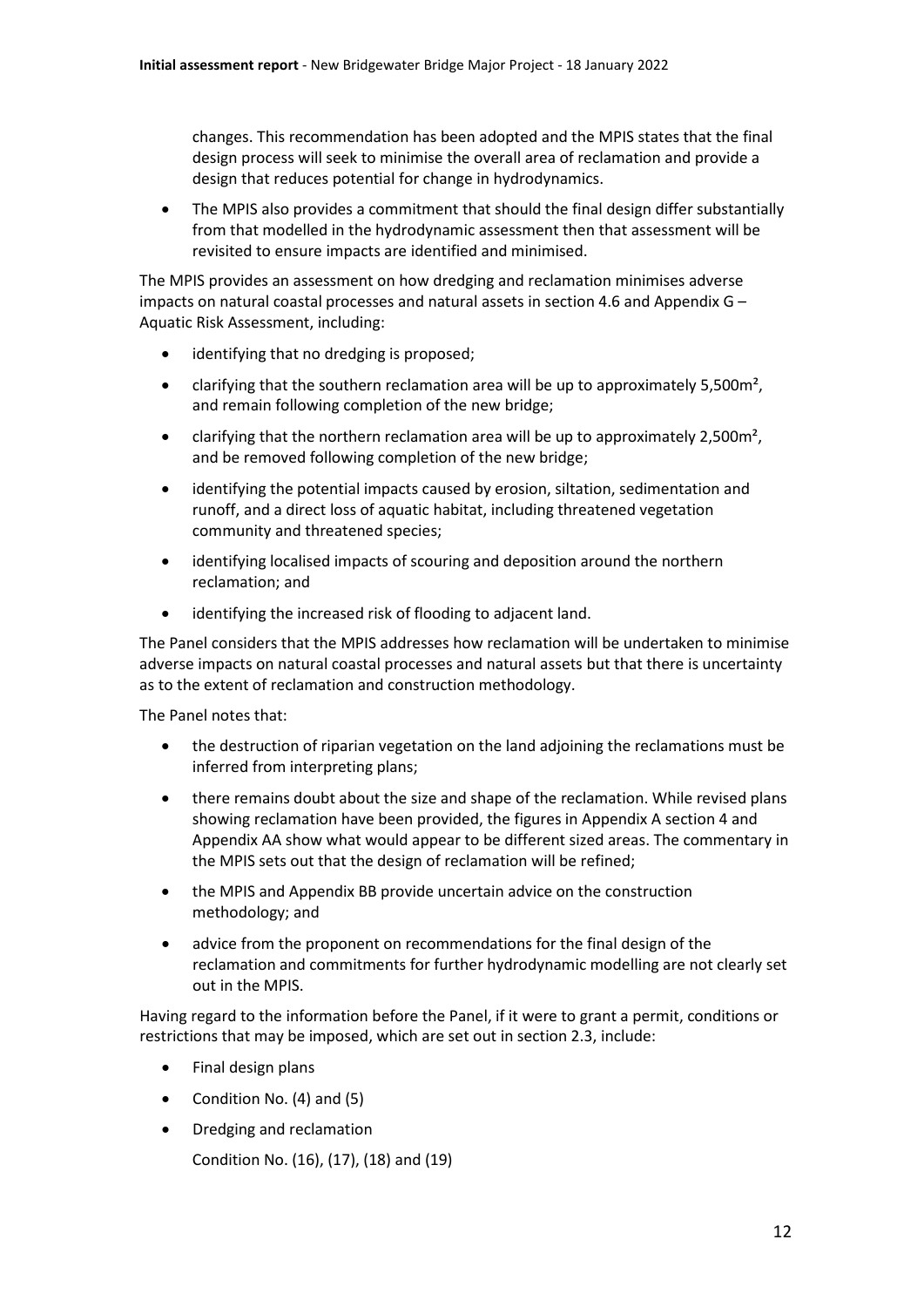changes. This recommendation has been adopted and the MPIS states that the final design process will seek to minimise the overall area of reclamation and provide a design that reduces potential for change in hydrodynamics.

- The MPIS also provides a commitment that should the final design differ substantially from that modelled in the hydrodynamic assessment then that assessment will be revisited to ensure impacts are identified and minimised.

The MPIS provides an assessment on how dredging and reclamation minimises adverse impacts on natural coastal processes and natural assets in section 4.6 and Appendix G – Aquatic Risk Assessment, including:

- identifying that no dredging is proposed;
- clarifying that the southern reclamation area will be up to approximately 5,500m², and remain following completion of the new bridge;
- clarifying that the northern reclamation area will be up to approximately 2,500m², and be removed following completion of the new bridge;
- identifying the potential impacts caused by erosion, siltation, sedimentation and runoff, and a direct loss of aquatic habitat, including threatened vegetation community and threatened species;
- identifying localised impacts of scouring and deposition around the northern reclamation; and
- identifying the increased risk of flooding to adjacent land.

The Panel considers that the MPIS addresses how reclamation will be undertaken to minimise adverse impacts on natural coastal processes and natural assets but that there is uncertainty as to the extent of reclamation and construction methodology.

The Panel notes that:

- the destruction of riparian vegetation on the land adjoining the reclamations must be inferred from interpreting plans;
- there remains doubt about the size and shape of the reclamation. While revised plans showing reclamation have been provided, the figures in Appendix A section 4 and Appendix AA show what would appear to be different sized areas. The commentary in the MPIS sets out that the design of reclamation will be refined;
- the MPIS and Appendix BB provide uncertain advice on the construction methodology; and
- advice from the proponent on recommendations for the final design of the reclamation and commitments for further hydrodynamic modelling are not clearly set out in the MPIS.

Having regard to the information before the Panel, if it were to grant a permit, conditions or restrictions that may be imposed, which are set out in section 2.3, include:

- Final design plans
- Condition No. (4) and (5)
- Dredging and reclamation

  Condition No. (16), (17), (18) and (19)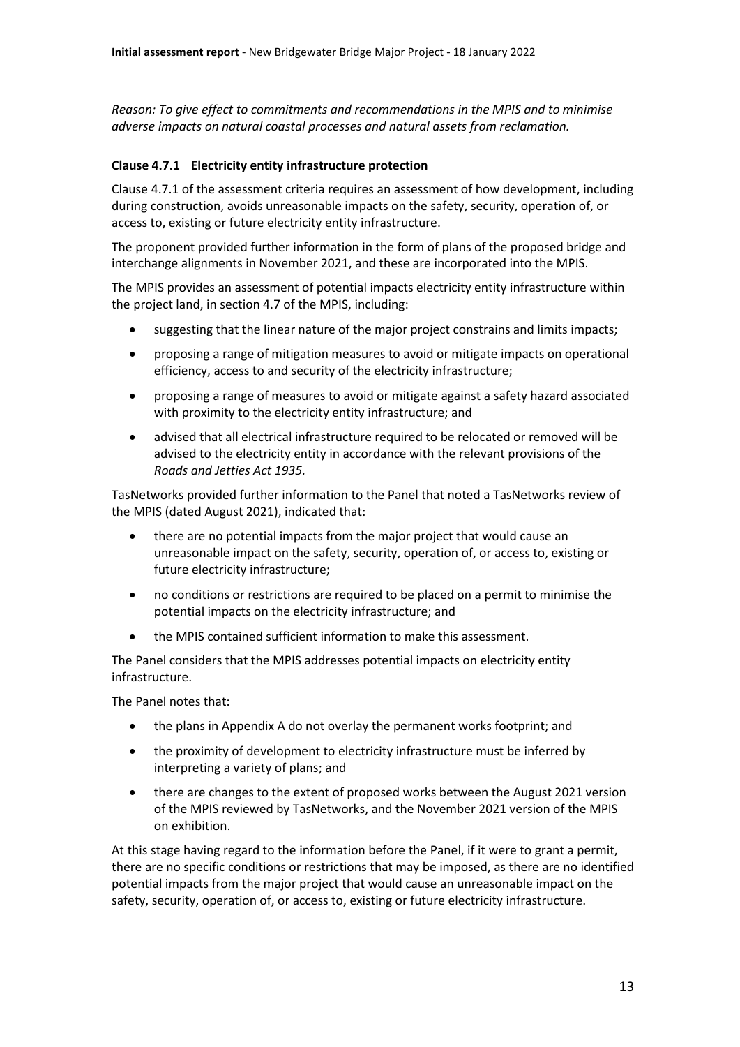*Reason: To give effect to commitments and recommendations in the MPIS and to minimise adverse impacts on natural coastal processes and natural assets from reclamation.*

### Clause 4.7.1 Electricity entity infrastructure protection

Clause 4.7.1 of the assessment criteria requires an assessment of how development, including during construction, avoids unreasonable impacts on the safety, security, operation of, or access to, existing or future electricity entity infrastructure.

The proponent provided further information in the form of plans of the proposed bridge and interchange alignments in November 2021, and these are incorporated into the MPIS.

The MPIS provides an assessment of potential impacts electricity entity infrastructure within the project land, in section 4.7 of the MPIS, including:

- suggesting that the linear nature of the major project constrains and limits impacts;
- proposing a range of mitigation measures to avoid or mitigate impacts on operational efficiency, access to and security of the electricity infrastructure;
- proposing a range of measures to avoid or mitigate against a safety hazard associated with proximity to the electricity entity infrastructure; and
- advised that all electrical infrastructure required to be relocated or removed will be advised to the electricity entity in accordance with the relevant provisions of the *Roads and Jetties Act 1935.*

TasNetworks provided further information to the Panel that noted a TasNetworks review of the MPIS (dated August 2021), indicated that:

- there are no potential impacts from the major project that would cause an unreasonable impact on the safety, security, operation of, or access to, existing or future electricity infrastructure;
- no conditions or restrictions are required to be placed on a permit to minimise the potential impacts on the electricity infrastructure; and
- the MPIS contained sufficient information to make this assessment.

The Panel considers that the MPIS addresses potential impacts on electricity entity infrastructure.

The Panel notes that:

- the plans in Appendix A do not overlay the permanent works footprint; and
- the proximity of development to electricity infrastructure must be inferred by interpreting a variety of plans; and
- there are changes to the extent of proposed works between the August 2021 version of the MPIS reviewed by TasNetworks, and the November 2021 version of the MPIS on exhibition.

At this stage having regard to the information before the Panel, if it were to grant a permit, there are no specific conditions or restrictions that may be imposed, as there are no identified potential impacts from the major project that would cause an unreasonable impact on the safety, security, operation of, or access to, existing or future electricity infrastructure.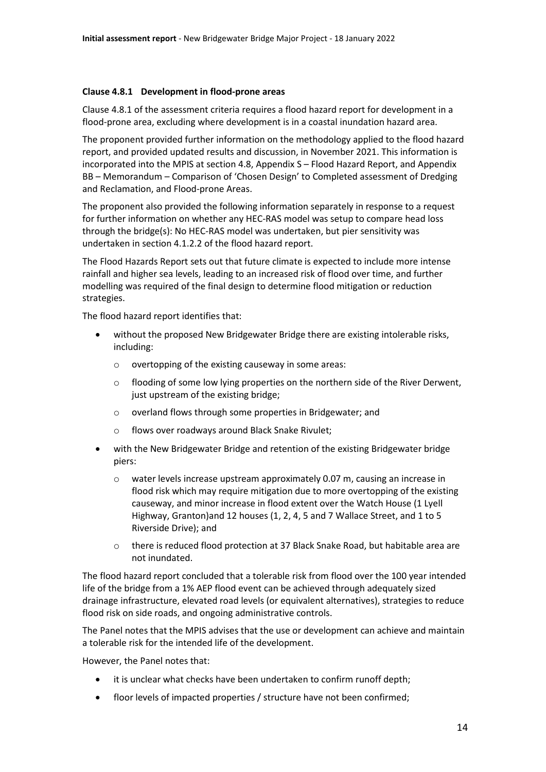#### Clause 4.8.1 Development in flood-prone areas

Clause 4.8.1 of the assessment criteria requires a flood hazard report for development in a flood-prone area, excluding where development is in a coastal inundation hazard area.

The proponent provided further information on the methodology applied to the flood hazard report, and provided updated results and discussion, in November 2021. This information is incorporated into the MPIS at section 4.8, Appendix S – Flood Hazard Report, and Appendix BB – Memorandum – Comparison of 'Chosen Design' to Completed assessment of Dredging and Reclamation, and Flood-prone Areas.

The proponent also provided the following information separately in response to a request for further information on whether any HEC-RAS model was setup to compare head loss through the bridge(s): No HEC-RAS model was undertaken, but pier sensitivity was undertaken in section 4.1.2.2 of the flood hazard report.

The Flood Hazards Report sets out that future climate is expected to include more intense rainfall and higher sea levels, leading to an increased risk of flood over time, and further modelling was required of the final design to determine flood mitigation or reduction strategies.

The flood hazard report identifies that:

- without the proposed New Bridgewater Bridge there are existing intolerable risks, including:
  - overtopping of the existing causeway in some areas:
  - flooding of some low lying properties on the northern side of the River Derwent, just upstream of the existing bridge;
  - overland flows through some properties in Bridgewater; and
  - flows over roadways around Black Snake Rivulet;
- with the New Bridgewater Bridge and retention of the existing Bridgewater bridge piers:
  - water levels increase upstream approximately 0.07 m, causing an increase in flood risk which may require mitigation due to more overtopping of the existing causeway, and minor increase in flood extent over the Watch House (1 Lyell Highway, Granton)and 12 houses (1, 2, 4, 5 and 7 Wallace Street, and 1 to 5 Riverside Drive); and
  - there is reduced flood protection at 37 Black Snake Road, but habitable area are not inundated.

The flood hazard report concluded that a tolerable risk from flood over the 100 year intended life of the bridge from a 1% AEP flood event can be achieved through adequately sized drainage infrastructure, elevated road levels (or equivalent alternatives), strategies to reduce flood risk on side roads, and ongoing administrative controls.

The Panel notes that the MPIS advises that the use or development can achieve and maintain a tolerable risk for the intended life of the development.

However, the Panel notes that:

- it is unclear what checks have been undertaken to confirm runoff depth;
- floor levels of impacted properties / structure have not been confirmed;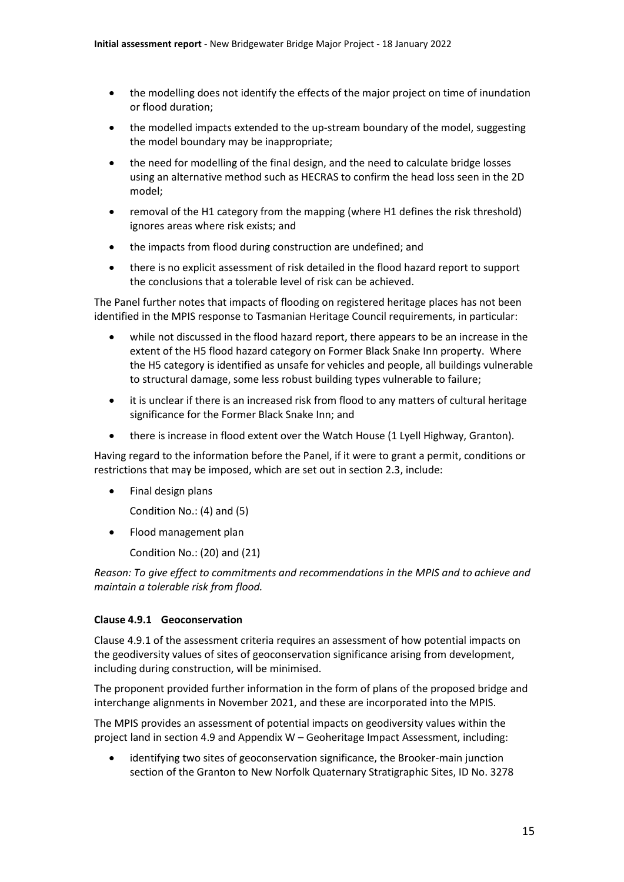- the modelling does not identify the effects of the major project on time of inundation or flood duration;
- the modelled impacts extended to the up-stream boundary of the model, suggesting the model boundary may be inappropriate;
- the need for modelling of the final design, and the need to calculate bridge losses using an alternative method such as HECRAS to confirm the head loss seen in the 2D model;
- removal of the H1 category from the mapping (where H1 defines the risk threshold) ignores areas where risk exists; and
- the impacts from flood during construction are undefined; and
- there is no explicit assessment of risk detailed in the flood hazard report to support the conclusions that a tolerable level of risk can be achieved.

The Panel further notes that impacts of flooding on registered heritage places has not been identified in the MPIS response to Tasmanian Heritage Council requirements, in particular:

- while not discussed in the flood hazard report, there appears to be an increase in the extent of the H5 flood hazard category on Former Black Snake Inn property. Where the H5 category is identified as unsafe for vehicles and people, all buildings vulnerable to structural damage, some less robust building types vulnerable to failure;
- it is unclear if there is an increased risk from flood to any matters of cultural heritage significance for the Former Black Snake Inn; and
- there is increase in flood extent over the Watch House (1 Lyell Highway, Granton).

Having regard to the information before the Panel, if it were to grant a permit, conditions or restrictions that may be imposed, which are set out in section 2.3, include:

- Final design plans

  Condition No.: (4) and (5)

- Flood management plan

  Condition No.: (20) and (21)

*Reason: To give effect to commitments and recommendations in the MPIS and to achieve and maintain a tolerable risk from flood.*

**Clause 4.9.1 Geoconservation**

Clause 4.9.1 of the assessment criteria requires an assessment of how potential impacts on the geodiversity values of sites of geoconservation significance arising from development, including during construction, will be minimised.

The proponent provided further information in the form of plans of the proposed bridge and interchange alignments in November 2021, and these are incorporated into the MPIS.

The MPIS provides an assessment of potential impacts on geodiversity values within the project land in section 4.9 and Appendix W – Geoheritage Impact Assessment, including:

- identifying two sites of geoconservation significance, the Brooker-main junction section of the Granton to New Norfolk Quaternary Stratigraphic Sites, ID No. 3278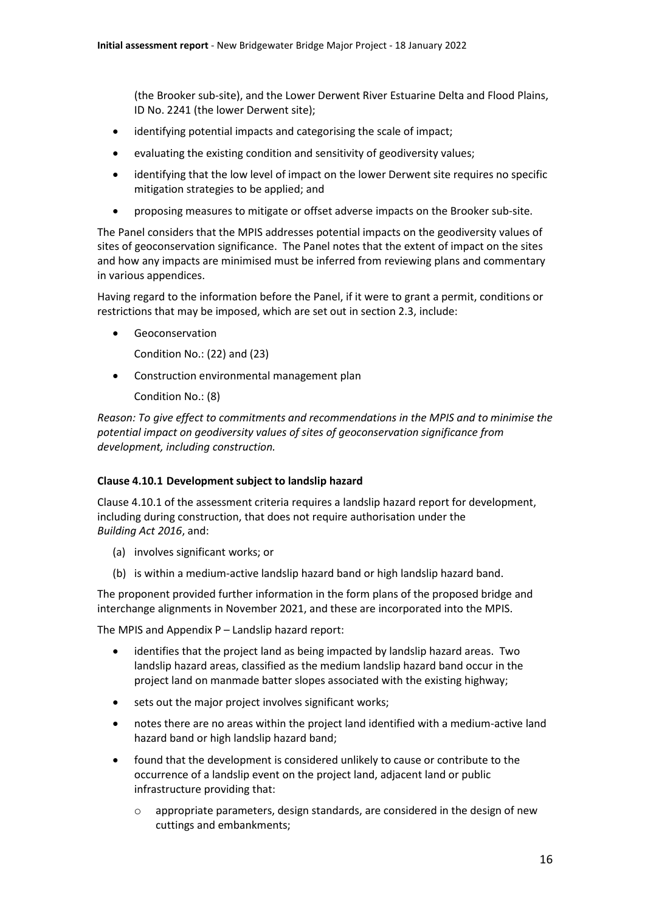(the Brooker sub-site), and the Lower Derwent River Estuarine Delta and Flood Plains, ID No. 2241 (the lower Derwent site);

- identifying potential impacts and categorising the scale of impact;
- evaluating the existing condition and sensitivity of geodiversity values;
- identifying that the low level of impact on the lower Derwent site requires no specific mitigation strategies to be applied; and
- proposing measures to mitigate or offset adverse impacts on the Brooker sub-site.

The Panel considers that the MPIS addresses potential impacts on the geodiversity values of sites of geoconservation significance. The Panel notes that the extent of impact on the sites and how any impacts are minimised must be inferred from reviewing plans and commentary in various appendices.

Having regard to the information before the Panel, if it were to grant a permit, conditions or restrictions that may be imposed, which are set out in section 2.3, include:

- Geoconservation

  Condition No.: (22) and (23)

- Construction environmental management plan

  Condition No.: (8)

*Reason: To give effect to commitments and recommendations in the MPIS and to minimise the potential impact on geodiversity values of sites of geoconservation significance from development, including construction.*

**Clause 4.10.1 Development subject to landslip hazard**

Clause 4.10.1 of the assessment criteria requires a landslip hazard report for development, including during construction, that does not require authorisation under the *Building Act 2016*, and:

(a) involves significant works; or
(b) is within a medium-active landslip hazard band or high landslip hazard band.

The proponent provided further information in the form plans of the proposed bridge and interchange alignments in November 2021, and these are incorporated into the MPIS.

The MPIS and Appendix P – Landslip hazard report:

- identifies that the project land as being impacted by landslip hazard areas. Two landslip hazard areas, classified as the medium landslip hazard band occur in the project land on manmade batter slopes associated with the existing highway;
- sets out the major project involves significant works;
- notes there are no areas within the project land identified with a medium-active land hazard band or high landslip hazard band;
- found that the development is considered unlikely to cause or contribute to the occurrence of a landslip event on the project land, adjacent land or public infrastructure providing that:
  - appropriate parameters, design standards, are considered in the design of new cuttings and embankments;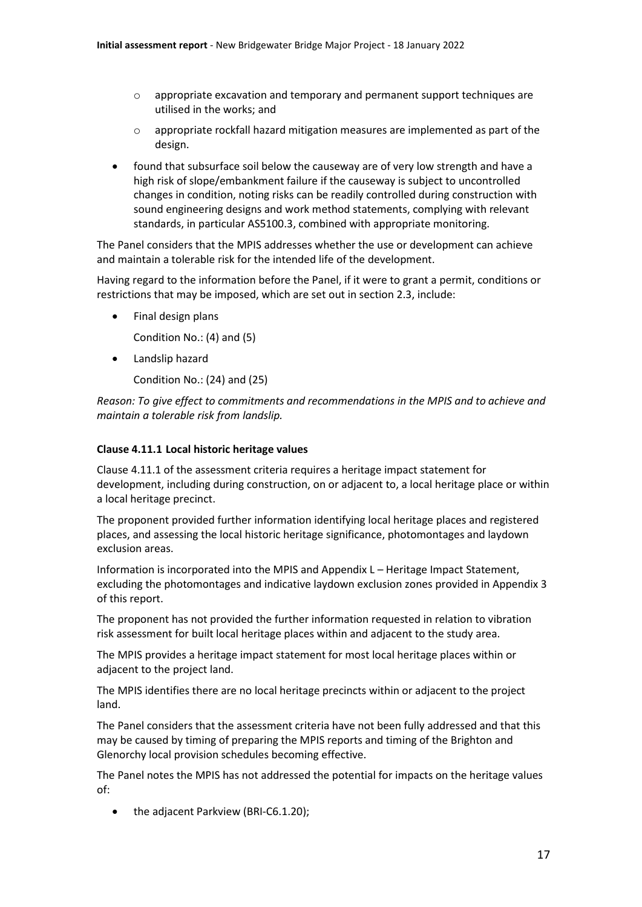- appropriate excavation and temporary and permanent support techniques are utilised in the works; and
  - appropriate rockfall hazard mitigation measures are implemented as part of the design.
- found that subsurface soil below the causeway are of very low strength and have a high risk of slope/embankment failure if the causeway is subject to uncontrolled changes in condition, noting risks can be readily controlled during construction with sound engineering designs and work method statements, complying with relevant standards, in particular AS5100.3, combined with appropriate monitoring.

The Panel considers that the MPIS addresses whether the use or development can achieve and maintain a tolerable risk for the intended life of the development.

Having regard to the information before the Panel, if it were to grant a permit, conditions or restrictions that may be imposed, which are set out in section 2.3, include:

- Final design plans

  Condition No.: (4) and (5)

- Landslip hazard

  Condition No.: (24) and (25)

*Reason: To give effect to commitments and recommendations in the MPIS and to achieve and maintain a tolerable risk from landslip.*

**Clause 4.11.1 Local historic heritage values**

Clause 4.11.1 of the assessment criteria requires a heritage impact statement for development, including during construction, on or adjacent to, a local heritage place or within a local heritage precinct.

The proponent provided further information identifying local heritage places and registered places, and assessing the local historic heritage significance, photomontages and laydown exclusion areas.

Information is incorporated into the MPIS and Appendix L – Heritage Impact Statement, excluding the photomontages and indicative laydown exclusion zones provided in Appendix 3 of this report.

The proponent has not provided the further information requested in relation to vibration risk assessment for built local heritage places within and adjacent to the study area.

The MPIS provides a heritage impact statement for most local heritage places within or adjacent to the project land.

The MPIS identifies there are no local heritage precincts within or adjacent to the project land.

The Panel considers that the assessment criteria have not been fully addressed and that this may be caused by timing of preparing the MPIS reports and timing of the Brighton and Glenorchy local provision schedules becoming effective.

The Panel notes the MPIS has not addressed the potential for impacts on the heritage values of:

- the adjacent Parkview (BRI-C6.1.20);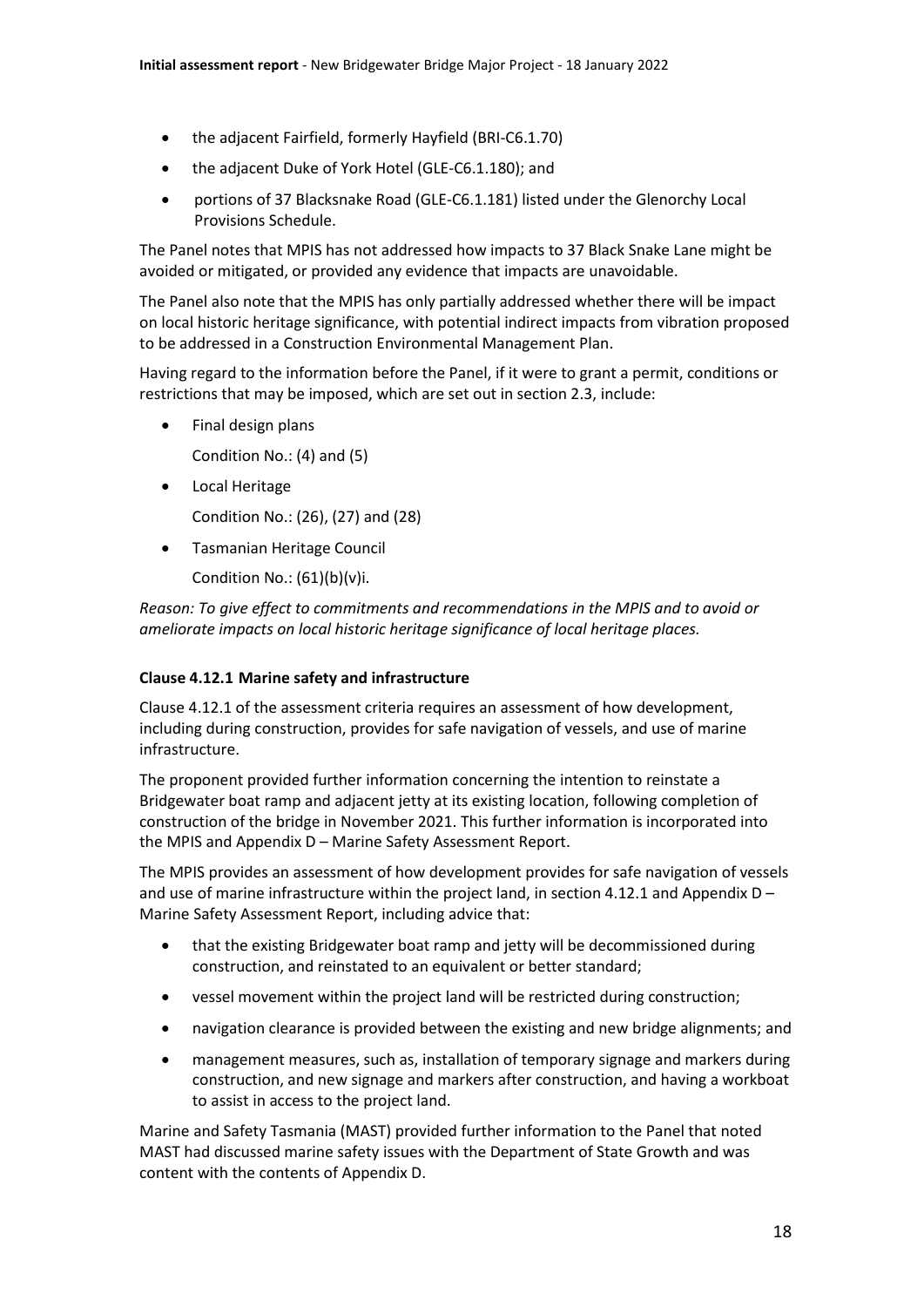- the adjacent Fairfield, formerly Hayfield (BRI-C6.1.70)
- the adjacent Duke of York Hotel (GLE-C6.1.180); and
- portions of 37 Blacksnake Road (GLE-C6.1.181) listed under the Glenorchy Local Provisions Schedule.

The Panel notes that MPIS has not addressed how impacts to 37 Black Snake Lane might be avoided or mitigated, or provided any evidence that impacts are unavoidable.

The Panel also note that the MPIS has only partially addressed whether there will be impact on local historic heritage significance, with potential indirect impacts from vibration proposed to be addressed in a Construction Environmental Management Plan.

Having regard to the information before the Panel, if it were to grant a permit, conditions or restrictions that may be imposed, which are set out in section 2.3, include:

- Final design plans

  Condition No.: (4) and (5)

- Local Heritage

  Condition No.: (26), (27) and (28)

- Tasmanian Heritage Council

  Condition No.: (61)(b)(v)i.

*Reason: To give effect to commitments and recommendations in the MPIS and to avoid or ameliorate impacts on local historic heritage significance of local heritage places.*

#### Clause 4.12.1 Marine safety and infrastructure

Clause 4.12.1 of the assessment criteria requires an assessment of how development, including during construction, provides for safe navigation of vessels, and use of marine infrastructure.

The proponent provided further information concerning the intention to reinstate a Bridgewater boat ramp and adjacent jetty at its existing location, following completion of construction of the bridge in November 2021. This further information is incorporated into the MPIS and Appendix D – Marine Safety Assessment Report.

The MPIS provides an assessment of how development provides for safe navigation of vessels and use of marine infrastructure within the project land, in section 4.12.1 and Appendix D – Marine Safety Assessment Report, including advice that:

- that the existing Bridgewater boat ramp and jetty will be decommissioned during construction, and reinstated to an equivalent or better standard;
- vessel movement within the project land will be restricted during construction;
- navigation clearance is provided between the existing and new bridge alignments; and
- management measures, such as, installation of temporary signage and markers during construction, and new signage and markers after construction, and having a workboat to assist in access to the project land.

Marine and Safety Tasmania (MAST) provided further information to the Panel that noted MAST had discussed marine safety issues with the Department of State Growth and was content with the contents of Appendix D.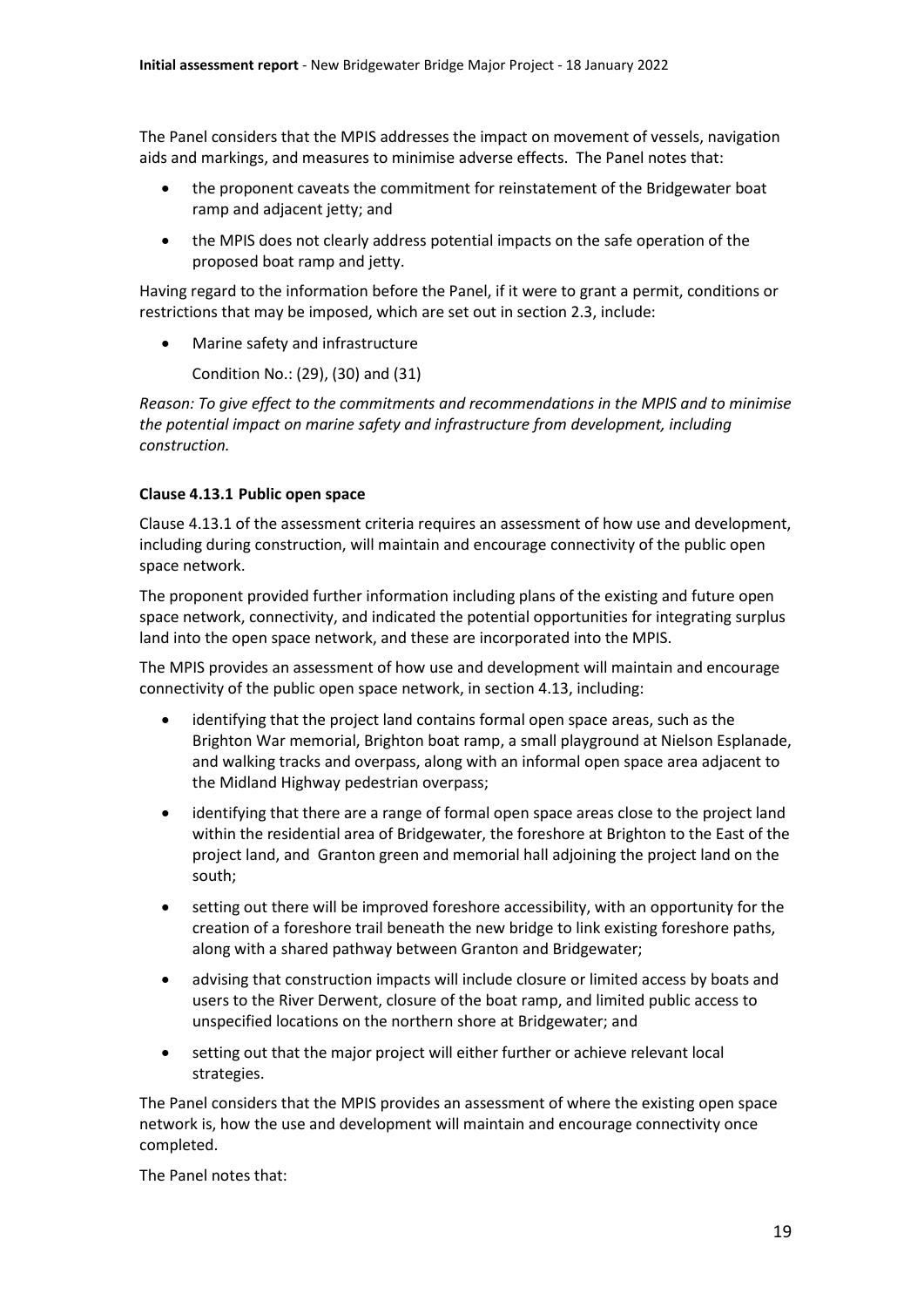The Panel considers that the MPIS addresses the impact on movement of vessels, navigation aids and markings, and measures to minimise adverse effects. The Panel notes that:

- the proponent caveats the commitment for reinstatement of the Bridgewater boat ramp and adjacent jetty; and
- the MPIS does not clearly address potential impacts on the safe operation of the proposed boat ramp and jetty.

Having regard to the information before the Panel, if it were to grant a permit, conditions or restrictions that may be imposed, which are set out in section 2.3, include:

- Marine safety and infrastructure

  Condition No.: (29), (30) and (31)

*Reason: To give effect to the commitments and recommendations in the MPIS and to minimise the potential impact on marine safety and infrastructure from development, including construction.*

**Clause 4.13.1 Public open space**

Clause 4.13.1 of the assessment criteria requires an assessment of how use and development, including during construction, will maintain and encourage connectivity of the public open space network.

The proponent provided further information including plans of the existing and future open space network, connectivity, and indicated the potential opportunities for integrating surplus land into the open space network, and these are incorporated into the MPIS.

The MPIS provides an assessment of how use and development will maintain and encourage connectivity of the public open space network, in section 4.13, including:

- identifying that the project land contains formal open space areas, such as the Brighton War memorial, Brighton boat ramp, a small playground at Nielson Esplanade, and walking tracks and overpass, along with an informal open space area adjacent to the Midland Highway pedestrian overpass;
- identifying that there are a range of formal open space areas close to the project land within the residential area of Bridgewater, the foreshore at Brighton to the East of the project land, and Granton green and memorial hall adjoining the project land on the south;
- setting out there will be improved foreshore accessibility, with an opportunity for the creation of a foreshore trail beneath the new bridge to link existing foreshore paths, along with a shared pathway between Granton and Bridgewater;
- advising that construction impacts will include closure or limited access by boats and users to the River Derwent, closure of the boat ramp, and limited public access to unspecified locations on the northern shore at Bridgewater; and
- setting out that the major project will either further or achieve relevant local strategies.

The Panel considers that the MPIS provides an assessment of where the existing open space network is, how the use and development will maintain and encourage connectivity once completed.

The Panel notes that: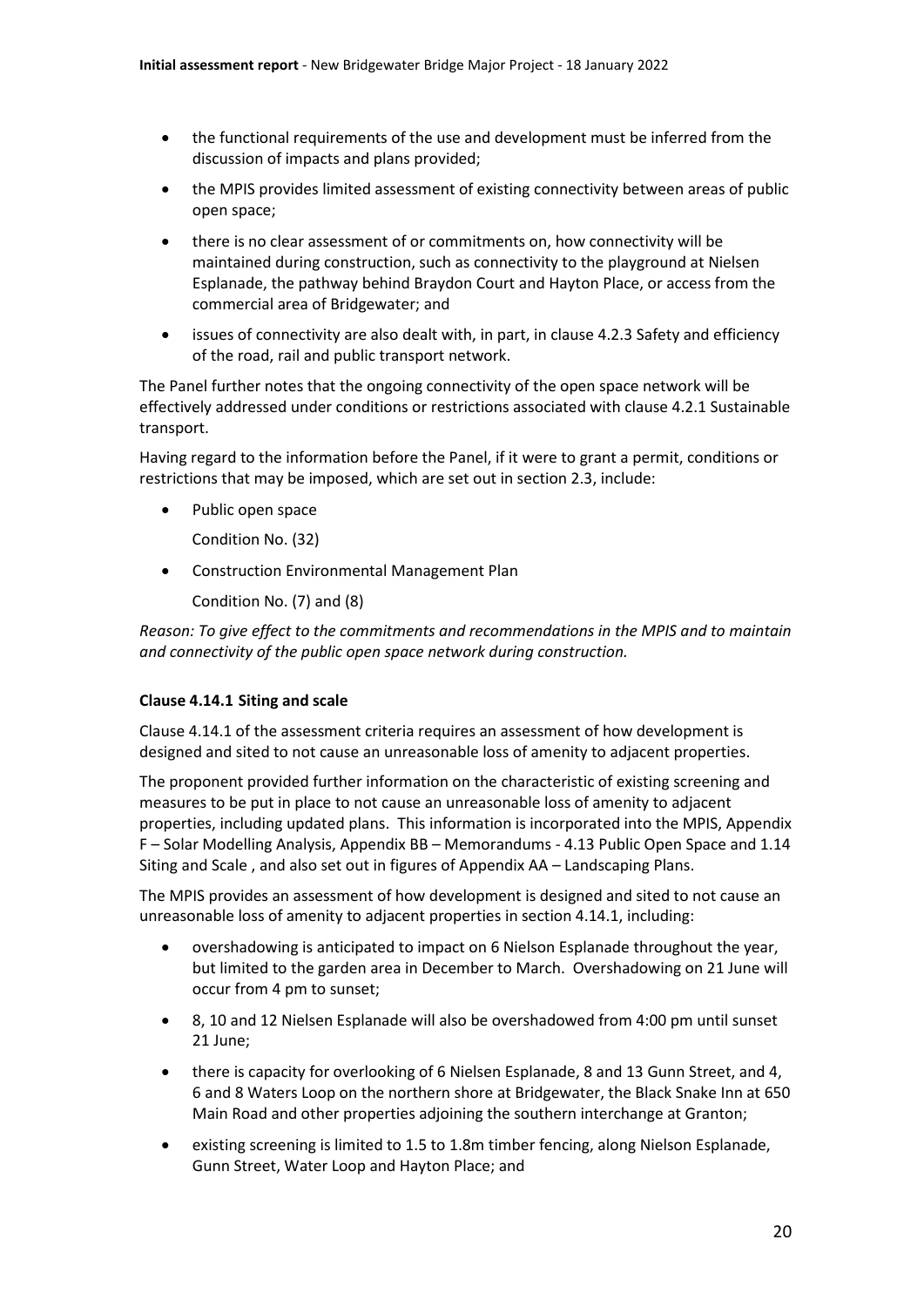- the functional requirements of the use and development must be inferred from the discussion of impacts and plans provided;
- the MPIS provides limited assessment of existing connectivity between areas of public open space;
- there is no clear assessment of or commitments on, how connectivity will be maintained during construction, such as connectivity to the playground at Nielsen Esplanade, the pathway behind Braydon Court and Hayton Place, or access from the commercial area of Bridgewater; and
- issues of connectivity are also dealt with, in part, in clause 4.2.3 Safety and efficiency of the road, rail and public transport network.

The Panel further notes that the ongoing connectivity of the open space network will be effectively addressed under conditions or restrictions associated with clause 4.2.1 Sustainable transport.

Having regard to the information before the Panel, if it were to grant a permit, conditions or restrictions that may be imposed, which are set out in section 2.3, include:

- Public open space

  Condition No. (32)

- Construction Environmental Management Plan

  Condition No. (7) and (8)

*Reason: To give effect to the commitments and recommendations in the MPIS and to maintain and connectivity of the public open space network during construction.*

**Clause 4.14.1 Siting and scale**

Clause 4.14.1 of the assessment criteria requires an assessment of how development is designed and sited to not cause an unreasonable loss of amenity to adjacent properties.

The proponent provided further information on the characteristic of existing screening and measures to be put in place to not cause an unreasonable loss of amenity to adjacent properties, including updated plans. This information is incorporated into the MPIS, Appendix F – Solar Modelling Analysis, Appendix BB – Memorandums - 4.13 Public Open Space and 1.14 Siting and Scale , and also set out in figures of Appendix AA – Landscaping Plans.

The MPIS provides an assessment of how development is designed and sited to not cause an unreasonable loss of amenity to adjacent properties in section 4.14.1, including:

- overshadowing is anticipated to impact on 6 Nielson Esplanade throughout the year, but limited to the garden area in December to March. Overshadowing on 21 June will occur from 4 pm to sunset;
- 8, 10 and 12 Nielsen Esplanade will also be overshadowed from 4:00 pm until sunset 21 June;
- there is capacity for overlooking of 6 Nielsen Esplanade, 8 and 13 Gunn Street, and 4, 6 and 8 Waters Loop on the northern shore at Bridgewater, the Black Snake Inn at 650 Main Road and other properties adjoining the southern interchange at Granton;
- existing screening is limited to 1.5 to 1.8m timber fencing, along Nielson Esplanade, Gunn Street, Water Loop and Hayton Place; and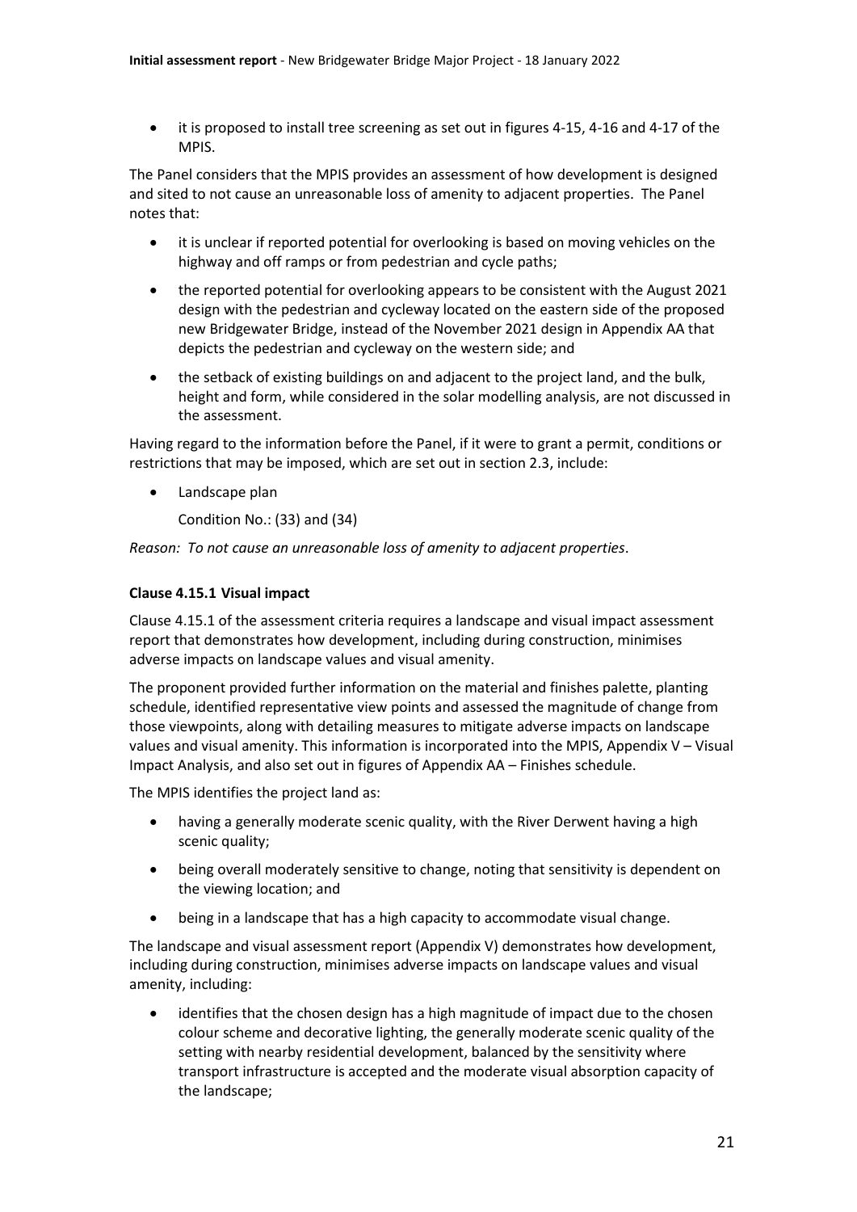- it is proposed to install tree screening as set out in figures 4-15, 4-16 and 4-17 of the MPIS.

The Panel considers that the MPIS provides an assessment of how development is designed and sited to not cause an unreasonable loss of amenity to adjacent properties. The Panel notes that:

- it is unclear if reported potential for overlooking is based on moving vehicles on the highway and off ramps or from pedestrian and cycle paths;
- the reported potential for overlooking appears to be consistent with the August 2021 design with the pedestrian and cycleway located on the eastern side of the proposed new Bridgewater Bridge, instead of the November 2021 design in Appendix AA that depicts the pedestrian and cycleway on the western side; and
- the setback of existing buildings on and adjacent to the project land, and the bulk, height and form, while considered in the solar modelling analysis, are not discussed in the assessment.

Having regard to the information before the Panel, if it were to grant a permit, conditions or restrictions that may be imposed, which are set out in section 2.3, include:

- Landscape plan

  Condition No.: (33) and (34)

*Reason: To not cause an unreasonable loss of amenity to adjacent properties*.

**Clause 4.15.1 Visual impact**

Clause 4.15.1 of the assessment criteria requires a landscape and visual impact assessment report that demonstrates how development, including during construction, minimises adverse impacts on landscape values and visual amenity.

The proponent provided further information on the material and finishes palette, planting schedule, identified representative view points and assessed the magnitude of change from those viewpoints, along with detailing measures to mitigate adverse impacts on landscape values and visual amenity. This information is incorporated into the MPIS, Appendix V – Visual Impact Analysis, and also set out in figures of Appendix AA – Finishes schedule.

The MPIS identifies the project land as:

- having a generally moderate scenic quality, with the River Derwent having a high scenic quality;
- being overall moderately sensitive to change, noting that sensitivity is dependent on the viewing location; and
- being in a landscape that has a high capacity to accommodate visual change.

The landscape and visual assessment report (Appendix V) demonstrates how development, including during construction, minimises adverse impacts on landscape values and visual amenity, including:

- identifies that the chosen design has a high magnitude of impact due to the chosen colour scheme and decorative lighting, the generally moderate scenic quality of the setting with nearby residential development, balanced by the sensitivity where transport infrastructure is accepted and the moderate visual absorption capacity of the landscape;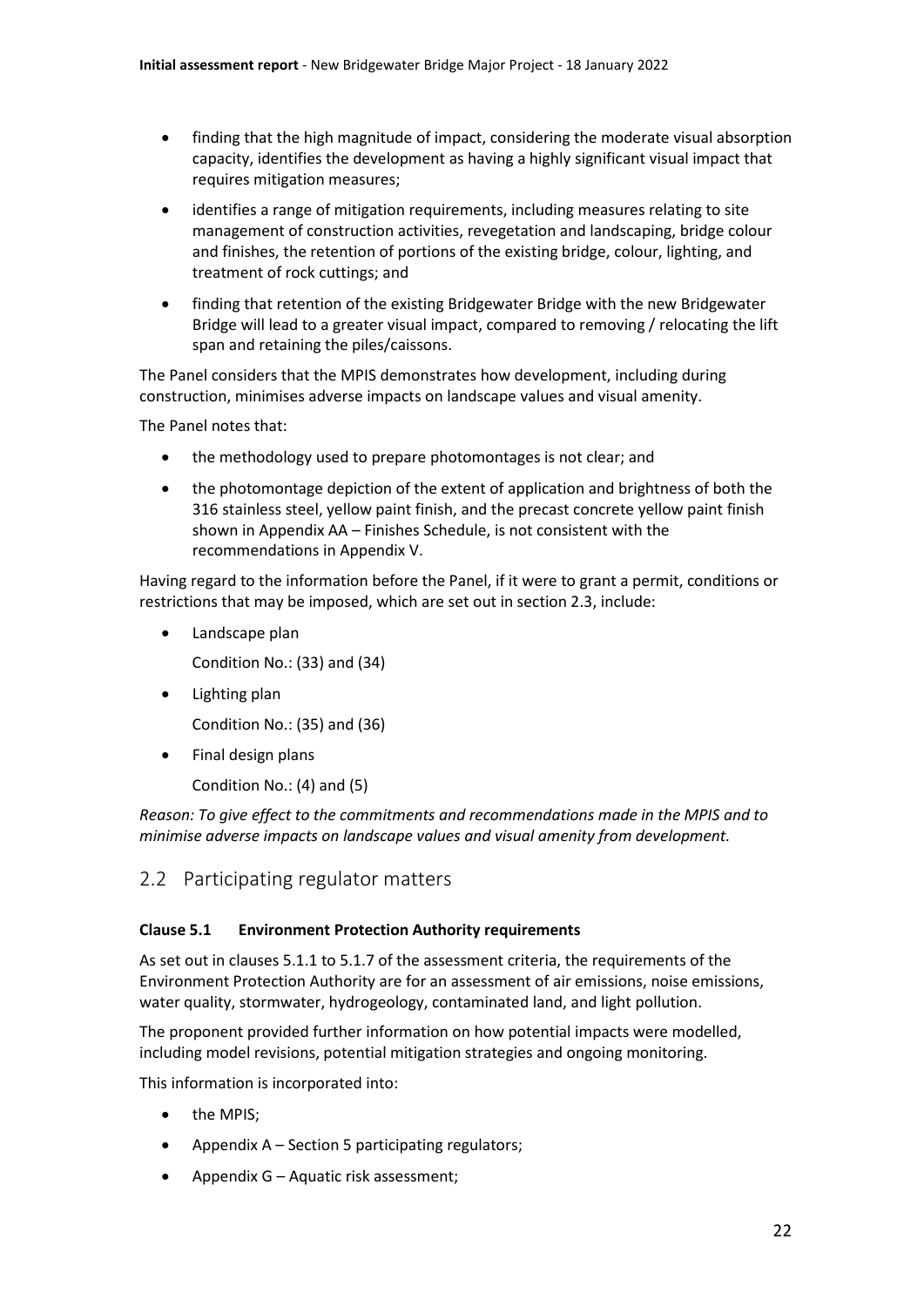- finding that the high magnitude of impact, considering the moderate visual absorption capacity, identifies the development as having a highly significant visual impact that requires mitigation measures;
- identifies a range of mitigation requirements, including measures relating to site management of construction activities, revegetation and landscaping, bridge colour and finishes, the retention of portions of the existing bridge, colour, lighting, and treatment of rock cuttings; and
- finding that retention of the existing Bridgewater Bridge with the new Bridgewater Bridge will lead to a greater visual impact, compared to removing / relocating the lift span and retaining the piles/caissons.

The Panel considers that the MPIS demonstrates how development, including during construction, minimises adverse impacts on landscape values and visual amenity.

The Panel notes that:

- the methodology used to prepare photomontages is not clear; and
- the photomontage depiction of the extent of application and brightness of both the 316 stainless steel, yellow paint finish, and the precast concrete yellow paint finish shown in Appendix AA – Finishes Schedule, is not consistent with the recommendations in Appendix V.

Having regard to the information before the Panel, if it were to grant a permit, conditions or restrictions that may be imposed, which are set out in section 2.3, include:

- Landscape plan

  Condition No.: (33) and (34)

- Lighting plan

  Condition No.: (35) and (36)

- Final design plans

  Condition No.: (4) and (5)

*Reason: To give effect to the commitments and recommendations made in the MPIS and to minimise adverse impacts on landscape values and visual amenity from development.*

## 2.2 Participating regulator matters

**Clause 5.1 Environment Protection Authority requirements**

As set out in clauses 5.1.1 to 5.1.7 of the assessment criteria, the requirements of the Environment Protection Authority are for an assessment of air emissions, noise emissions, water quality, stormwater, hydrogeology, contaminated land, and light pollution.

The proponent provided further information on how potential impacts were modelled, including model revisions, potential mitigation strategies and ongoing monitoring.

This information is incorporated into:

- the MPIS;
- Appendix A – Section 5 participating regulators;
- Appendix G – Aquatic risk assessment;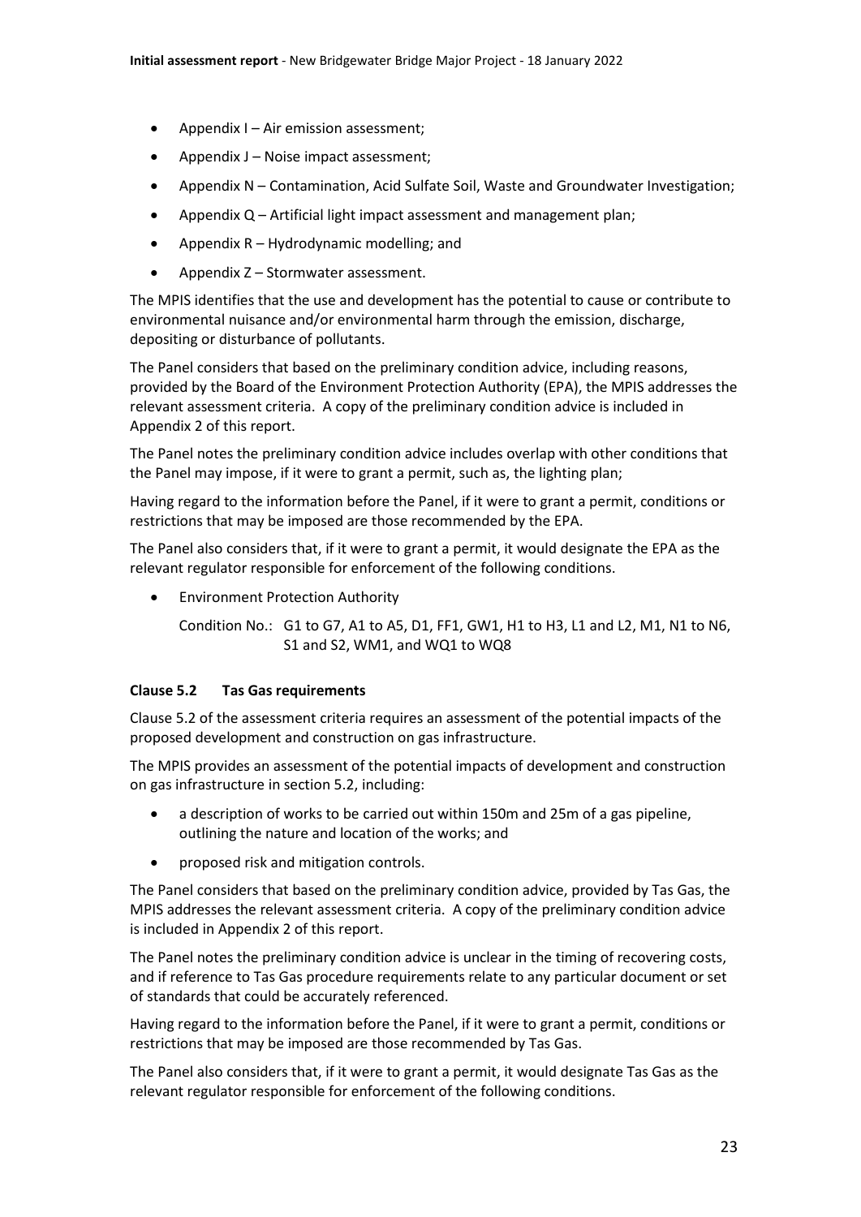- Appendix I – Air emission assessment;
- Appendix J – Noise impact assessment;
- Appendix N – Contamination, Acid Sulfate Soil, Waste and Groundwater Investigation;
- Appendix Q – Artificial light impact assessment and management plan;
- Appendix R – Hydrodynamic modelling; and
- Appendix Z – Stormwater assessment.

The MPIS identifies that the use and development has the potential to cause or contribute to environmental nuisance and/or environmental harm through the emission, discharge, depositing or disturbance of pollutants.

The Panel considers that based on the preliminary condition advice, including reasons, provided by the Board of the Environment Protection Authority (EPA), the MPIS addresses the relevant assessment criteria. A copy of the preliminary condition advice is included in Appendix 2 of this report.

The Panel notes the preliminary condition advice includes overlap with other conditions that the Panel may impose, if it were to grant a permit, such as, the lighting plan;

Having regard to the information before the Panel, if it were to grant a permit, conditions or restrictions that may be imposed are those recommended by the EPA.

The Panel also considers that, if it were to grant a permit, it would designate the EPA as the relevant regulator responsible for enforcement of the following conditions.

- Environment Protection Authority

  Condition No.: G1 to G7, A1 to A5, D1, FF1, GW1, H1 to H3, L1 and L2, M1, N1 to N6, S1 and S2, WM1, and WQ1 to WQ8

**Clause 5.2 Tas Gas requirements**

Clause 5.2 of the assessment criteria requires an assessment of the potential impacts of the proposed development and construction on gas infrastructure.

The MPIS provides an assessment of the potential impacts of development and construction on gas infrastructure in section 5.2, including:

- a description of works to be carried out within 150m and 25m of a gas pipeline, outlining the nature and location of the works; and
- proposed risk and mitigation controls.

The Panel considers that based on the preliminary condition advice, provided by Tas Gas, the MPIS addresses the relevant assessment criteria. A copy of the preliminary condition advice is included in Appendix 2 of this report.

The Panel notes the preliminary condition advice is unclear in the timing of recovering costs, and if reference to Tas Gas procedure requirements relate to any particular document or set of standards that could be accurately referenced.

Having regard to the information before the Panel, if it were to grant a permit, conditions or restrictions that may be imposed are those recommended by Tas Gas.

The Panel also considers that, if it were to grant a permit, it would designate Tas Gas as the relevant regulator responsible for enforcement of the following conditions.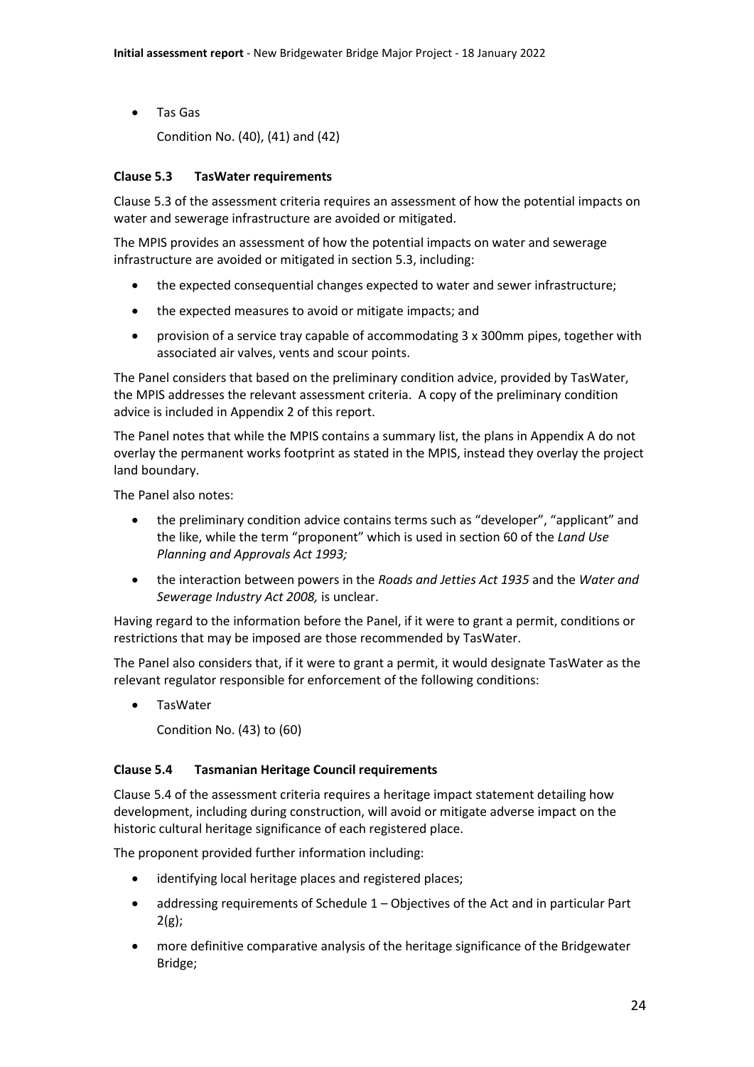- Tas Gas

  Condition No. (40), (41) and (42)

**Clause 5.3 TasWater requirements**

Clause 5.3 of the assessment criteria requires an assessment of how the potential impacts on water and sewerage infrastructure are avoided or mitigated.

The MPIS provides an assessment of how the potential impacts on water and sewerage infrastructure are avoided or mitigated in section 5.3, including:

- the expected consequential changes expected to water and sewer infrastructure;
- the expected measures to avoid or mitigate impacts; and
- provision of a service tray capable of accommodating 3 x 300mm pipes, together with associated air valves, vents and scour points.

The Panel considers that based on the preliminary condition advice, provided by TasWater, the MPIS addresses the relevant assessment criteria. A copy of the preliminary condition advice is included in Appendix 2 of this report.

The Panel notes that while the MPIS contains a summary list, the plans in Appendix A do not overlay the permanent works footprint as stated in the MPIS, instead they overlay the project land boundary.

The Panel also notes:

- the preliminary condition advice contains terms such as "developer", "applicant" and the like, while the term "proponent" which is used in section 60 of the *Land Use Planning and Approvals Act 1993;*
- the interaction between powers in the *Roads and Jetties Act 1935* and the *Water and Sewerage Industry Act 2008,* is unclear.

Having regard to the information before the Panel, if it were to grant a permit, conditions or restrictions that may be imposed are those recommended by TasWater.

The Panel also considers that, if it were to grant a permit, it would designate TasWater as the relevant regulator responsible for enforcement of the following conditions:

- TasWater

  Condition No. (43) to (60)

**Clause 5.4 Tasmanian Heritage Council requirements**

Clause 5.4 of the assessment criteria requires a heritage impact statement detailing how development, including during construction, will avoid or mitigate adverse impact on the historic cultural heritage significance of each registered place.

The proponent provided further information including:

- identifying local heritage places and registered places;
- addressing requirements of Schedule 1 – Objectives of the Act and in particular Part 2(g);
- more definitive comparative analysis of the heritage significance of the Bridgewater Bridge;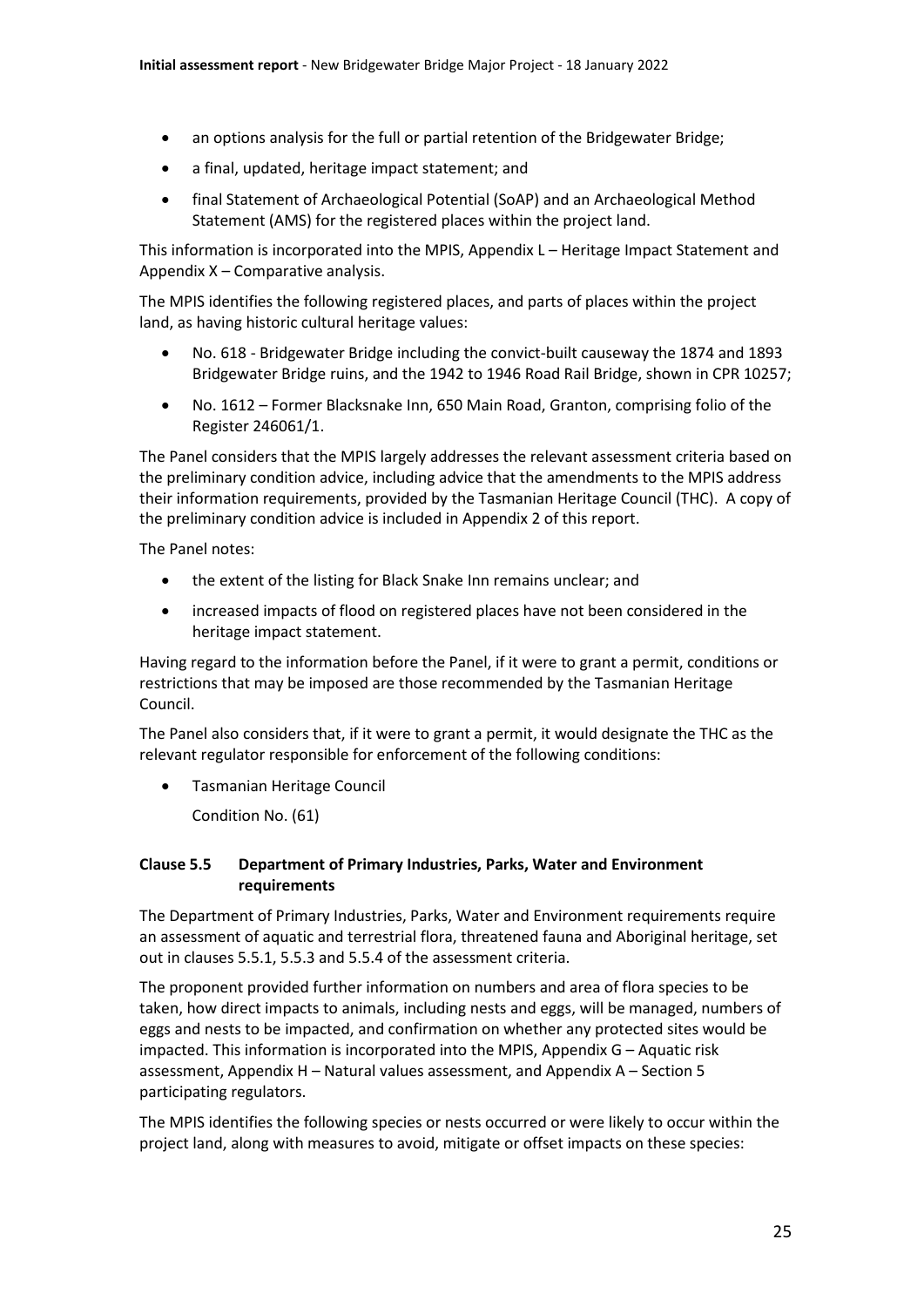- an options analysis for the full or partial retention of the Bridgewater Bridge;
- a final, updated, heritage impact statement; and
- final Statement of Archaeological Potential (SoAP) and an Archaeological Method Statement (AMS) for the registered places within the project land.

This information is incorporated into the MPIS, Appendix L – Heritage Impact Statement and Appendix X – Comparative analysis.

The MPIS identifies the following registered places, and parts of places within the project land, as having historic cultural heritage values:

- No. 618 - Bridgewater Bridge including the convict-built causeway the 1874 and 1893 Bridgewater Bridge ruins, and the 1942 to 1946 Road Rail Bridge, shown in CPR 10257;
- No. 1612 – Former Blacksnake Inn, 650 Main Road, Granton, comprising folio of the Register 246061/1.

The Panel considers that the MPIS largely addresses the relevant assessment criteria based on the preliminary condition advice, including advice that the amendments to the MPIS address their information requirements, provided by the Tasmanian Heritage Council (THC). A copy of the preliminary condition advice is included in Appendix 2 of this report.

The Panel notes:

- the extent of the listing for Black Snake Inn remains unclear; and
- increased impacts of flood on registered places have not been considered in the heritage impact statement.

Having regard to the information before the Panel, if it were to grant a permit, conditions or restrictions that may be imposed are those recommended by the Tasmanian Heritage Council.

The Panel also considers that, if it were to grant a permit, it would designate the THC as the relevant regulator responsible for enforcement of the following conditions:

- Tasmanian Heritage Council

  Condition No. (61)

### Clause 5.5 Department of Primary Industries, Parks, Water and Environment requirements

The Department of Primary Industries, Parks, Water and Environment requirements require an assessment of aquatic and terrestrial flora, threatened fauna and Aboriginal heritage, set out in clauses 5.5.1, 5.5.3 and 5.5.4 of the assessment criteria.

The proponent provided further information on numbers and area of flora species to be taken, how direct impacts to animals, including nests and eggs, will be managed, numbers of eggs and nests to be impacted, and confirmation on whether any protected sites would be impacted. This information is incorporated into the MPIS, Appendix G – Aquatic risk assessment, Appendix H – Natural values assessment, and Appendix A – Section 5 participating regulators.

The MPIS identifies the following species or nests occurred or were likely to occur within the project land, along with measures to avoid, mitigate or offset impacts on these species: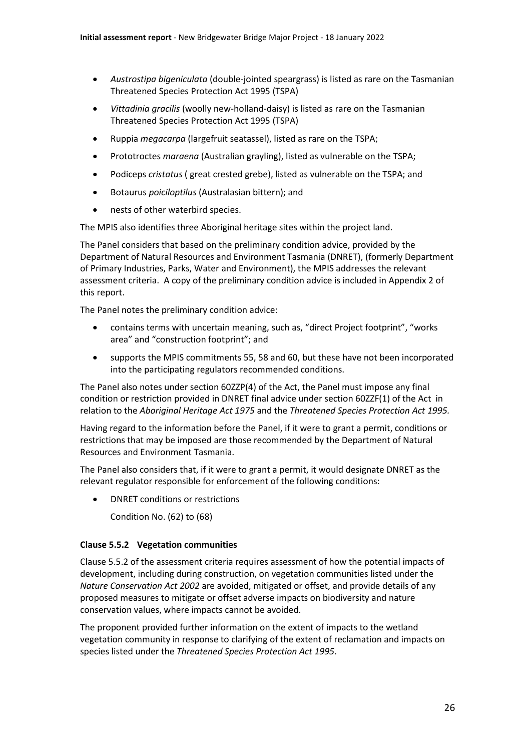- *Austrostipa bigeniculata* (double-jointed speargrass) is listed as rare on the Tasmanian Threatened Species Protection Act 1995 (TSPA)
- *Vittadinia gracilis* (woolly new-holland-daisy) is listed as rare on the Tasmanian Threatened Species Protection Act 1995 (TSPA)
- Ruppia *megacarpa* (largefruit seatassel), listed as rare on the TSPA;
- Prototroctes *maraena* (Australian grayling), listed as vulnerable on the TSPA;
- Podiceps *cristatus* ( great crested grebe), listed as vulnerable on the TSPA; and
- Botaurus *poiciloptilus* (Australasian bittern); and
- nests of other waterbird species.

The MPIS also identifies three Aboriginal heritage sites within the project land.

The Panel considers that based on the preliminary condition advice, provided by the Department of Natural Resources and Environment Tasmania (DNRET), (formerly Department of Primary Industries, Parks, Water and Environment), the MPIS addresses the relevant assessment criteria. A copy of the preliminary condition advice is included in Appendix 2 of this report.

The Panel notes the preliminary condition advice:

- contains terms with uncertain meaning, such as, "direct Project footprint", "works area" and "construction footprint"; and
- supports the MPIS commitments 55, 58 and 60, but these have not been incorporated into the participating regulators recommended conditions.

The Panel also notes under section 60ZZP(4) of the Act, the Panel must impose any final condition or restriction provided in DNRET final advice under section 60ZZF(1) of the Act in relation to the *Aboriginal Heritage Act 1975* and the *Threatened Species Protection Act 1995.*

Having regard to the information before the Panel, if it were to grant a permit, conditions or restrictions that may be imposed are those recommended by the Department of Natural Resources and Environment Tasmania.

The Panel also considers that, if it were to grant a permit, it would designate DNRET as the relevant regulator responsible for enforcement of the following conditions:

- DNRET conditions or restrictions

  Condition No. (62) to (68)

### Clause 5.5.2 Vegetation communities

Clause 5.5.2 of the assessment criteria requires assessment of how the potential impacts of development, including during construction, on vegetation communities listed under the *Nature Conservation Act 2002* are avoided, mitigated or offset, and provide details of any proposed measures to mitigate or offset adverse impacts on biodiversity and nature conservation values, where impacts cannot be avoided.

The proponent provided further information on the extent of impacts to the wetland vegetation community in response to clarifying of the extent of reclamation and impacts on species listed under the *Threatened Species Protection Act 1995*.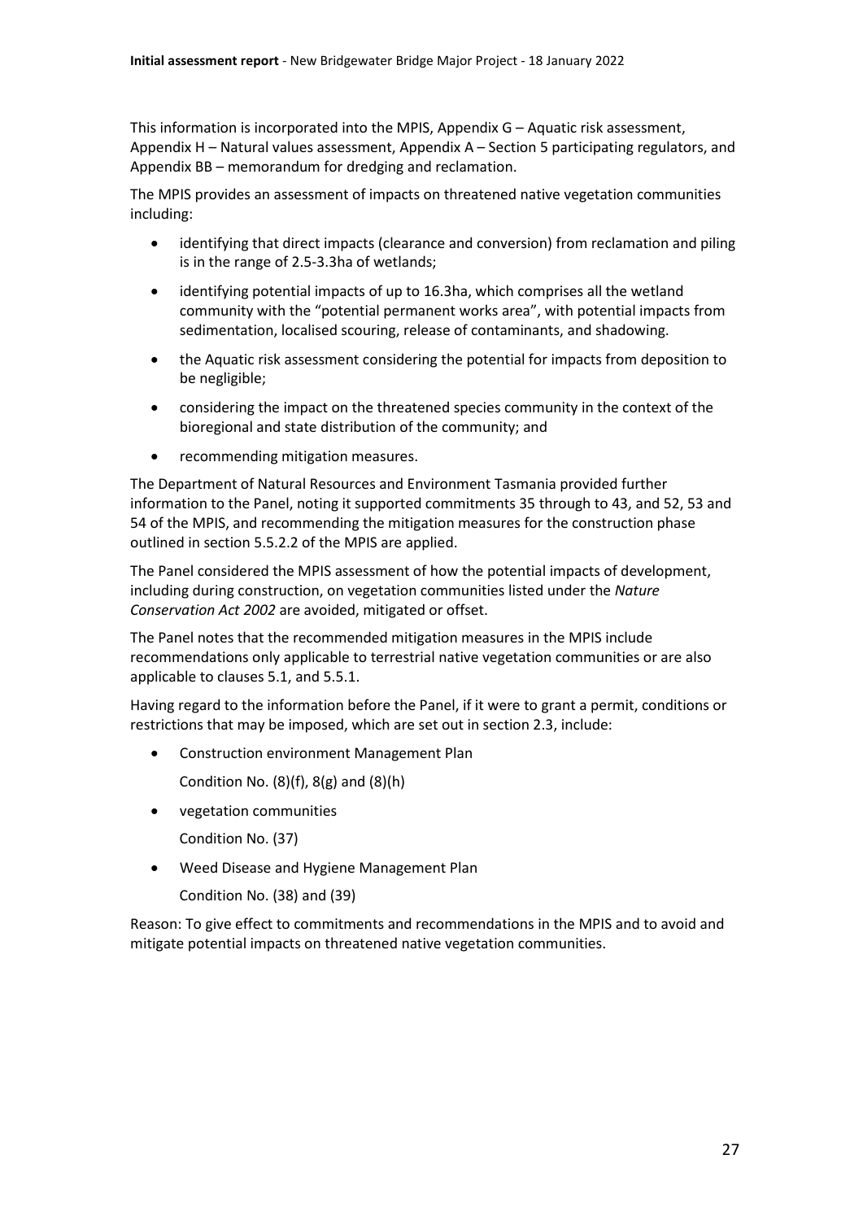This information is incorporated into the MPIS, Appendix G – Aquatic risk assessment, Appendix H – Natural values assessment, Appendix A – Section 5 participating regulators, and Appendix BB – memorandum for dredging and reclamation.

The MPIS provides an assessment of impacts on threatened native vegetation communities including:

- identifying that direct impacts (clearance and conversion) from reclamation and piling is in the range of 2.5-3.3ha of wetlands;
- identifying potential impacts of up to 16.3ha, which comprises all the wetland community with the "potential permanent works area", with potential impacts from sedimentation, localised scouring, release of contaminants, and shadowing.
- the Aquatic risk assessment considering the potential for impacts from deposition to be negligible;
- considering the impact on the threatened species community in the context of the bioregional and state distribution of the community; and
- recommending mitigation measures.

The Department of Natural Resources and Environment Tasmania provided further information to the Panel, noting it supported commitments 35 through to 43, and 52, 53 and 54 of the MPIS, and recommending the mitigation measures for the construction phase outlined in section 5.5.2.2 of the MPIS are applied.

The Panel considered the MPIS assessment of how the potential impacts of development, including during construction, on vegetation communities listed under the *Nature Conservation Act 2002* are avoided, mitigated or offset.

The Panel notes that the recommended mitigation measures in the MPIS include recommendations only applicable to terrestrial native vegetation communities or are also applicable to clauses 5.1, and 5.5.1.

Having regard to the information before the Panel, if it were to grant a permit, conditions or restrictions that may be imposed, which are set out in section 2.3, include:

- Construction environment Management Plan

  Condition No. (8)(f), 8(g) and (8)(h)

- vegetation communities

  Condition No. (37)

- Weed Disease and Hygiene Management Plan

  Condition No. (38) and (39)

Reason: To give effect to commitments and recommendations in the MPIS and to avoid and mitigate potential impacts on threatened native vegetation communities.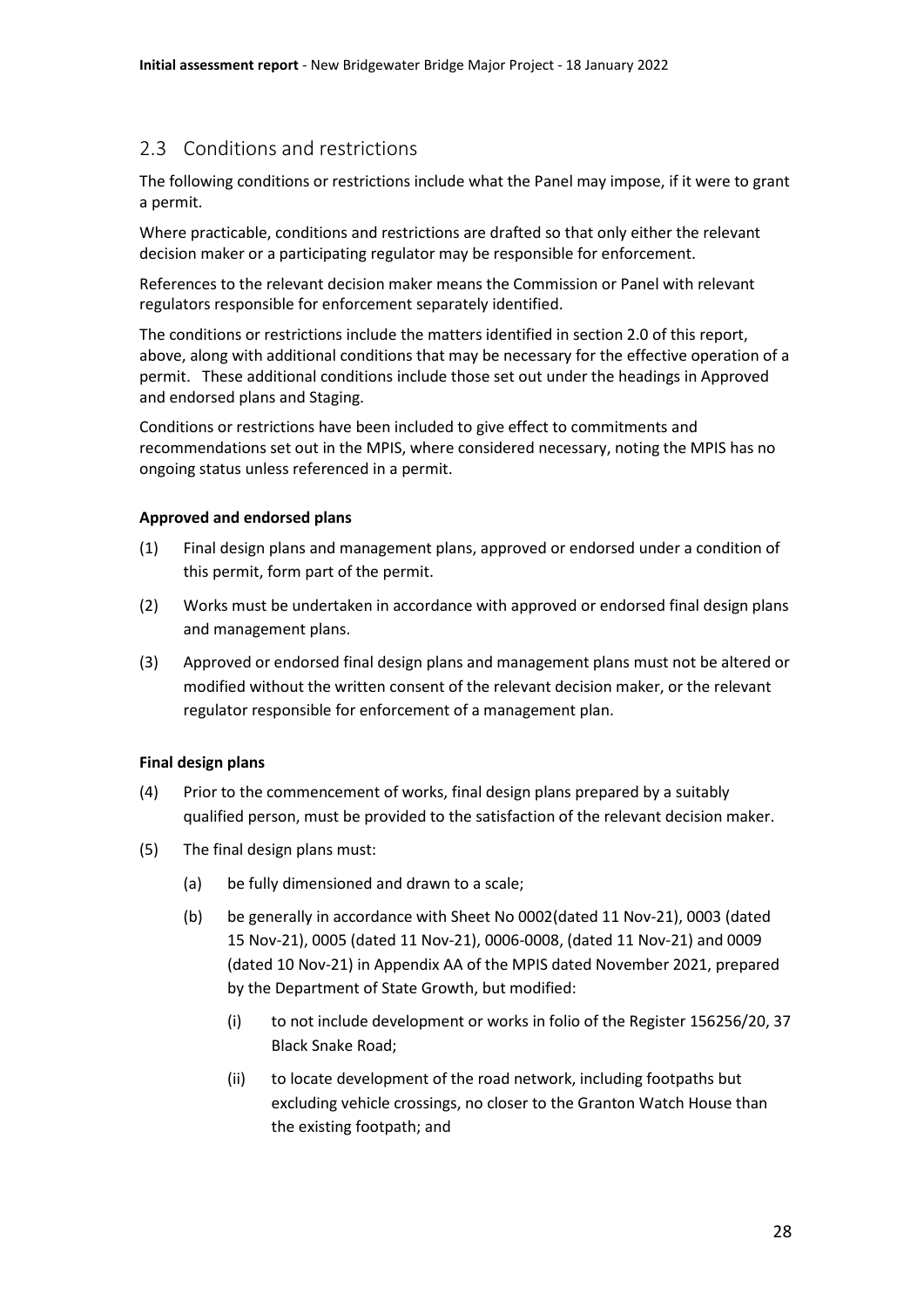## 2.3 Conditions and restrictions

The following conditions or restrictions include what the Panel may impose, if it were to grant a permit.

Where practicable, conditions and restrictions are drafted so that only either the relevant decision maker or a participating regulator may be responsible for enforcement.

References to the relevant decision maker means the Commission or Panel with relevant regulators responsible for enforcement separately identified.

The conditions or restrictions include the matters identified in section 2.0 of this report, above, along with additional conditions that may be necessary for the effective operation of a permit. These additional conditions include those set out under the headings in Approved and endorsed plans and Staging.

Conditions or restrictions have been included to give effect to commitments and recommendations set out in the MPIS, where considered necessary, noting the MPIS has no ongoing status unless referenced in a permit.

**Approved and endorsed plans**

(1) Final design plans and management plans, approved or endorsed under a condition of this permit, form part of the permit.

(2) Works must be undertaken in accordance with approved or endorsed final design plans and management plans.

(3) Approved or endorsed final design plans and management plans must not be altered or modified without the written consent of the relevant decision maker, or the relevant regulator responsible for enforcement of a management plan.

**Final design plans**

(4) Prior to the commencement of works, final design plans prepared by a suitably qualified person, must be provided to the satisfaction of the relevant decision maker.

(5) The final design plans must:

  (a) be fully dimensioned and drawn to a scale;

  (b) be generally in accordance with Sheet No 0002(dated 11 Nov-21), 0003 (dated 15 Nov-21), 0005 (dated 11 Nov-21), 0006-0008, (dated 11 Nov-21) and 0009 (dated 10 Nov-21) in Appendix AA of the MPIS dated November 2021, prepared by the Department of State Growth, but modified:

    (i) to not include development or works in folio of the Register 156256/20, 37 Black Snake Road;

    (ii) to locate development of the road network, including footpaths but excluding vehicle crossings, no closer to the Granton Watch House than the existing footpath; and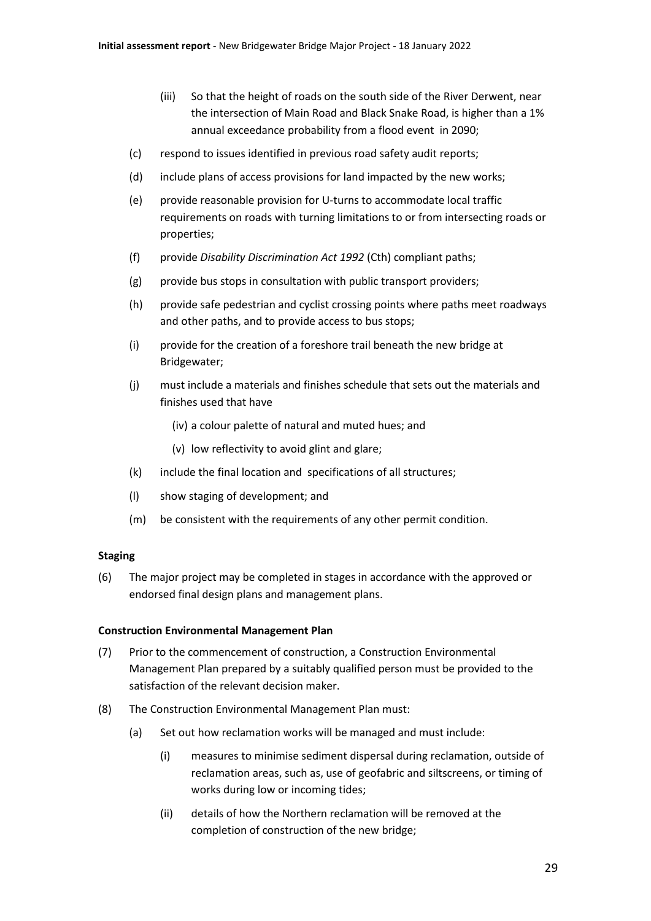(iii) So that the height of roads on the south side of the River Derwent, near the intersection of Main Road and Black Snake Road, is higher than a 1% annual exceedance probability from a flood event in 2090;

(c) respond to issues identified in previous road safety audit reports;

(d) include plans of access provisions for land impacted by the new works;

(e) provide reasonable provision for U-turns to accommodate local traffic requirements on roads with turning limitations to or from intersecting roads or properties;

(f) provide *Disability Discrimination Act 1992* (Cth) compliant paths;

(g) provide bus stops in consultation with public transport providers;

(h) provide safe pedestrian and cyclist crossing points where paths meet roadways and other paths, and to provide access to bus stops;

(i) provide for the creation of a foreshore trail beneath the new bridge at Bridgewater;

(j) must include a materials and finishes schedule that sets out the materials and finishes used that have

(iv) a colour palette of natural and muted hues; and

(v) low reflectivity to avoid glint and glare;

(k) include the final location and specifications of all structures;

(l) show staging of development; and

(m) be consistent with the requirements of any other permit condition.

**Staging**

(6) The major project may be completed in stages in accordance with the approved or endorsed final design plans and management plans.

**Construction Environmental Management Plan**

(7) Prior to the commencement of construction, a Construction Environmental Management Plan prepared by a suitably qualified person must be provided to the satisfaction of the relevant decision maker.

(8) The Construction Environmental Management Plan must:

(a) Set out how reclamation works will be managed and must include:

(i) measures to minimise sediment dispersal during reclamation, outside of reclamation areas, such as, use of geofabric and siltscreens, or timing of works during low or incoming tides;

(ii) details of how the Northern reclamation will be removed at the completion of construction of the new bridge;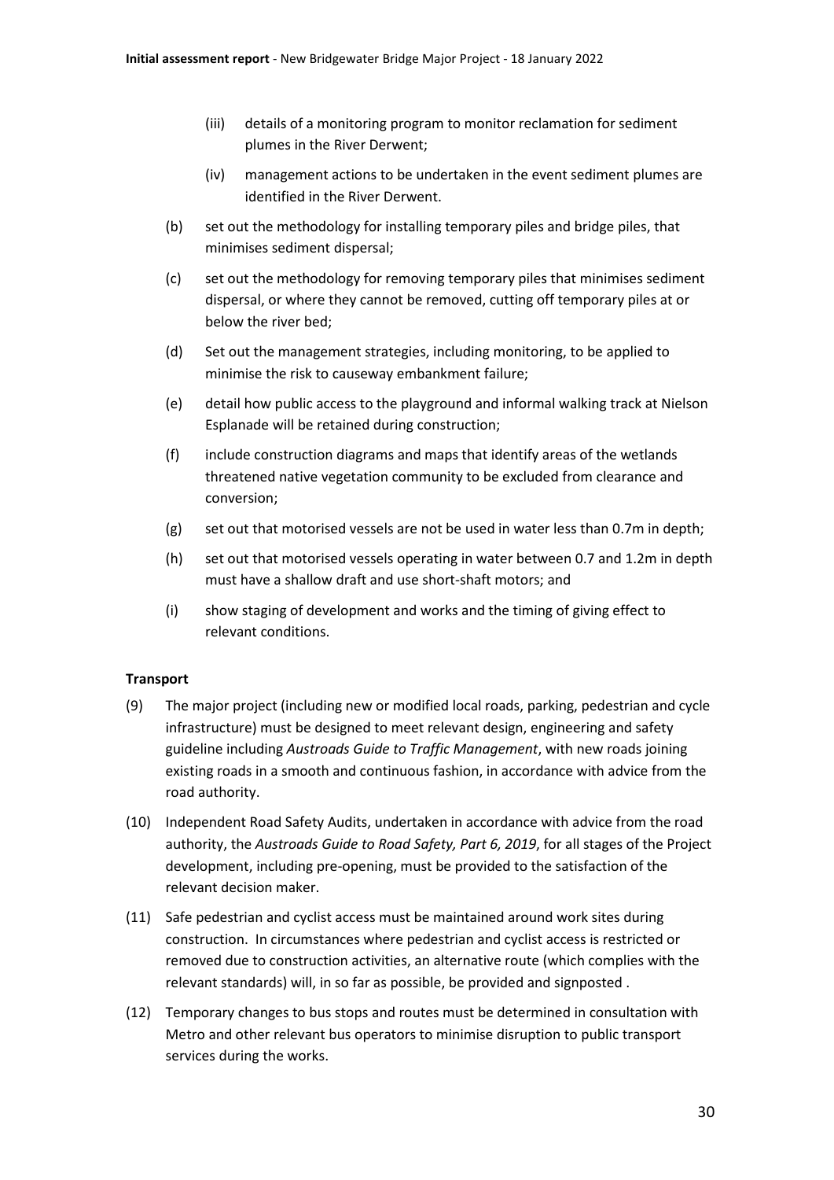(iii) details of a monitoring program to monitor reclamation for sediment plumes in the River Derwent;

(iv) management actions to be undertaken in the event sediment plumes are identified in the River Derwent.

(b) set out the methodology for installing temporary piles and bridge piles, that minimises sediment dispersal;

(c) set out the methodology for removing temporary piles that minimises sediment dispersal, or where they cannot be removed, cutting off temporary piles at or below the river bed;

(d) Set out the management strategies, including monitoring, to be applied to minimise the risk to causeway embankment failure;

(e) detail how public access to the playground and informal walking track at Nielson Esplanade will be retained during construction;

(f) include construction diagrams and maps that identify areas of the wetlands threatened native vegetation community to be excluded from clearance and conversion;

(g) set out that motorised vessels are not be used in water less than 0.7m in depth;

(h) set out that motorised vessels operating in water between 0.7 and 1.2m in depth must have a shallow draft and use short-shaft motors; and

(i) show staging of development and works and the timing of giving effect to relevant conditions.

**Transport**

(9) The major project (including new or modified local roads, parking, pedestrian and cycle infrastructure) must be designed to meet relevant design, engineering and safety guideline including *Austroads Guide to Traffic Management*, with new roads joining existing roads in a smooth and continuous fashion, in accordance with advice from the road authority.

(10) Independent Road Safety Audits, undertaken in accordance with advice from the road authority, the *Austroads Guide to Road Safety, Part 6, 2019*, for all stages of the Project development, including pre-opening, must be provided to the satisfaction of the relevant decision maker.

(11) Safe pedestrian and cyclist access must be maintained around work sites during construction. In circumstances where pedestrian and cyclist access is restricted or removed due to construction activities, an alternative route (which complies with the relevant standards) will, in so far as possible, be provided and signposted .

(12) Temporary changes to bus stops and routes must be determined in consultation with Metro and other relevant bus operators to minimise disruption to public transport services during the works.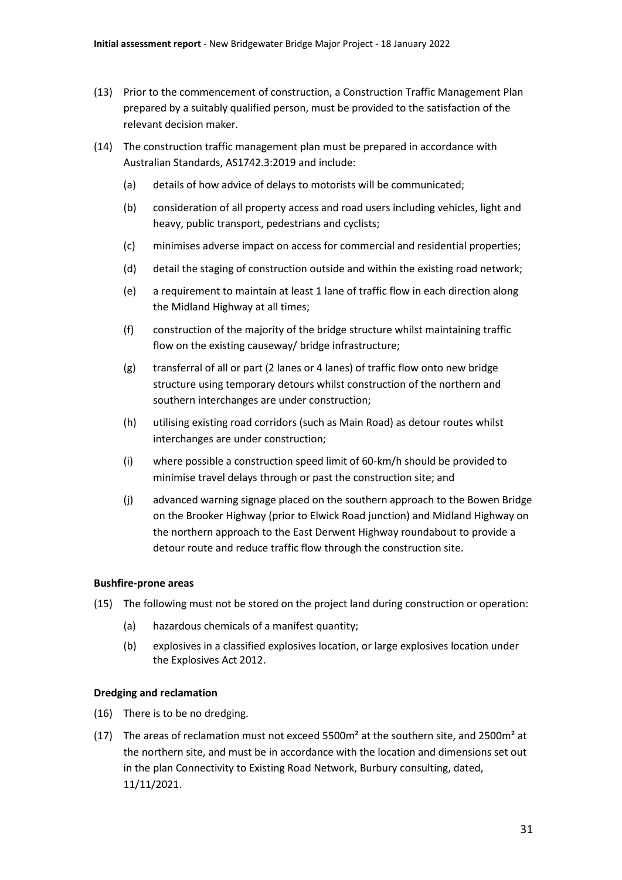(13) Prior to the commencement of construction, a Construction Traffic Management Plan prepared by a suitably qualified person, must be provided to the satisfaction of the relevant decision maker.

(14) The construction traffic management plan must be prepared in accordance with Australian Standards, AS1742.3:2019 and include:

- (a) details of how advice of delays to motorists will be communicated;
- (b) consideration of all property access and road users including vehicles, light and heavy, public transport, pedestrians and cyclists;
- (c) minimises adverse impact on access for commercial and residential properties;
- (d) detail the staging of construction outside and within the existing road network;
- (e) a requirement to maintain at least 1 lane of traffic flow in each direction along the Midland Highway at all times;
- (f) construction of the majority of the bridge structure whilst maintaining traffic flow on the existing causeway/ bridge infrastructure;
- (g) transferral of all or part (2 lanes or 4 lanes) of traffic flow onto new bridge structure using temporary detours whilst construction of the northern and southern interchanges are under construction;
- (h) utilising existing road corridors (such as Main Road) as detour routes whilst interchanges are under construction;
- (i) where possible a construction speed limit of 60-km/h should be provided to minimise travel delays through or past the construction site; and
- (j) advanced warning signage placed on the southern approach to the Bowen Bridge on the Brooker Highway (prior to Elwick Road junction) and Midland Highway on the northern approach to the East Derwent Highway roundabout to provide a detour route and reduce traffic flow through the construction site.

**Bushfire-prone areas**

(15) The following must not be stored on the project land during construction or operation:

- (a) hazardous chemicals of a manifest quantity;
- (b) explosives in a classified explosives location, or large explosives location under the Explosives Act 2012.

**Dredging and reclamation**

(16) There is to be no dredging.

(17) The areas of reclamation must not exceed 5500m² at the southern site, and 2500m² at the northern site, and must be in accordance with the location and dimensions set out in the plan Connectivity to Existing Road Network, Burbury consulting, dated, 11/11/2021.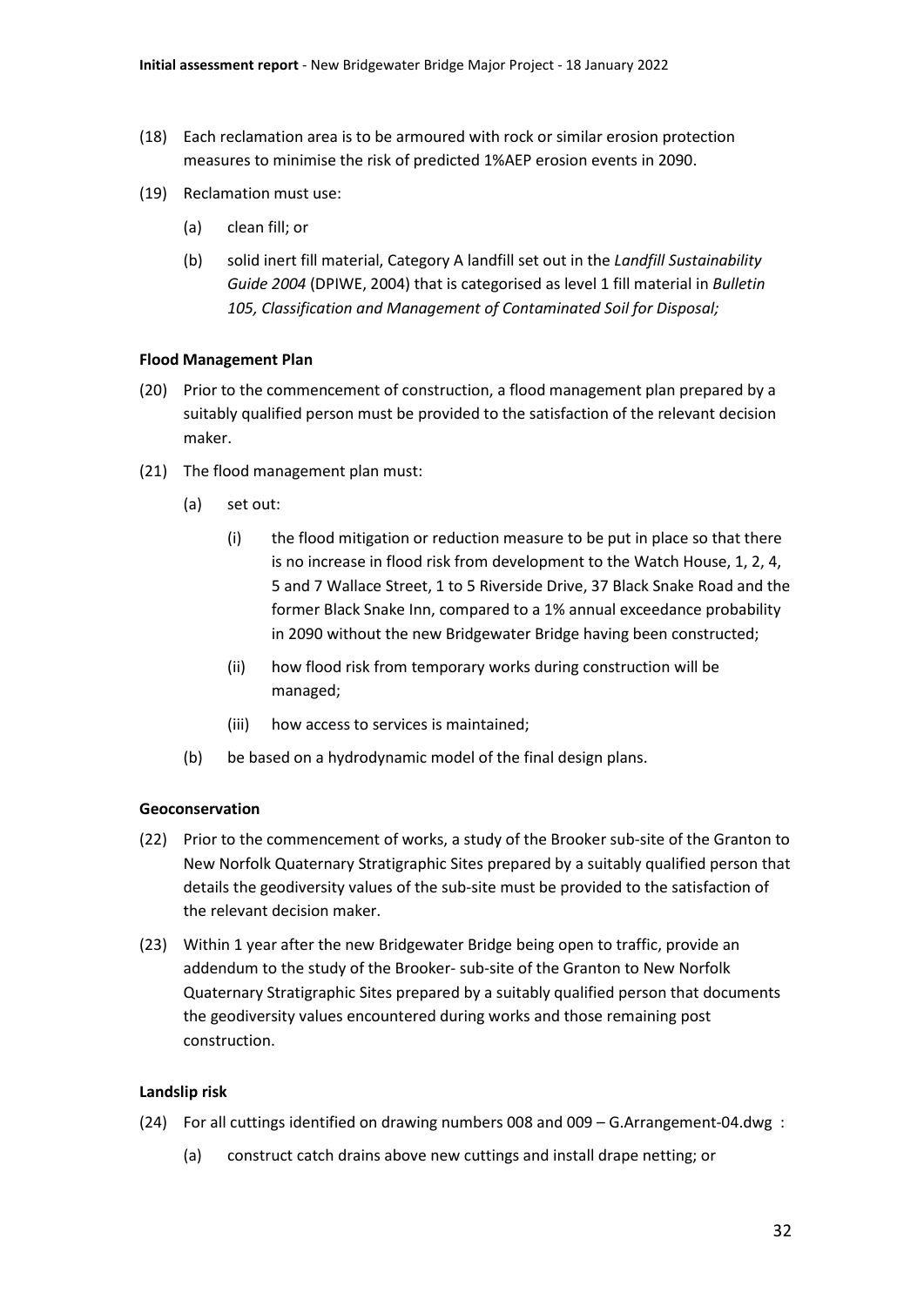(18) Each reclamation area is to be armoured with rock or similar erosion protection measures to minimise the risk of predicted 1%AEP erosion events in 2090.

(19) Reclamation must use:

  (a) clean fill; or

  (b) solid inert fill material, Category A landfill set out in the *Landfill Sustainability Guide 2004* (DPIWE, 2004) that is categorised as level 1 fill material in *Bulletin 105, Classification and Management of Contaminated Soil for Disposal;*

**Flood Management Plan**

(20) Prior to the commencement of construction, a flood management plan prepared by a suitably qualified person must be provided to the satisfaction of the relevant decision maker.

(21) The flood management plan must:

  (a) set out:

    (i) the flood mitigation or reduction measure to be put in place so that there is no increase in flood risk from development to the Watch House, 1, 2, 4, 5 and 7 Wallace Street, 1 to 5 Riverside Drive, 37 Black Snake Road and the former Black Snake Inn, compared to a 1% annual exceedance probability in 2090 without the new Bridgewater Bridge having been constructed;

    (ii) how flood risk from temporary works during construction will be managed;

    (iii) how access to services is maintained;

  (b) be based on a hydrodynamic model of the final design plans.

**Geoconservation**

(22) Prior to the commencement of works, a study of the Brooker sub-site of the Granton to New Norfolk Quaternary Stratigraphic Sites prepared by a suitably qualified person that details the geodiversity values of the sub-site must be provided to the satisfaction of the relevant decision maker.

(23) Within 1 year after the new Bridgewater Bridge being open to traffic, provide an addendum to the study of the Brooker- sub-site of the Granton to New Norfolk Quaternary Stratigraphic Sites prepared by a suitably qualified person that documents the geodiversity values encountered during works and those remaining post construction.

**Landslip risk**

(24) For all cuttings identified on drawing numbers 008 and 009 – G.Arrangement-04.dwg :

  (a) construct catch drains above new cuttings and install drape netting; or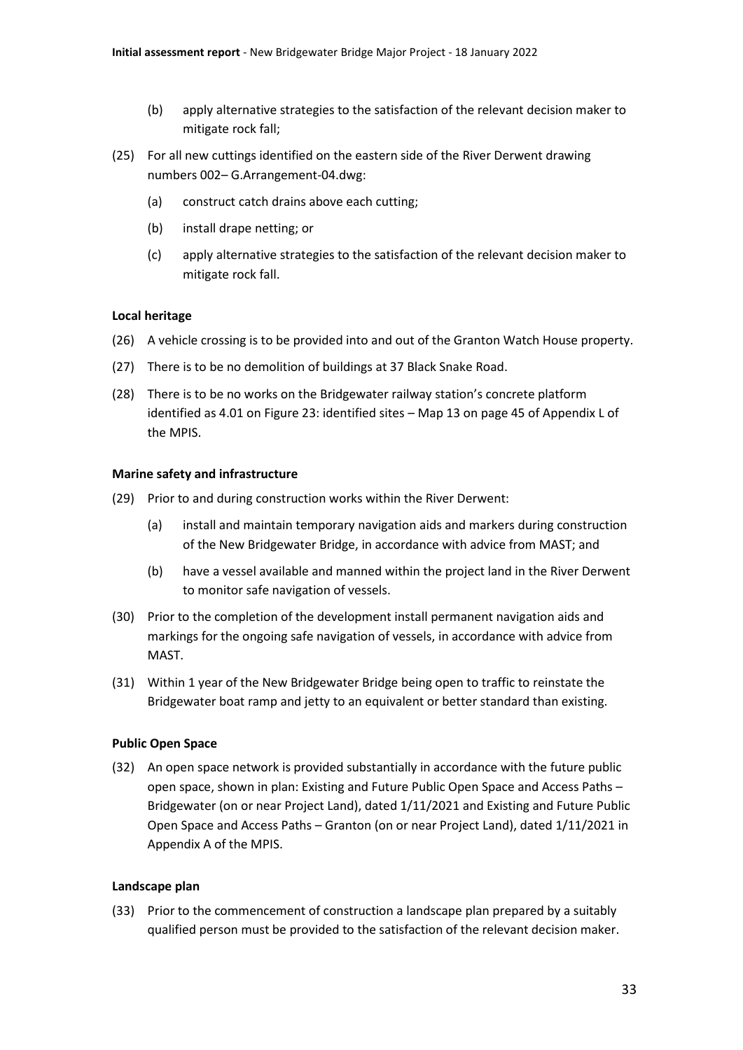(b) apply alternative strategies to the satisfaction of the relevant decision maker to mitigate rock fall;

(25) For all new cuttings identified on the eastern side of the River Derwent drawing numbers 002– G.Arrangement-04.dwg:

(a) construct catch drains above each cutting;

(b) install drape netting; or

(c) apply alternative strategies to the satisfaction of the relevant decision maker to mitigate rock fall.

**Local heritage**

(26) A vehicle crossing is to be provided into and out of the Granton Watch House property.

(27) There is to be no demolition of buildings at 37 Black Snake Road.

(28) There is to be no works on the Bridgewater railway station's concrete platform identified as 4.01 on Figure 23: identified sites – Map 13 on page 45 of Appendix L of the MPIS.

**Marine safety and infrastructure**

(29) Prior to and during construction works within the River Derwent:

(a) install and maintain temporary navigation aids and markers during construction of the New Bridgewater Bridge, in accordance with advice from MAST; and

(b) have a vessel available and manned within the project land in the River Derwent to monitor safe navigation of vessels.

(30) Prior to the completion of the development install permanent navigation aids and markings for the ongoing safe navigation of vessels, in accordance with advice from MAST.

(31) Within 1 year of the New Bridgewater Bridge being open to traffic to reinstate the Bridgewater boat ramp and jetty to an equivalent or better standard than existing.

**Public Open Space**

(32) An open space network is provided substantially in accordance with the future public open space, shown in plan: Existing and Future Public Open Space and Access Paths – Bridgewater (on or near Project Land), dated 1/11/2021 and Existing and Future Public Open Space and Access Paths – Granton (on or near Project Land), dated 1/11/2021 in Appendix A of the MPIS.

**Landscape plan**

(33) Prior to the commencement of construction a landscape plan prepared by a suitably qualified person must be provided to the satisfaction of the relevant decision maker.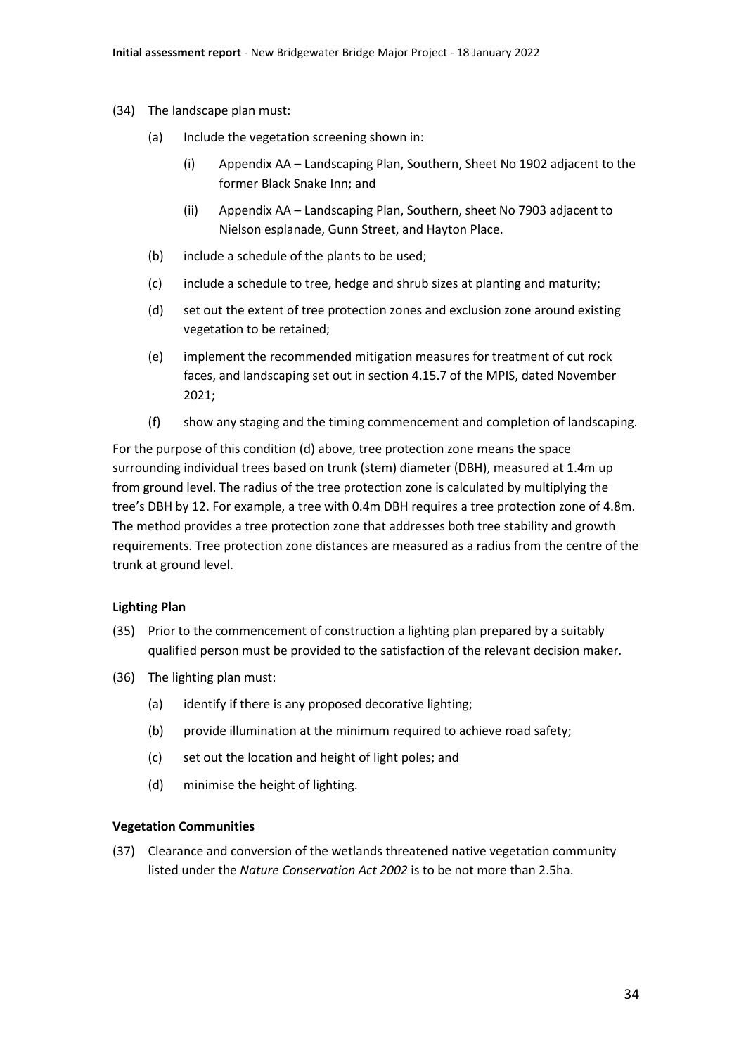(34) The landscape plan must:

(a) Include the vegetation screening shown in:

(i) Appendix AA – Landscaping Plan, Southern, Sheet No 1902 adjacent to the former Black Snake Inn; and

(ii) Appendix AA – Landscaping Plan, Southern, sheet No 7903 adjacent to Nielson esplanade, Gunn Street, and Hayton Place.

(b) include a schedule of the plants to be used;

(c) include a schedule to tree, hedge and shrub sizes at planting and maturity;

(d) set out the extent of tree protection zones and exclusion zone around existing vegetation to be retained;

(e) implement the recommended mitigation measures for treatment of cut rock faces, and landscaping set out in section 4.15.7 of the MPIS, dated November 2021;

(f) show any staging and the timing commencement and completion of landscaping.

For the purpose of this condition (d) above, tree protection zone means the space surrounding individual trees based on trunk (stem) diameter (DBH), measured at 1.4m up from ground level. The radius of the tree protection zone is calculated by multiplying the tree's DBH by 12. For example, a tree with 0.4m DBH requires a tree protection zone of 4.8m. The method provides a tree protection zone that addresses both tree stability and growth requirements. Tree protection zone distances are measured as a radius from the centre of the trunk at ground level.

**Lighting Plan**

(35) Prior to the commencement of construction a lighting plan prepared by a suitably qualified person must be provided to the satisfaction of the relevant decision maker.

(36) The lighting plan must:

(a) identify if there is any proposed decorative lighting;

(b) provide illumination at the minimum required to achieve road safety;

(c) set out the location and height of light poles; and

(d) minimise the height of lighting.

**Vegetation Communities**

(37) Clearance and conversion of the wetlands threatened native vegetation community listed under the *Nature Conservation Act 2002* is to be not more than 2.5ha.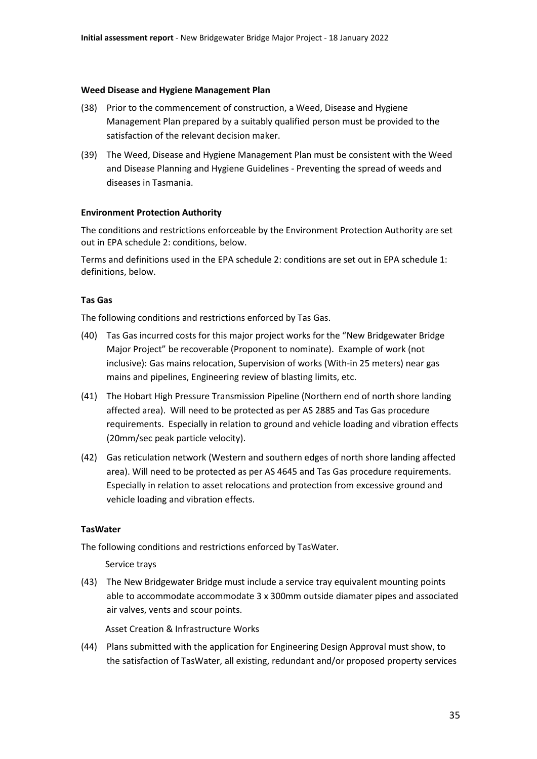**Weed Disease and Hygiene Management Plan**

(38) Prior to the commencement of construction, a Weed, Disease and Hygiene Management Plan prepared by a suitably qualified person must be provided to the satisfaction of the relevant decision maker.

(39) The Weed, Disease and Hygiene Management Plan must be consistent with the Weed and Disease Planning and Hygiene Guidelines - Preventing the spread of weeds and diseases in Tasmania.

**Environment Protection Authority**

The conditions and restrictions enforceable by the Environment Protection Authority are set out in EPA schedule 2: conditions, below.

Terms and definitions used in the EPA schedule 2: conditions are set out in EPA schedule 1: definitions, below.

**Tas Gas**

The following conditions and restrictions enforced by Tas Gas.

(40) Tas Gas incurred costs for this major project works for the "New Bridgewater Bridge Major Project" be recoverable (Proponent to nominate). Example of work (not inclusive): Gas mains relocation, Supervision of works (With-in 25 meters) near gas mains and pipelines, Engineering review of blasting limits, etc.

(41) The Hobart High Pressure Transmission Pipeline (Northern end of north shore landing affected area). Will need to be protected as per AS 2885 and Tas Gas procedure requirements. Especially in relation to ground and vehicle loading and vibration effects (20mm/sec peak particle velocity).

(42) Gas reticulation network (Western and southern edges of north shore landing affected area). Will need to be protected as per AS 4645 and Tas Gas procedure requirements. Especially in relation to asset relocations and protection from excessive ground and vehicle loading and vibration effects.

**TasWater**

The following conditions and restrictions enforced by TasWater.

Service trays

(43) The New Bridgewater Bridge must include a service tray equivalent mounting points able to accommodate accommodate 3 x 300mm outside diamater pipes and associated air valves, vents and scour points.

Asset Creation & Infrastructure Works

(44) Plans submitted with the application for Engineering Design Approval must show, to the satisfaction of TasWater, all existing, redundant and/or proposed property services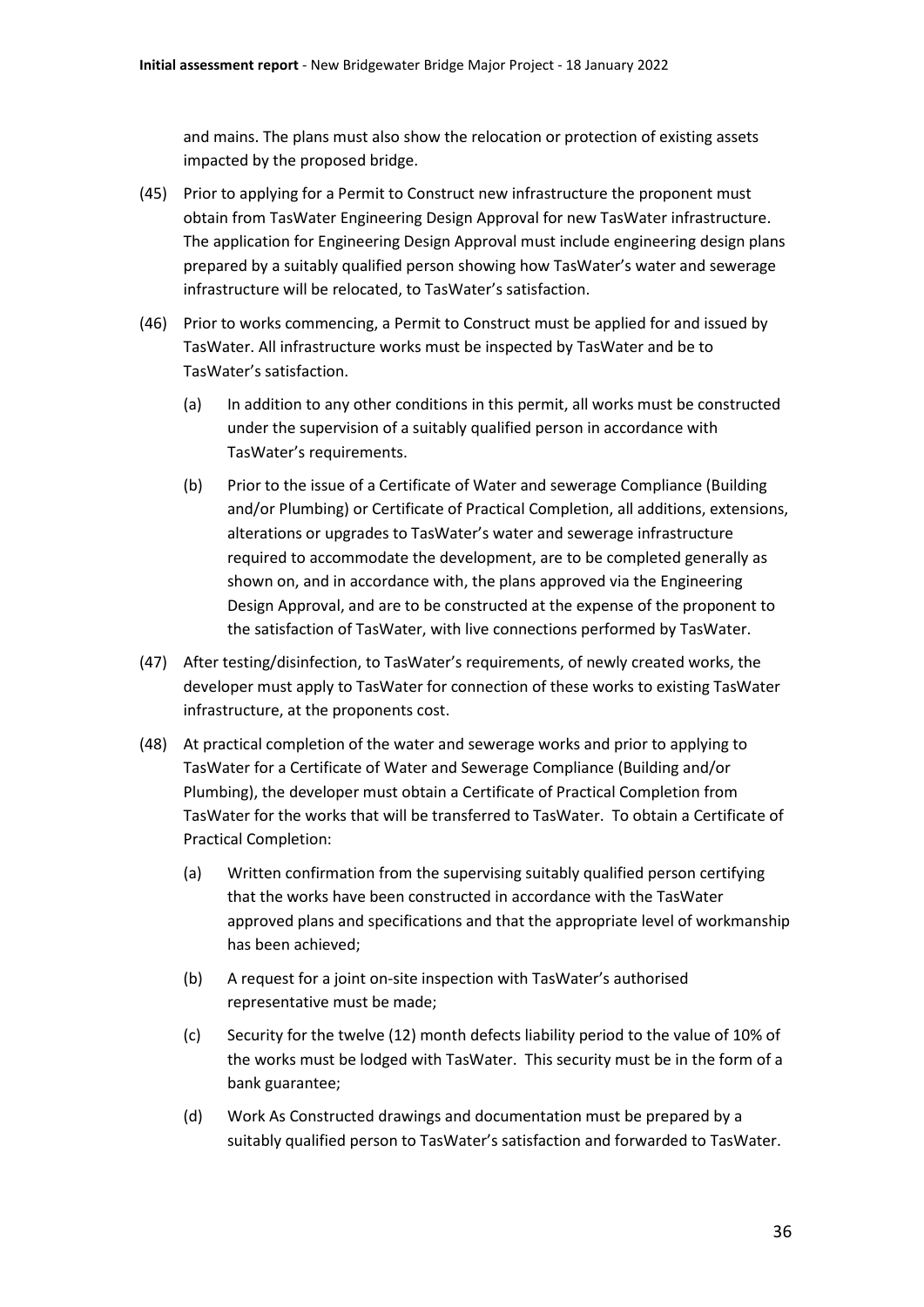and mains. The plans must also show the relocation or protection of existing assets impacted by the proposed bridge.

(45) Prior to applying for a Permit to Construct new infrastructure the proponent must obtain from TasWater Engineering Design Approval for new TasWater infrastructure. The application for Engineering Design Approval must include engineering design plans prepared by a suitably qualified person showing how TasWater's water and sewerage infrastructure will be relocated, to TasWater's satisfaction.

(46) Prior to works commencing, a Permit to Construct must be applied for and issued by TasWater. All infrastructure works must be inspected by TasWater and be to TasWater's satisfaction.

   (a) In addition to any other conditions in this permit, all works must be constructed under the supervision of a suitably qualified person in accordance with TasWater's requirements.

   (b) Prior to the issue of a Certificate of Water and sewerage Compliance (Building and/or Plumbing) or Certificate of Practical Completion, all additions, extensions, alterations or upgrades to TasWater's water and sewerage infrastructure required to accommodate the development, are to be completed generally as shown on, and in accordance with, the plans approved via the Engineering Design Approval, and are to be constructed at the expense of the proponent to the satisfaction of TasWater, with live connections performed by TasWater.

(47) After testing/disinfection, to TasWater's requirements, of newly created works, the developer must apply to TasWater for connection of these works to existing TasWater infrastructure, at the proponents cost.

(48) At practical completion of the water and sewerage works and prior to applying to TasWater for a Certificate of Water and Sewerage Compliance (Building and/or Plumbing), the developer must obtain a Certificate of Practical Completion from TasWater for the works that will be transferred to TasWater. To obtain a Certificate of Practical Completion:

   (a) Written confirmation from the supervising suitably qualified person certifying that the works have been constructed in accordance with the TasWater approved plans and specifications and that the appropriate level of workmanship has been achieved;

   (b) A request for a joint on-site inspection with TasWater's authorised representative must be made;

   (c) Security for the twelve (12) month defects liability period to the value of 10% of the works must be lodged with TasWater. This security must be in the form of a bank guarantee;

   (d) Work As Constructed drawings and documentation must be prepared by a suitably qualified person to TasWater's satisfaction and forwarded to TasWater.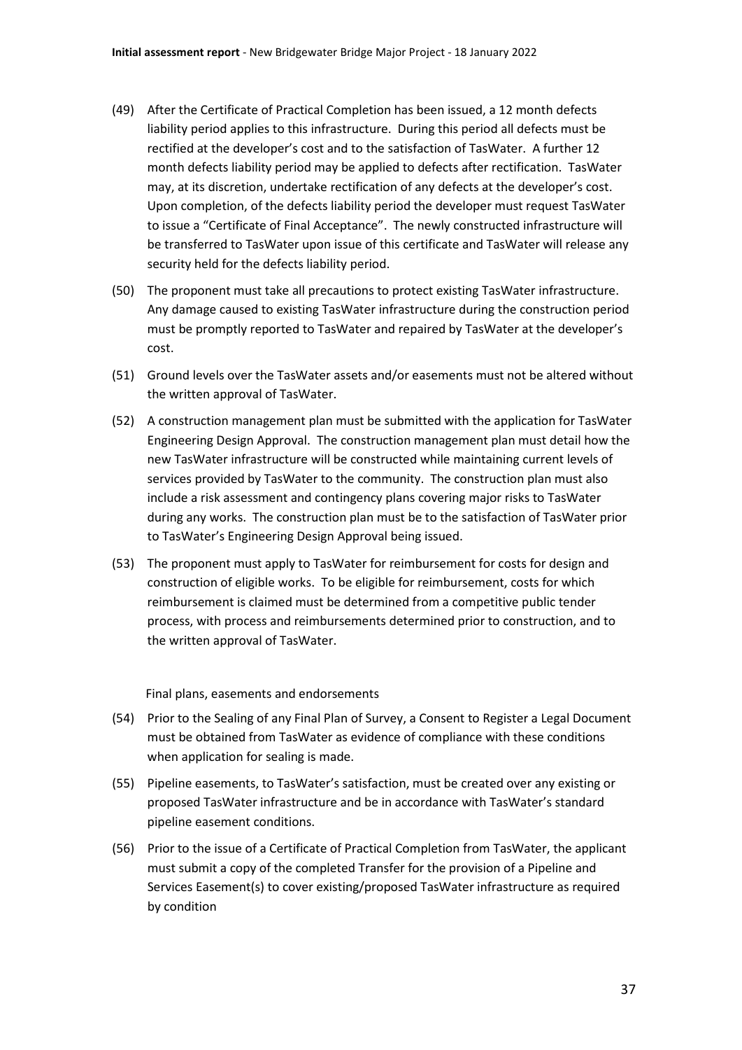(49) After the Certificate of Practical Completion has been issued, a 12 month defects liability period applies to this infrastructure. During this period all defects must be rectified at the developer's cost and to the satisfaction of TasWater. A further 12 month defects liability period may be applied to defects after rectification. TasWater may, at its discretion, undertake rectification of any defects at the developer's cost. Upon completion, of the defects liability period the developer must request TasWater to issue a "Certificate of Final Acceptance". The newly constructed infrastructure will be transferred to TasWater upon issue of this certificate and TasWater will release any security held for the defects liability period.

(50) The proponent must take all precautions to protect existing TasWater infrastructure. Any damage caused to existing TasWater infrastructure during the construction period must be promptly reported to TasWater and repaired by TasWater at the developer's cost.

(51) Ground levels over the TasWater assets and/or easements must not be altered without the written approval of TasWater.

(52) A construction management plan must be submitted with the application for TasWater Engineering Design Approval. The construction management plan must detail how the new TasWater infrastructure will be constructed while maintaining current levels of services provided by TasWater to the community. The construction plan must also include a risk assessment and contingency plans covering major risks to TasWater during any works. The construction plan must be to the satisfaction of TasWater prior to TasWater's Engineering Design Approval being issued.

(53) The proponent must apply to TasWater for reimbursement for costs for design and construction of eligible works. To be eligible for reimbursement, costs for which reimbursement is claimed must be determined from a competitive public tender process, with process and reimbursements determined prior to construction, and to the written approval of TasWater.

Final plans, easements and endorsements

(54) Prior to the Sealing of any Final Plan of Survey, a Consent to Register a Legal Document must be obtained from TasWater as evidence of compliance with these conditions when application for sealing is made.

(55) Pipeline easements, to TasWater's satisfaction, must be created over any existing or proposed TasWater infrastructure and be in accordance with TasWater's standard pipeline easement conditions.

(56) Prior to the issue of a Certificate of Practical Completion from TasWater, the applicant must submit a copy of the completed Transfer for the provision of a Pipeline and Services Easement(s) to cover existing/proposed TasWater infrastructure as required by condition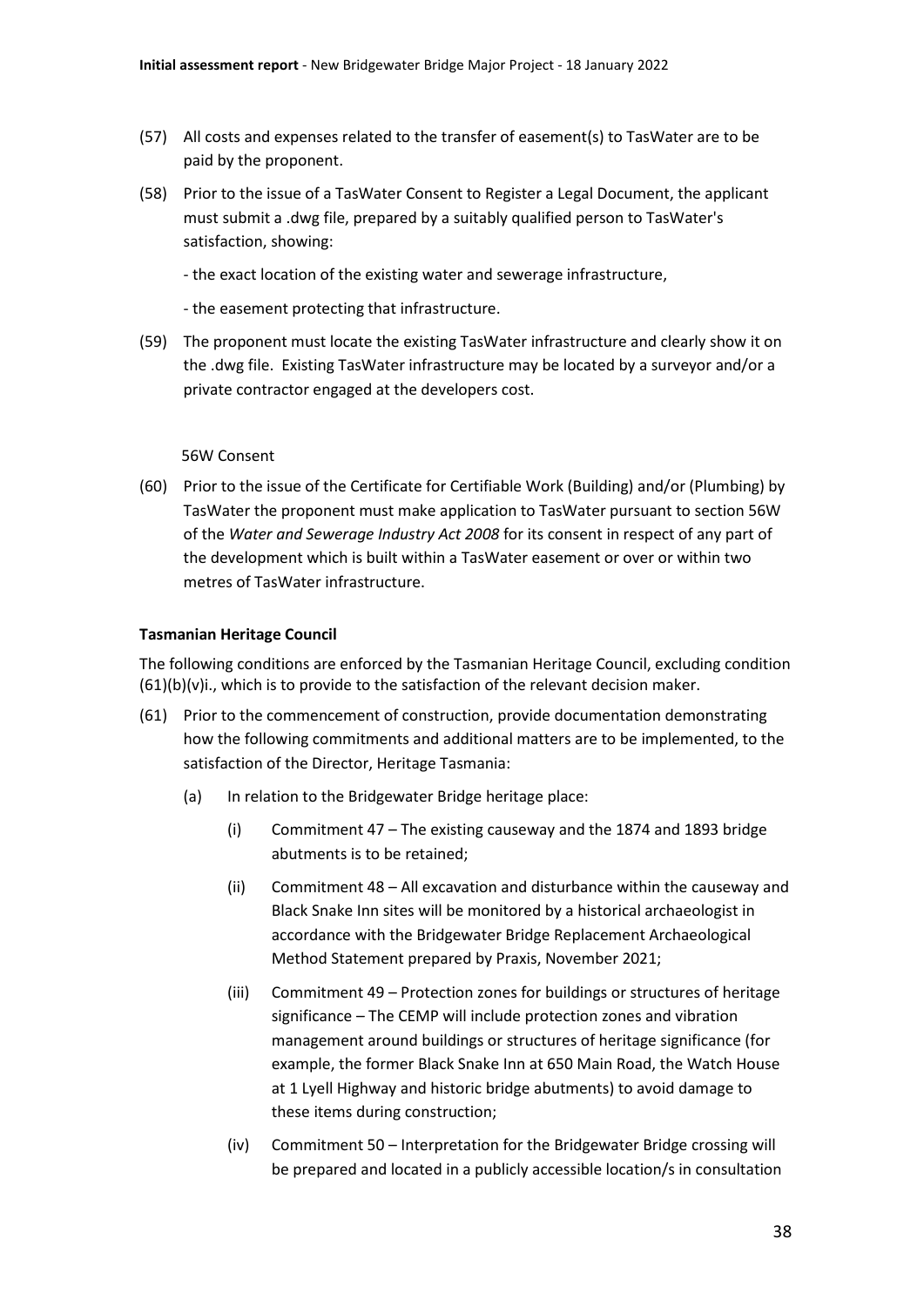(57) All costs and expenses related to the transfer of easement(s) to TasWater are to be paid by the proponent.

(58) Prior to the issue of a TasWater Consent to Register a Legal Document, the applicant must submit a .dwg file, prepared by a suitably qualified person to TasWater's satisfaction, showing:

- the exact location of the existing water and sewerage infrastructure,

- the easement protecting that infrastructure.

(59) The proponent must locate the existing TasWater infrastructure and clearly show it on the .dwg file. Existing TasWater infrastructure may be located by a surveyor and/or a private contractor engaged at the developers cost.

56W Consent

(60) Prior to the issue of the Certificate for Certifiable Work (Building) and/or (Plumbing) by TasWater the proponent must make application to TasWater pursuant to section 56W of the *Water and Sewerage Industry Act 2008* for its consent in respect of any part of the development which is built within a TasWater easement or over or within two metres of TasWater infrastructure.

**Tasmanian Heritage Council**

The following conditions are enforced by the Tasmanian Heritage Council, excluding condition (61)(b)(v)i., which is to provide to the satisfaction of the relevant decision maker.

(61) Prior to the commencement of construction, provide documentation demonstrating how the following commitments and additional matters are to be implemented, to the satisfaction of the Director, Heritage Tasmania:

(a) In relation to the Bridgewater Bridge heritage place:

(i) Commitment 47 – The existing causeway and the 1874 and 1893 bridge abutments is to be retained;

(ii) Commitment 48 – All excavation and disturbance within the causeway and Black Snake Inn sites will be monitored by a historical archaeologist in accordance with the Bridgewater Bridge Replacement Archaeological Method Statement prepared by Praxis, November 2021;

(iii) Commitment 49 – Protection zones for buildings or structures of heritage significance – The CEMP will include protection zones and vibration management around buildings or structures of heritage significance (for example, the former Black Snake Inn at 650 Main Road, the Watch House at 1 Lyell Highway and historic bridge abutments) to avoid damage to these items during construction;

(iv) Commitment 50 – Interpretation for the Bridgewater Bridge crossing will be prepared and located in a publicly accessible location/s in consultation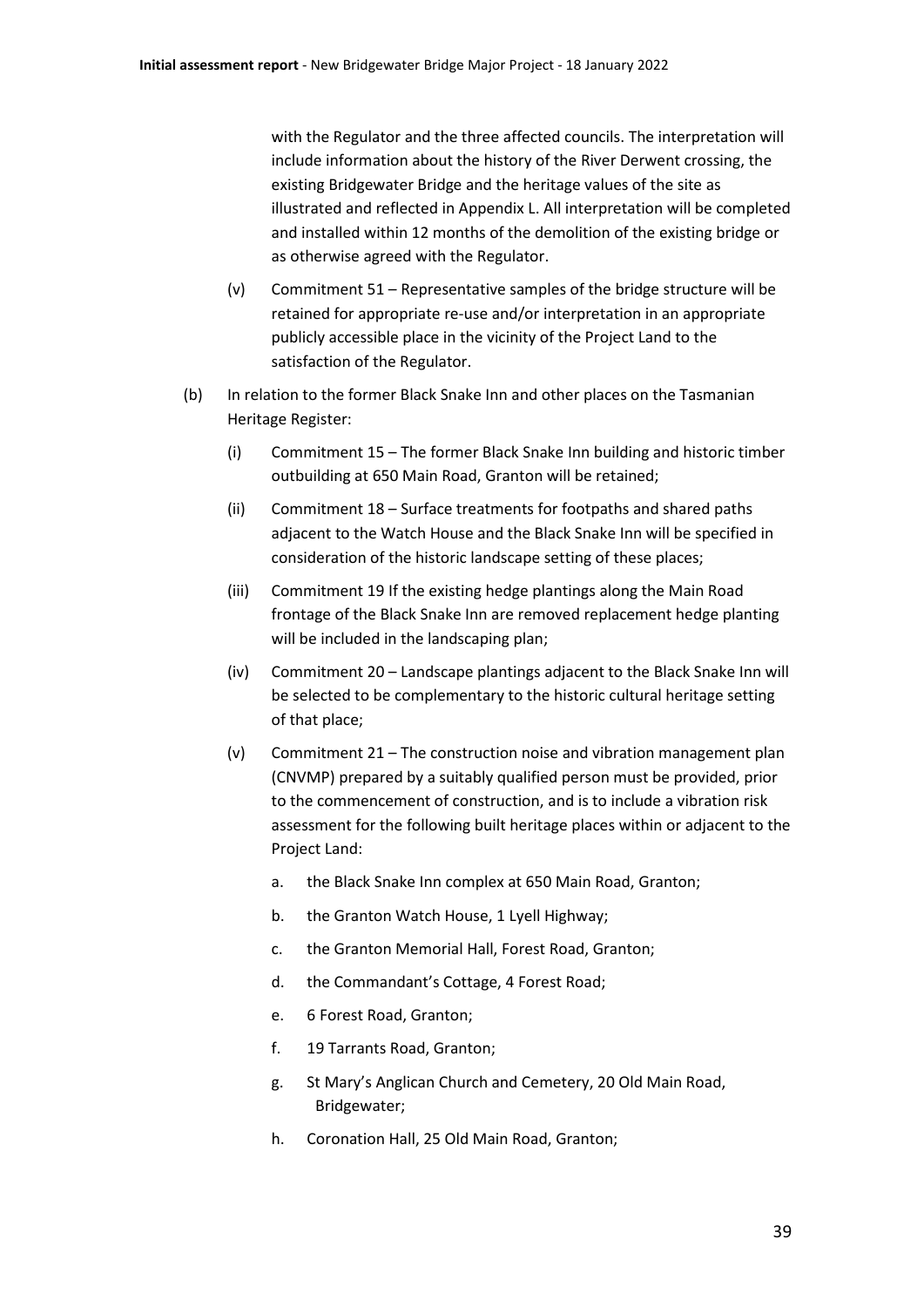with the Regulator and the three affected councils. The interpretation will include information about the history of the River Derwent crossing, the existing Bridgewater Bridge and the heritage values of the site as illustrated and reflected in Appendix L. All interpretation will be completed and installed within 12 months of the demolition of the existing bridge or as otherwise agreed with the Regulator.

(v) Commitment 51 – Representative samples of the bridge structure will be retained for appropriate re-use and/or interpretation in an appropriate publicly accessible place in the vicinity of the Project Land to the satisfaction of the Regulator.

(b) In relation to the former Black Snake Inn and other places on the Tasmanian Heritage Register:

(i) Commitment 15 – The former Black Snake Inn building and historic timber outbuilding at 650 Main Road, Granton will be retained;

(ii) Commitment 18 – Surface treatments for footpaths and shared paths adjacent to the Watch House and the Black Snake Inn will be specified in consideration of the historic landscape setting of these places;

(iii) Commitment 19 If the existing hedge plantings along the Main Road frontage of the Black Snake Inn are removed replacement hedge planting will be included in the landscaping plan;

(iv) Commitment 20 – Landscape plantings adjacent to the Black Snake Inn will be selected to be complementary to the historic cultural heritage setting of that place;

(v) Commitment 21 – The construction noise and vibration management plan (CNVMP) prepared by a suitably qualified person must be provided, prior to the commencement of construction, and is to include a vibration risk assessment for the following built heritage places within or adjacent to the Project Land:

a. the Black Snake Inn complex at 650 Main Road, Granton;

b. the Granton Watch House, 1 Lyell Highway;

c. the Granton Memorial Hall, Forest Road, Granton;

d. the Commandant's Cottage, 4 Forest Road;

e. 6 Forest Road, Granton;

f. 19 Tarrants Road, Granton;

g. St Mary's Anglican Church and Cemetery, 20 Old Main Road, Bridgewater;

h. Coronation Hall, 25 Old Main Road, Granton;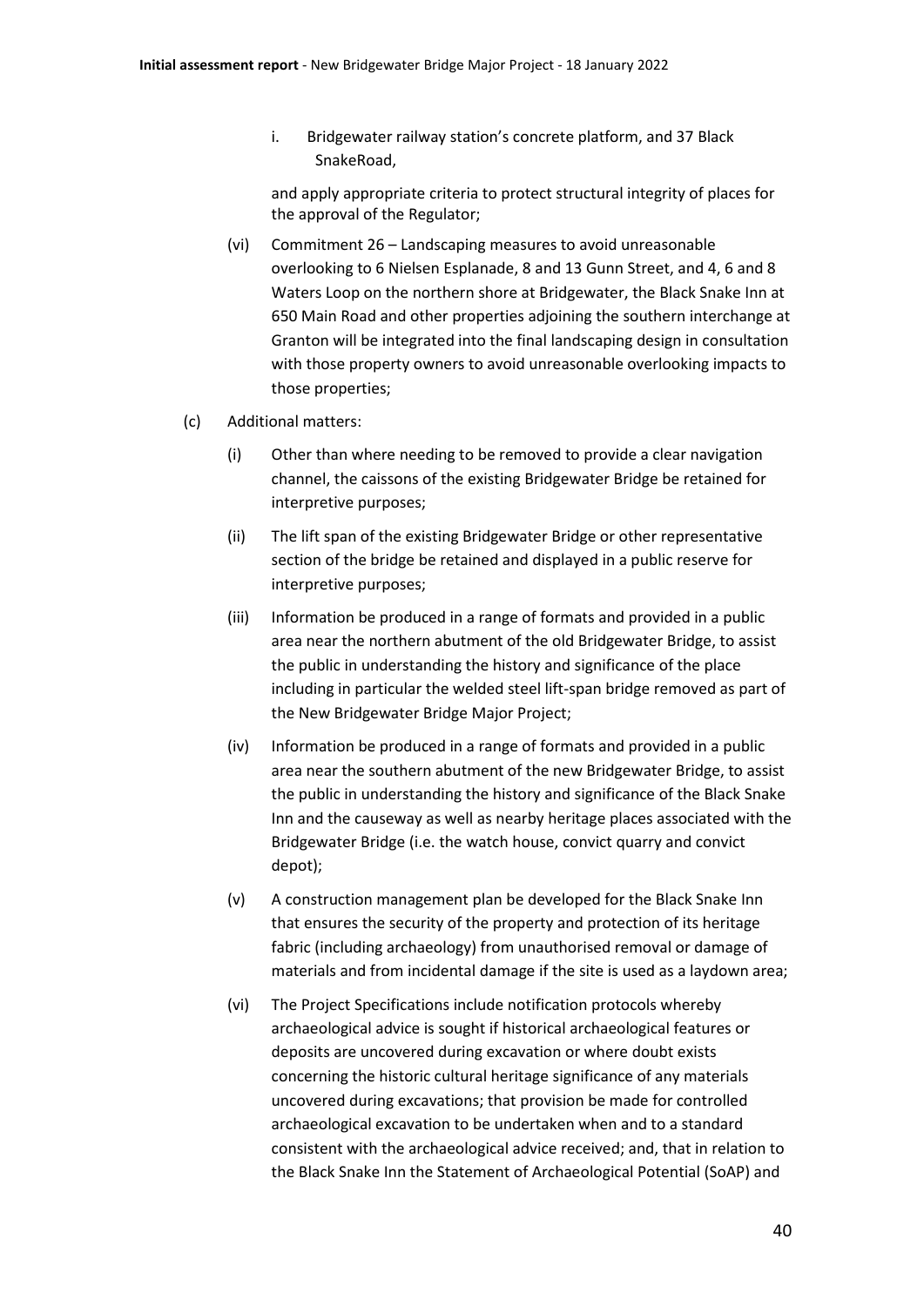i. Bridgewater railway station's concrete platform, and 37 Black SnakeRoad,

and apply appropriate criteria to protect structural integrity of places for the approval of the Regulator;

(vi) Commitment 26 – Landscaping measures to avoid unreasonable overlooking to 6 Nielsen Esplanade, 8 and 13 Gunn Street, and 4, 6 and 8 Waters Loop on the northern shore at Bridgewater, the Black Snake Inn at 650 Main Road and other properties adjoining the southern interchange at Granton will be integrated into the final landscaping design in consultation with those property owners to avoid unreasonable overlooking impacts to those properties;

(c) Additional matters:

(i) Other than where needing to be removed to provide a clear navigation channel, the caissons of the existing Bridgewater Bridge be retained for interpretive purposes;

(ii) The lift span of the existing Bridgewater Bridge or other representative section of the bridge be retained and displayed in a public reserve for interpretive purposes;

(iii) Information be produced in a range of formats and provided in a public area near the northern abutment of the old Bridgewater Bridge, to assist the public in understanding the history and significance of the place including in particular the welded steel lift-span bridge removed as part of the New Bridgewater Bridge Major Project;

(iv) Information be produced in a range of formats and provided in a public area near the southern abutment of the new Bridgewater Bridge, to assist the public in understanding the history and significance of the Black Snake Inn and the causeway as well as nearby heritage places associated with the Bridgewater Bridge (i.e. the watch house, convict quarry and convict depot);

(v) A construction management plan be developed for the Black Snake Inn that ensures the security of the property and protection of its heritage fabric (including archaeology) from unauthorised removal or damage of materials and from incidental damage if the site is used as a laydown area;

(vi) The Project Specifications include notification protocols whereby archaeological advice is sought if historical archaeological features or deposits are uncovered during excavation or where doubt exists concerning the historic cultural heritage significance of any materials uncovered during excavations; that provision be made for controlled archaeological excavation to be undertaken when and to a standard consistent with the archaeological advice received; and, that in relation to the Black Snake Inn the Statement of Archaeological Potential (SoAP) and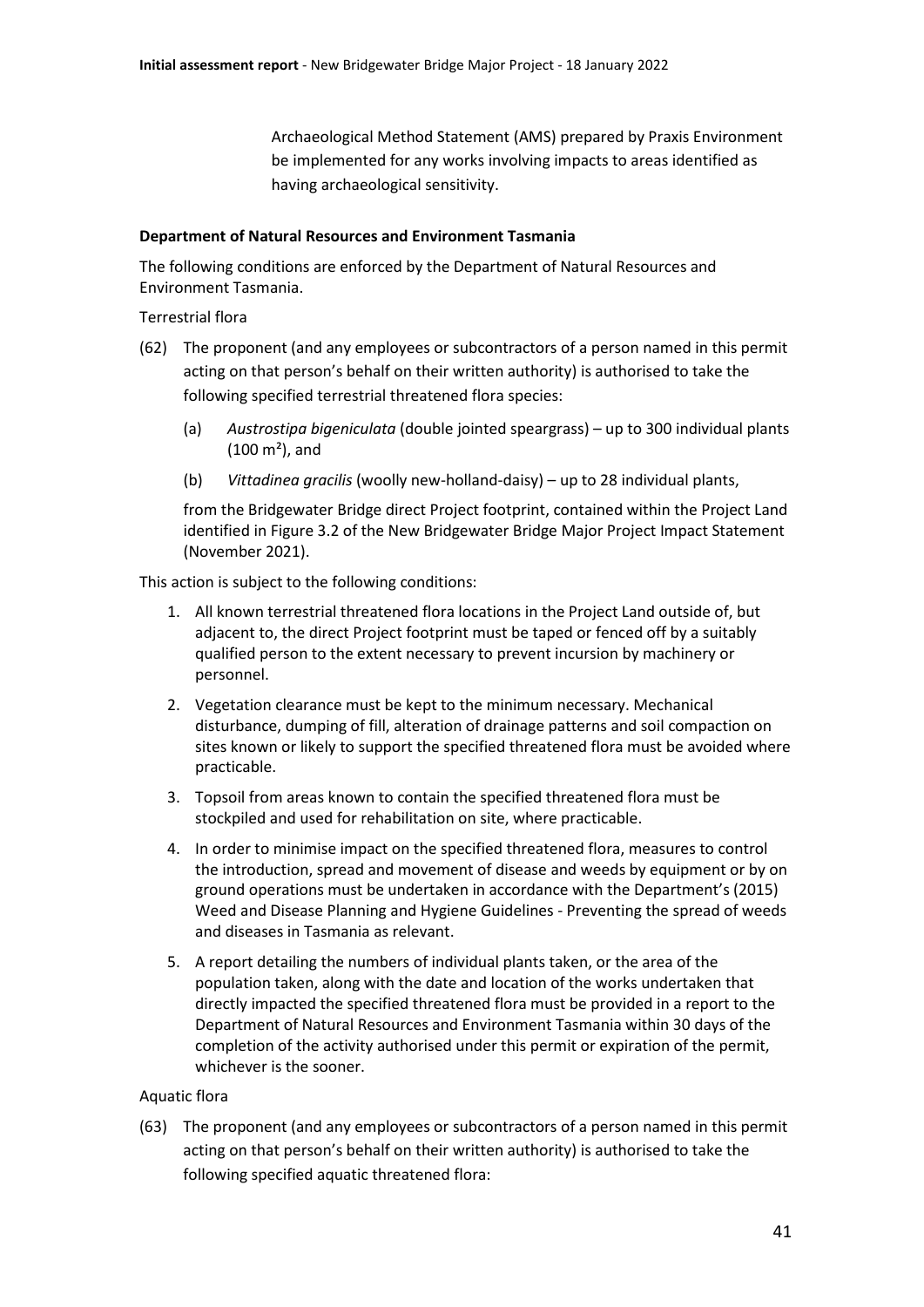Archaeological Method Statement (AMS) prepared by Praxis Environment be implemented for any works involving impacts to areas identified as having archaeological sensitivity.

**Department of Natural Resources and Environment Tasmania**

The following conditions are enforced by the Department of Natural Resources and Environment Tasmania.

Terrestrial flora

(62) The proponent (and any employees or subcontractors of a person named in this permit acting on that person's behalf on their written authority) is authorised to take the following specified terrestrial threatened flora species:

(a) *Austrostipa bigeniculata* (double jointed speargrass) – up to 300 individual plants (100 m²), and

(b) *Vittadinea gracilis* (woolly new-holland-daisy) – up to 28 individual plants,

from the Bridgewater Bridge direct Project footprint, contained within the Project Land identified in Figure 3.2 of the New Bridgewater Bridge Major Project Impact Statement (November 2021).

This action is subject to the following conditions:

1. All known terrestrial threatened flora locations in the Project Land outside of, but adjacent to, the direct Project footprint must be taped or fenced off by a suitably qualified person to the extent necessary to prevent incursion by machinery or personnel.
2. Vegetation clearance must be kept to the minimum necessary. Mechanical disturbance, dumping of fill, alteration of drainage patterns and soil compaction on sites known or likely to support the specified threatened flora must be avoided where practicable.
3. Topsoil from areas known to contain the specified threatened flora must be stockpiled and used for rehabilitation on site, where practicable.
4. In order to minimise impact on the specified threatened flora, measures to control the introduction, spread and movement of disease and weeds by equipment or by on ground operations must be undertaken in accordance with the Department's (2015) Weed and Disease Planning and Hygiene Guidelines - Preventing the spread of weeds and diseases in Tasmania as relevant.
5. A report detailing the numbers of individual plants taken, or the area of the population taken, along with the date and location of the works undertaken that directly impacted the specified threatened flora must be provided in a report to the Department of Natural Resources and Environment Tasmania within 30 days of the completion of the activity authorised under this permit or expiration of the permit, whichever is the sooner.

Aquatic flora

(63) The proponent (and any employees or subcontractors of a person named in this permit acting on that person's behalf on their written authority) is authorised to take the following specified aquatic threatened flora: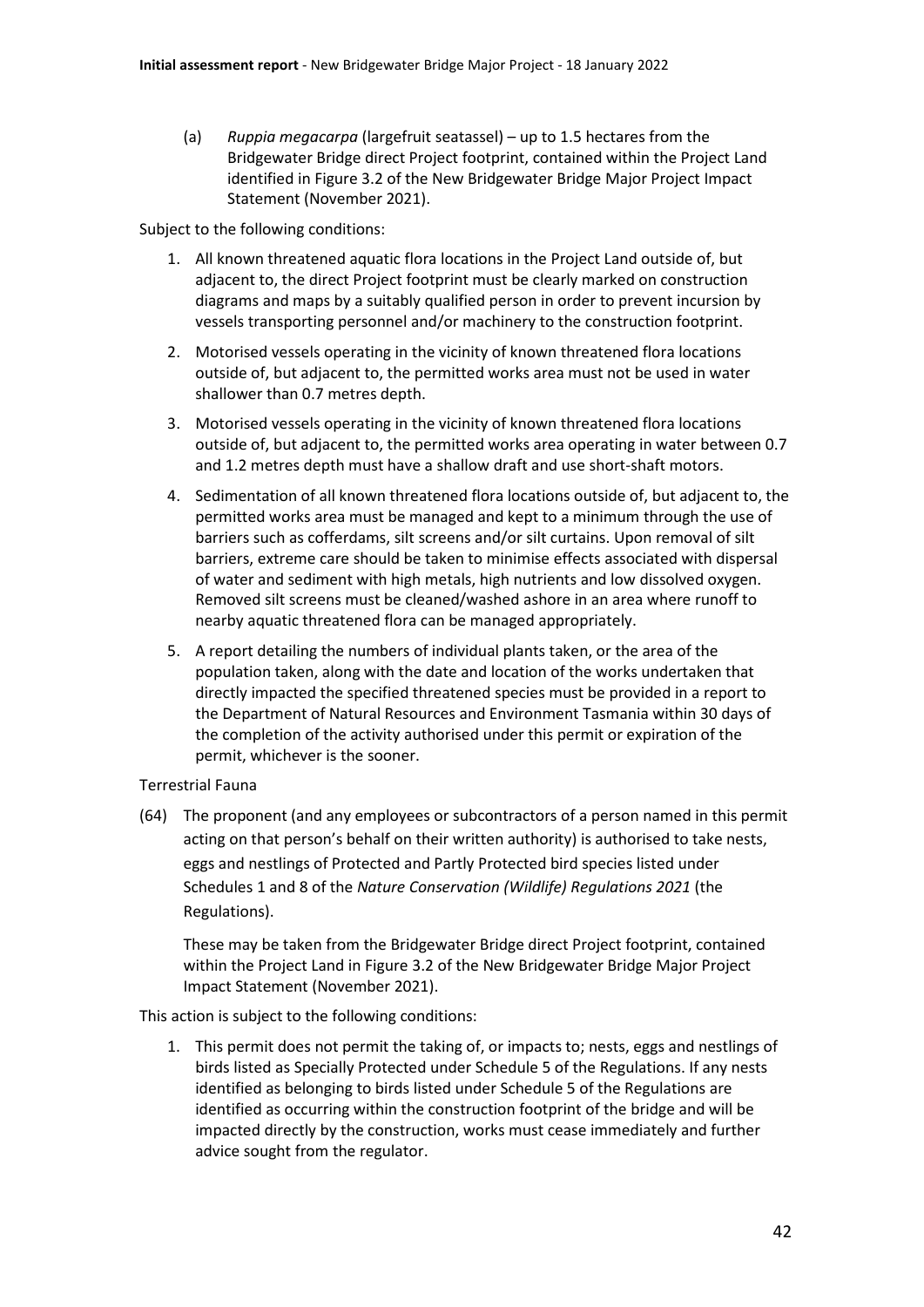(a) *Ruppia megacarpa* (largefruit seatassel) – up to 1.5 hectares from the Bridgewater Bridge direct Project footprint, contained within the Project Land identified in Figure 3.2 of the New Bridgewater Bridge Major Project Impact Statement (November 2021).

Subject to the following conditions:

1. All known threatened aquatic flora locations in the Project Land outside of, but adjacent to, the direct Project footprint must be clearly marked on construction diagrams and maps by a suitably qualified person in order to prevent incursion by vessels transporting personnel and/or machinery to the construction footprint.
2. Motorised vessels operating in the vicinity of known threatened flora locations outside of, but adjacent to, the permitted works area must not be used in water shallower than 0.7 metres depth.
3. Motorised vessels operating in the vicinity of known threatened flora locations outside of, but adjacent to, the permitted works area operating in water between 0.7 and 1.2 metres depth must have a shallow draft and use short-shaft motors.
4. Sedimentation of all known threatened flora locations outside of, but adjacent to, the permitted works area must be managed and kept to a minimum through the use of barriers such as cofferdams, silt screens and/or silt curtains. Upon removal of silt barriers, extreme care should be taken to minimise effects associated with dispersal of water and sediment with high metals, high nutrients and low dissolved oxygen. Removed silt screens must be cleaned/washed ashore in an area where runoff to nearby aquatic threatened flora can be managed appropriately.
5. A report detailing the numbers of individual plants taken, or the area of the population taken, along with the date and location of the works undertaken that directly impacted the specified threatened species must be provided in a report to the Department of Natural Resources and Environment Tasmania within 30 days of the completion of the activity authorised under this permit or expiration of the permit, whichever is the sooner.

Terrestrial Fauna

(64) The proponent (and any employees or subcontractors of a person named in this permit acting on that person's behalf on their written authority) is authorised to take nests, eggs and nestlings of Protected and Partly Protected bird species listed under Schedules 1 and 8 of the *Nature Conservation (Wildlife) Regulations 2021* (the Regulations).

These may be taken from the Bridgewater Bridge direct Project footprint, contained within the Project Land in Figure 3.2 of the New Bridgewater Bridge Major Project Impact Statement (November 2021).

This action is subject to the following conditions:

1. This permit does not permit the taking of, or impacts to; nests, eggs and nestlings of birds listed as Specially Protected under Schedule 5 of the Regulations. If any nests identified as belonging to birds listed under Schedule 5 of the Regulations are identified as occurring within the construction footprint of the bridge and will be impacted directly by the construction, works must cease immediately and further advice sought from the regulator.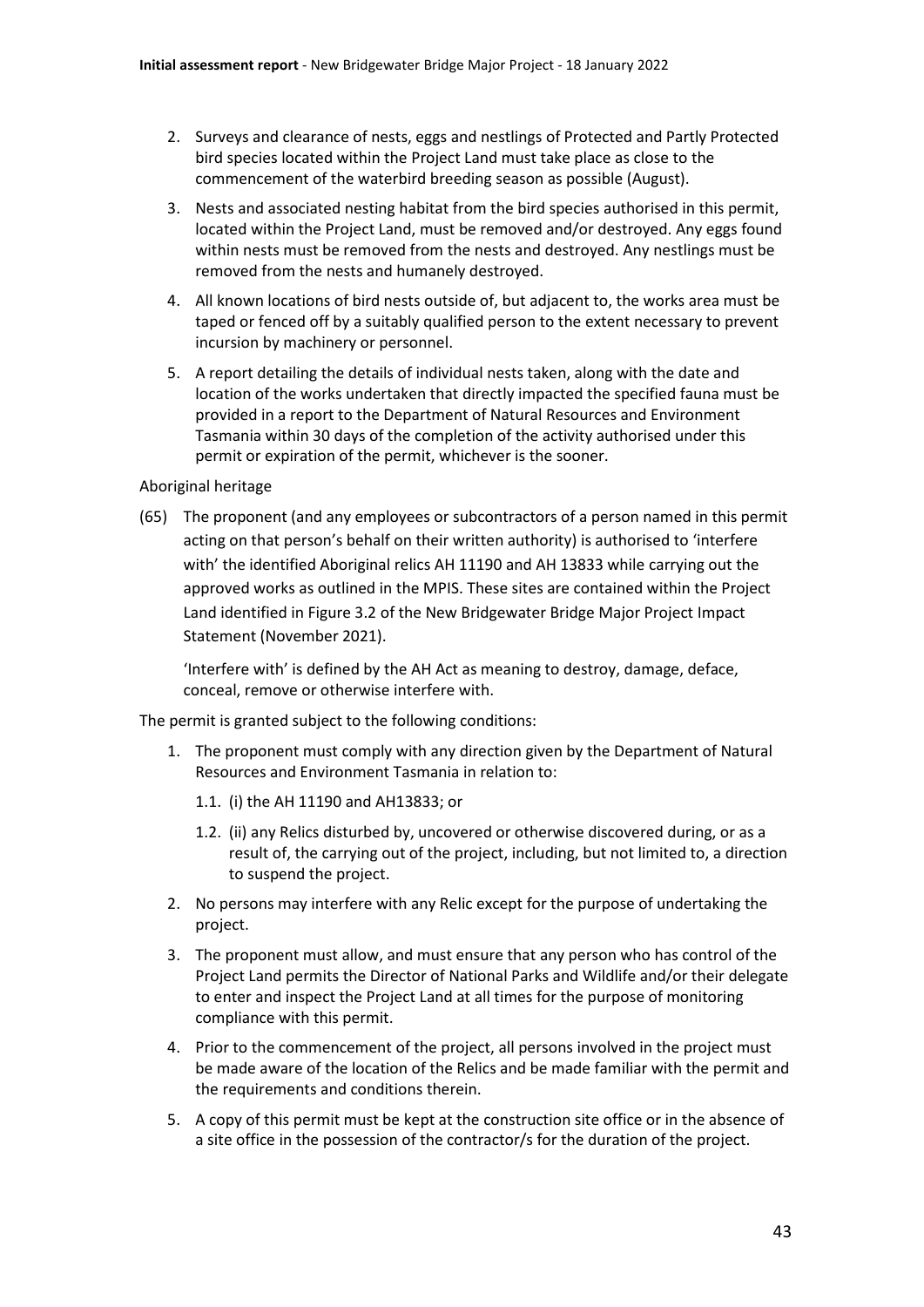2. Surveys and clearance of nests, eggs and nestlings of Protected and Partly Protected bird species located within the Project Land must take place as close to the commencement of the waterbird breeding season as possible (August).
3. Nests and associated nesting habitat from the bird species authorised in this permit, located within the Project Land, must be removed and/or destroyed. Any eggs found within nests must be removed from the nests and destroyed. Any nestlings must be removed from the nests and humanely destroyed.
4. All known locations of bird nests outside of, but adjacent to, the works area must be taped or fenced off by a suitably qualified person to the extent necessary to prevent incursion by machinery or personnel.
5. A report detailing the details of individual nests taken, along with the date and location of the works undertaken that directly impacted the specified fauna must be provided in a report to the Department of Natural Resources and Environment Tasmania within 30 days of the completion of the activity authorised under this permit or expiration of the permit, whichever is the sooner.

Aboriginal heritage

(65) The proponent (and any employees or subcontractors of a person named in this permit acting on that person's behalf on their written authority) is authorised to 'interfere with' the identified Aboriginal relics AH 11190 and AH 13833 while carrying out the approved works as outlined in the MPIS. These sites are contained within the Project Land identified in Figure 3.2 of the New Bridgewater Bridge Major Project Impact Statement (November 2021).

'Interfere with' is defined by the AH Act as meaning to destroy, damage, deface, conceal, remove or otherwise interfere with.

The permit is granted subject to the following conditions:

1. The proponent must comply with any direction given by the Department of Natural Resources and Environment Tasmania in relation to:
   1.1. (i) the AH 11190 and AH13833; or
   1.2. (ii) any Relics disturbed by, uncovered or otherwise discovered during, or as a result of, the carrying out of the project, including, but not limited to, a direction to suspend the project.
2. No persons may interfere with any Relic except for the purpose of undertaking the project.
3. The proponent must allow, and must ensure that any person who has control of the Project Land permits the Director of National Parks and Wildlife and/or their delegate to enter and inspect the Project Land at all times for the purpose of monitoring compliance with this permit.
4. Prior to the commencement of the project, all persons involved in the project must be made aware of the location of the Relics and be made familiar with the permit and the requirements and conditions therein.
5. A copy of this permit must be kept at the construction site office or in the absence of a site office in the possession of the contractor/s for the duration of the project.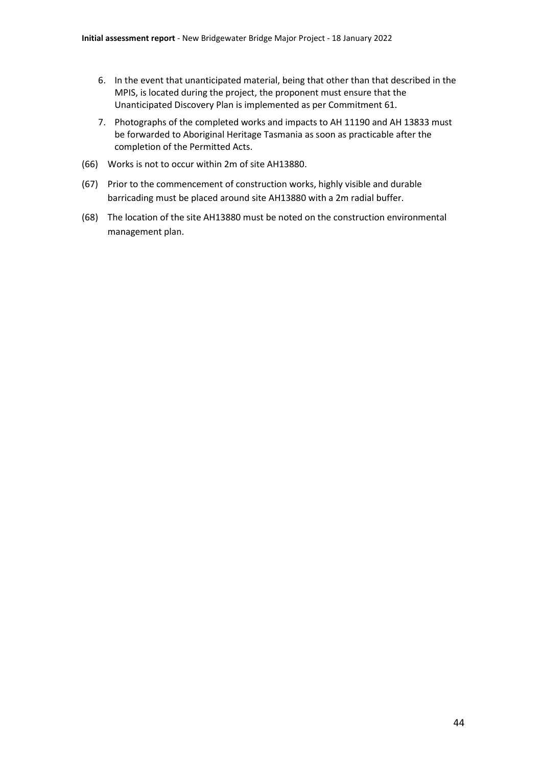6. In the event that unanticipated material, being that other than that described in the MPIS, is located during the project, the proponent must ensure that the Unanticipated Discovery Plan is implemented as per Commitment 61.

7. Photographs of the completed works and impacts to AH 11190 and AH 13833 must be forwarded to Aboriginal Heritage Tasmania as soon as practicable after the completion of the Permitted Acts.

(66) Works is not to occur within 2m of site AH13880.

(67) Prior to the commencement of construction works, highly visible and durable barricading must be placed around site AH13880 with a 2m radial buffer.

(68) The location of the site AH13880 must be noted on the construction environmental management plan.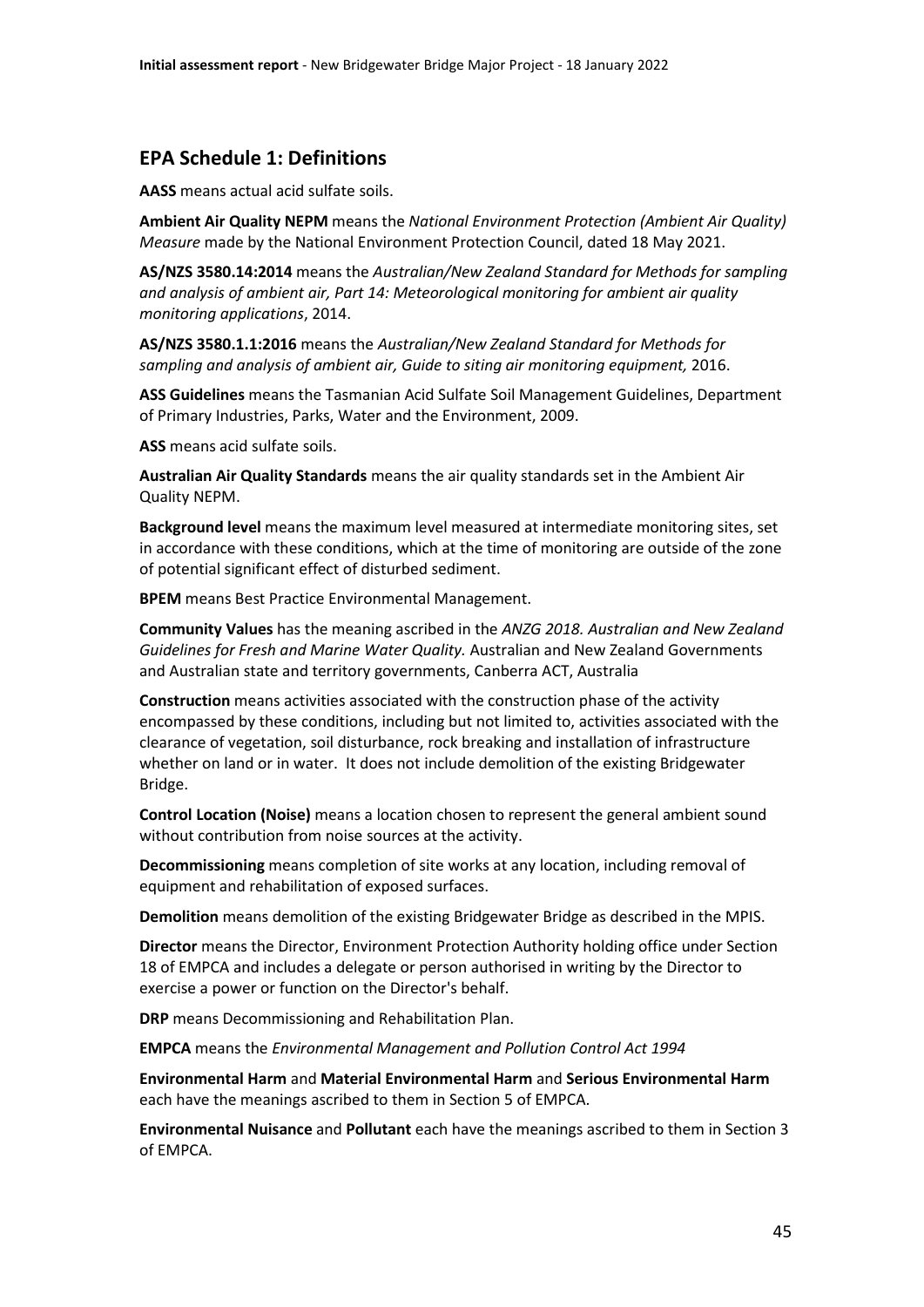## EPA Schedule 1: Definitions

**AASS** means actual acid sulfate soils.

**Ambient Air Quality NEPM** means the *National Environment Protection (Ambient Air Quality) Measure* made by the National Environment Protection Council, dated 18 May 2021.

**AS/NZS 3580.14:2014** means the *Australian/New Zealand Standard for Methods for sampling and analysis of ambient air, Part 14: Meteorological monitoring for ambient air quality monitoring applications*, 2014.

**AS/NZS 3580.1.1:2016** means the *Australian/New Zealand Standard for Methods for sampling and analysis of ambient air, Guide to siting air monitoring equipment,* 2016.

**ASS Guidelines** means the Tasmanian Acid Sulfate Soil Management Guidelines, Department of Primary Industries, Parks, Water and the Environment, 2009.

**ASS** means acid sulfate soils.

**Australian Air Quality Standards** means the air quality standards set in the Ambient Air Quality NEPM.

**Background level** means the maximum level measured at intermediate monitoring sites, set in accordance with these conditions, which at the time of monitoring are outside of the zone of potential significant effect of disturbed sediment.

**BPEM** means Best Practice Environmental Management.

**Community Values** has the meaning ascribed in the *ANZG 2018. Australian and New Zealand Guidelines for Fresh and Marine Water Quality.* Australian and New Zealand Governments and Australian state and territory governments, Canberra ACT, Australia

**Construction** means activities associated with the construction phase of the activity encompassed by these conditions, including but not limited to, activities associated with the clearance of vegetation, soil disturbance, rock breaking and installation of infrastructure whether on land or in water. It does not include demolition of the existing Bridgewater Bridge.

**Control Location (Noise)** means a location chosen to represent the general ambient sound without contribution from noise sources at the activity.

**Decommissioning** means completion of site works at any location, including removal of equipment and rehabilitation of exposed surfaces.

**Demolition** means demolition of the existing Bridgewater Bridge as described in the MPIS.

**Director** means the Director, Environment Protection Authority holding office under Section 18 of EMPCA and includes a delegate or person authorised in writing by the Director to exercise a power or function on the Director's behalf.

**DRP** means Decommissioning and Rehabilitation Plan.

**EMPCA** means the *Environmental Management and Pollution Control Act 1994*

**Environmental Harm** and **Material Environmental Harm** and **Serious Environmental Harm** each have the meanings ascribed to them in Section 5 of EMPCA.

**Environmental Nuisance** and **Pollutant** each have the meanings ascribed to them in Section 3 of EMPCA.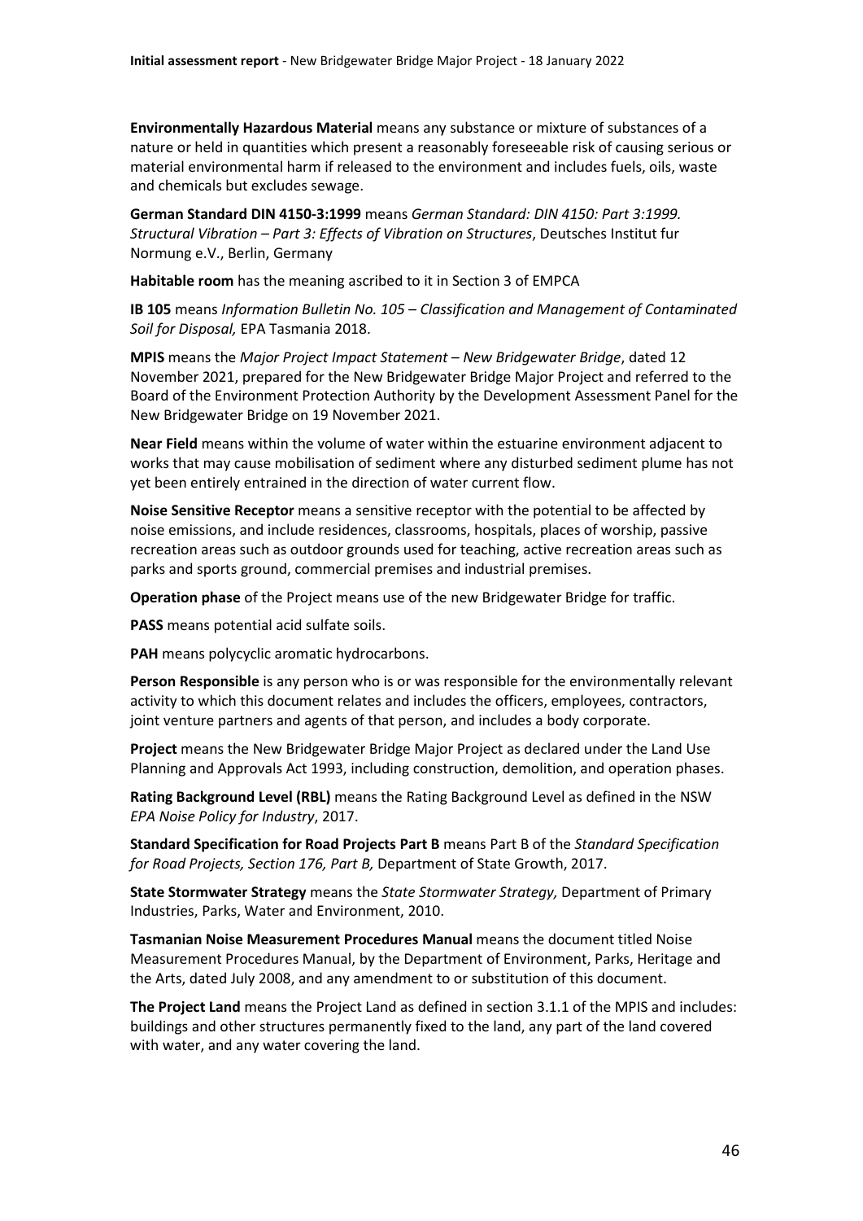**Environmentally Hazardous Material** means any substance or mixture of substances of a nature or held in quantities which present a reasonably foreseeable risk of causing serious or material environmental harm if released to the environment and includes fuels, oils, waste and chemicals but excludes sewage.

**German Standard DIN 4150-3:1999** means *German Standard: DIN 4150: Part 3:1999. Structural Vibration – Part 3: Effects of Vibration on Structures*, Deutsches Institut fur Normung e.V., Berlin, Germany

**Habitable room** has the meaning ascribed to it in Section 3 of EMPCA

**IB 105** means *Information Bulletin No. 105 – Classification and Management of Contaminated Soil for Disposal,* EPA Tasmania 2018.

**MPIS** means the *Major Project Impact Statement – New Bridgewater Bridge*, dated 12 November 2021, prepared for the New Bridgewater Bridge Major Project and referred to the Board of the Environment Protection Authority by the Development Assessment Panel for the New Bridgewater Bridge on 19 November 2021.

**Near Field** means within the volume of water within the estuarine environment adjacent to works that may cause mobilisation of sediment where any disturbed sediment plume has not yet been entirely entrained in the direction of water current flow.

**Noise Sensitive Receptor** means a sensitive receptor with the potential to be affected by noise emissions, and include residences, classrooms, hospitals, places of worship, passive recreation areas such as outdoor grounds used for teaching, active recreation areas such as parks and sports ground, commercial premises and industrial premises.

**Operation phase** of the Project means use of the new Bridgewater Bridge for traffic.

**PASS** means potential acid sulfate soils.

**PAH** means polycyclic aromatic hydrocarbons.

**Person Responsible** is any person who is or was responsible for the environmentally relevant activity to which this document relates and includes the officers, employees, contractors, joint venture partners and agents of that person, and includes a body corporate.

**Project** means the New Bridgewater Bridge Major Project as declared under the Land Use Planning and Approvals Act 1993, including construction, demolition, and operation phases.

**Rating Background Level (RBL)** means the Rating Background Level as defined in the NSW *EPA Noise Policy for Industry*, 2017.

**Standard Specification for Road Projects Part B** means Part B of the *Standard Specification for Road Projects, Section 176, Part B,* Department of State Growth, 2017.

**State Stormwater Strategy** means the *State Stormwater Strategy,* Department of Primary Industries, Parks, Water and Environment, 2010.

**Tasmanian Noise Measurement Procedures Manual** means the document titled Noise Measurement Procedures Manual, by the Department of Environment, Parks, Heritage and the Arts, dated July 2008, and any amendment to or substitution of this document.

**The Project Land** means the Project Land as defined in section 3.1.1 of the MPIS and includes: buildings and other structures permanently fixed to the land, any part of the land covered with water, and any water covering the land.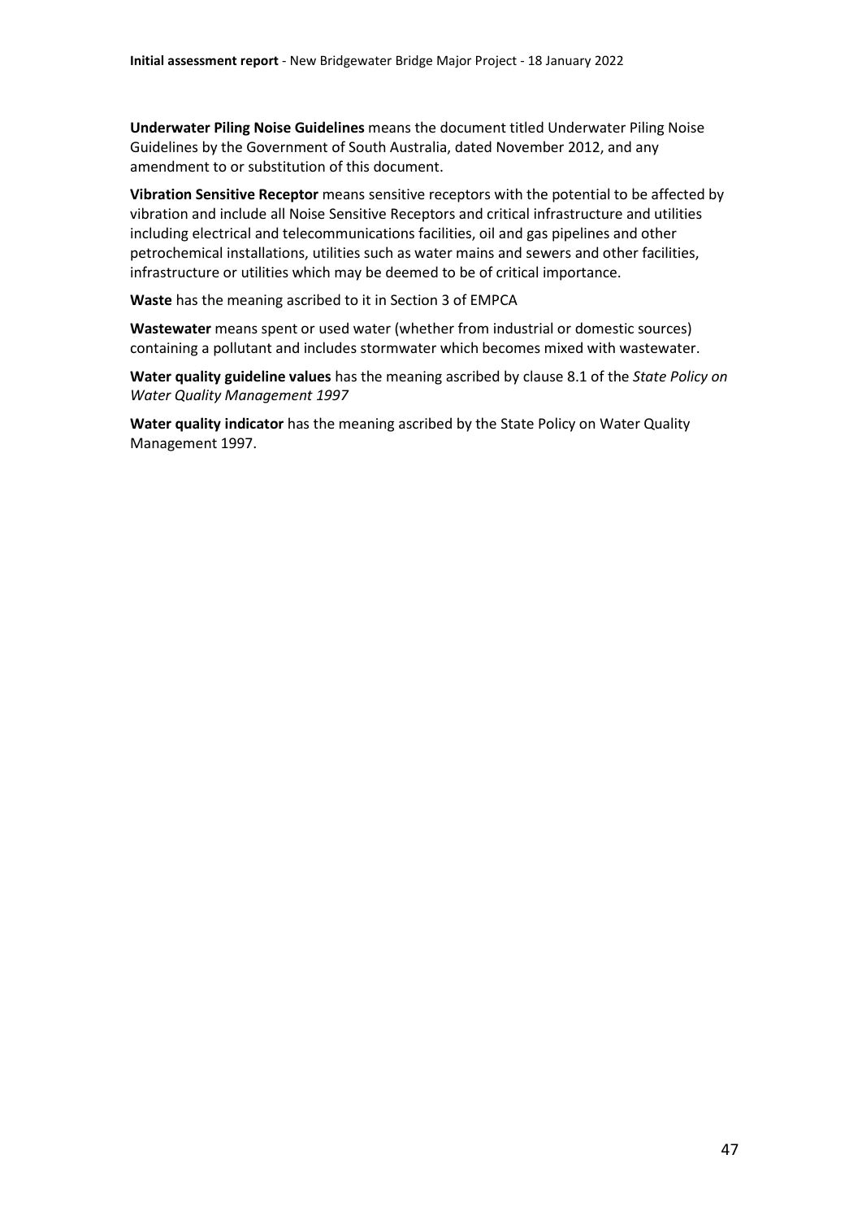**Underwater Piling Noise Guidelines** means the document titled Underwater Piling Noise Guidelines by the Government of South Australia, dated November 2012, and any amendment to or substitution of this document.

**Vibration Sensitive Receptor** means sensitive receptors with the potential to be affected by vibration and include all Noise Sensitive Receptors and critical infrastructure and utilities including electrical and telecommunications facilities, oil and gas pipelines and other petrochemical installations, utilities such as water mains and sewers and other facilities, infrastructure or utilities which may be deemed to be of critical importance.

**Waste** has the meaning ascribed to it in Section 3 of EMPCA

**Wastewater** means spent or used water (whether from industrial or domestic sources) containing a pollutant and includes stormwater which becomes mixed with wastewater.

**Water quality guideline values** has the meaning ascribed by clause 8.1 of the *State Policy on Water Quality Management 1997*

**Water quality indicator** has the meaning ascribed by the State Policy on Water Quality Management 1997.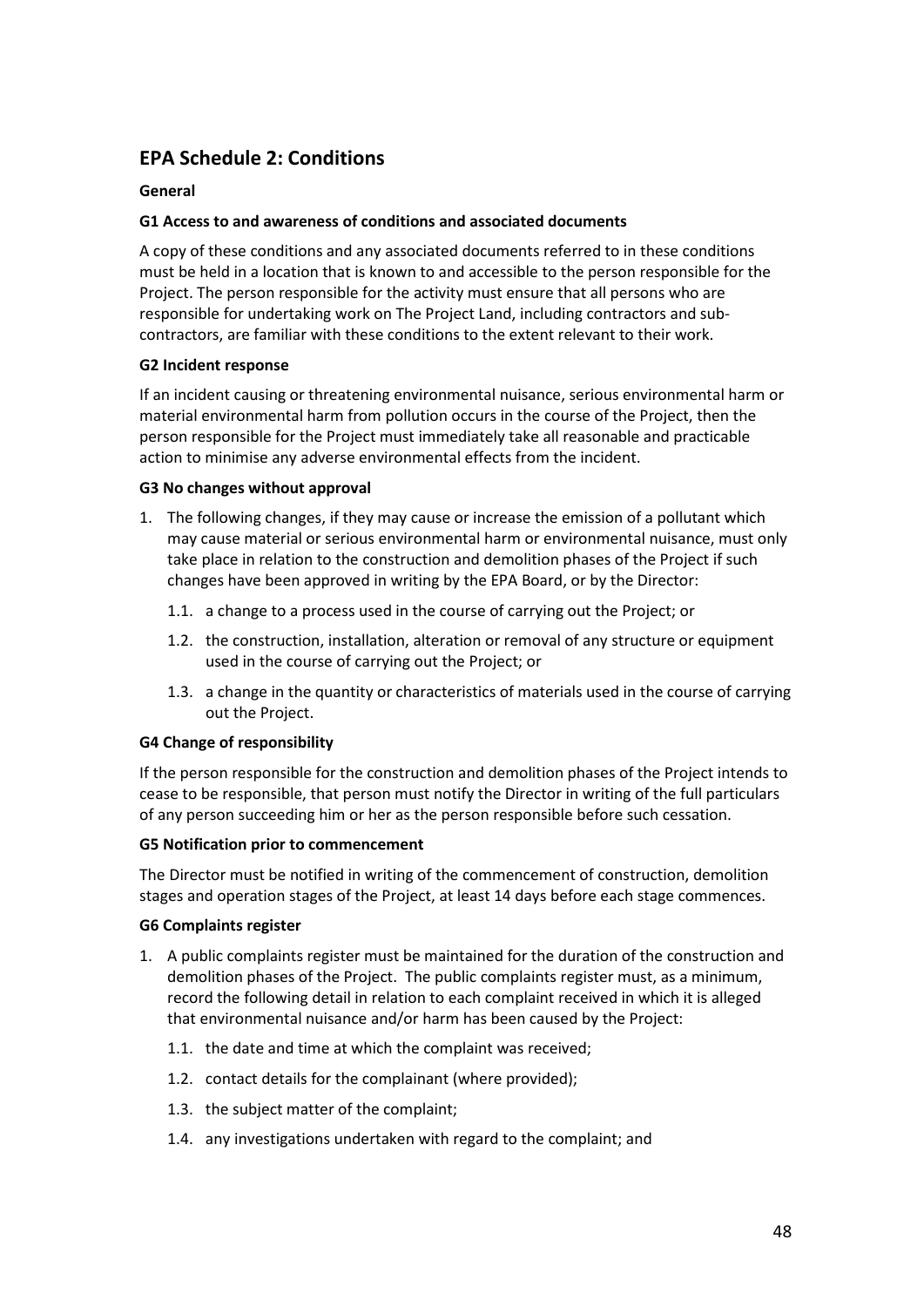## EPA Schedule 2: Conditions

**General**

**G1 Access to and awareness of conditions and associated documents**

A copy of these conditions and any associated documents referred to in these conditions must be held in a location that is known to and accessible to the person responsible for the Project. The person responsible for the activity must ensure that all persons who are responsible for undertaking work on The Project Land, including contractors and sub-contractors, are familiar with these conditions to the extent relevant to their work.

**G2 Incident response**

If an incident causing or threatening environmental nuisance, serious environmental harm or material environmental harm from pollution occurs in the course of the Project, then the person responsible for the Project must immediately take all reasonable and practicable action to minimise any adverse environmental effects from the incident.

**G3 No changes without approval**

1. The following changes, if they may cause or increase the emission of a pollutant which may cause material or serious environmental harm or environmental nuisance, must only take place in relation to the construction and demolition phases of the Project if such changes have been approved in writing by the EPA Board, or by the Director:
   - 1.1. a change to a process used in the course of carrying out the Project; or
   - 1.2. the construction, installation, alteration or removal of any structure or equipment used in the course of carrying out the Project; or
   - 1.3. a change in the quantity or characteristics of materials used in the course of carrying out the Project.

**G4 Change of responsibility**

If the person responsible for the construction and demolition phases of the Project intends to cease to be responsible, that person must notify the Director in writing of the full particulars of any person succeeding him or her as the person responsible before such cessation.

**G5 Notification prior to commencement**

The Director must be notified in writing of the commencement of construction, demolition stages and operation stages of the Project, at least 14 days before each stage commences.

**G6 Complaints register**

1. A public complaints register must be maintained for the duration of the construction and demolition phases of the Project. The public complaints register must, as a minimum, record the following detail in relation to each complaint received in which it is alleged that environmental nuisance and/or harm has been caused by the Project:
   - 1.1. the date and time at which the complaint was received;
   - 1.2. contact details for the complainant (where provided);
   - 1.3. the subject matter of the complaint;
   - 1.4. any investigations undertaken with regard to the complaint; and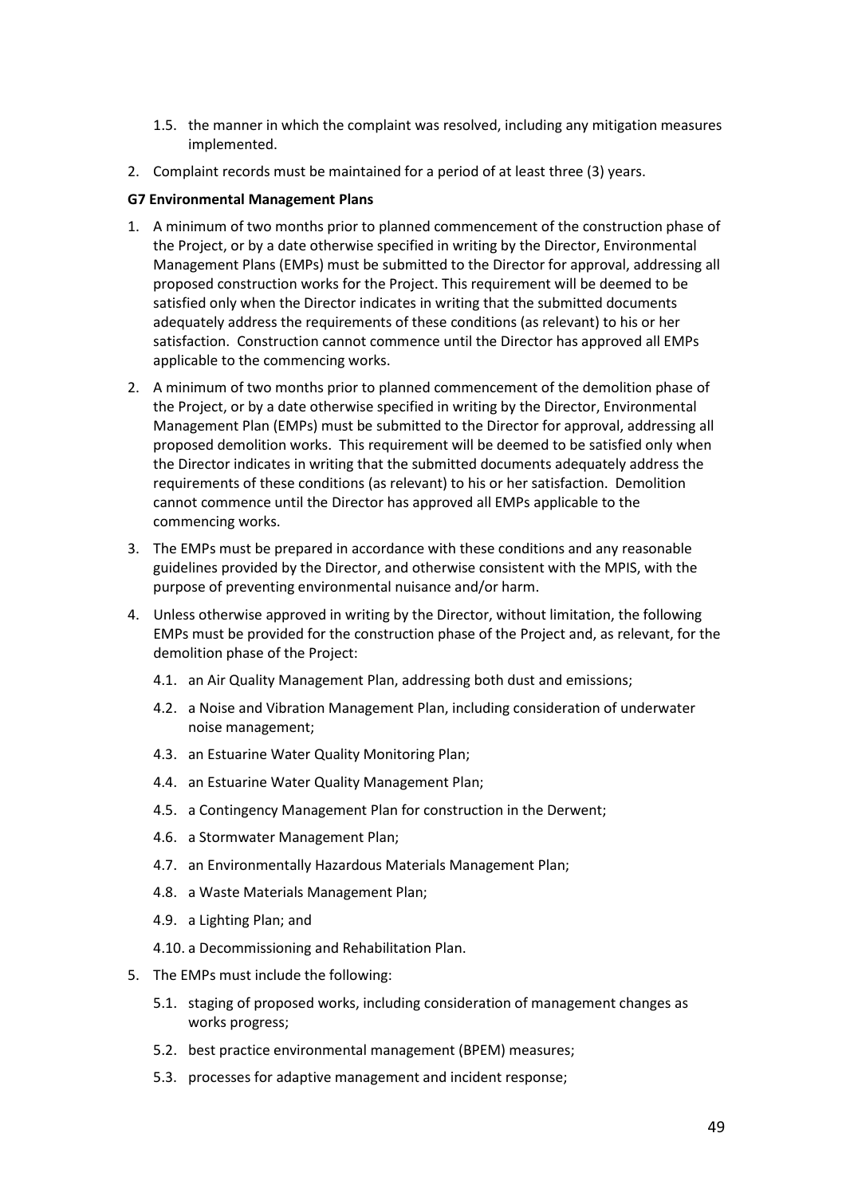1.5. the manner in which the complaint was resolved, including any mitigation measures implemented.

2. Complaint records must be maintained for a period of at least three (3) years.

**G7 Environmental Management Plans**

1. A minimum of two months prior to planned commencement of the construction phase of the Project, or by a date otherwise specified in writing by the Director, Environmental Management Plans (EMPs) must be submitted to the Director for approval, addressing all proposed construction works for the Project. This requirement will be deemed to be satisfied only when the Director indicates in writing that the submitted documents adequately address the requirements of these conditions (as relevant) to his or her satisfaction. Construction cannot commence until the Director has approved all EMPs applicable to the commencing works.

2. A minimum of two months prior to planned commencement of the demolition phase of the Project, or by a date otherwise specified in writing by the Director, Environmental Management Plan (EMPs) must be submitted to the Director for approval, addressing all proposed demolition works. This requirement will be deemed to be satisfied only when the Director indicates in writing that the submitted documents adequately address the requirements of these conditions (as relevant) to his or her satisfaction. Demolition cannot commence until the Director has approved all EMPs applicable to the commencing works.

3. The EMPs must be prepared in accordance with these conditions and any reasonable guidelines provided by the Director, and otherwise consistent with the MPIS, with the purpose of preventing environmental nuisance and/or harm.

4. Unless otherwise approved in writing by the Director, without limitation, the following EMPs must be provided for the construction phase of the Project and, as relevant, for the demolition phase of the Project:

   4.1. an Air Quality Management Plan, addressing both dust and emissions;

   4.2. a Noise and Vibration Management Plan, including consideration of underwater noise management;

   4.3. an Estuarine Water Quality Monitoring Plan;

   4.4. an Estuarine Water Quality Management Plan;

   4.5. a Contingency Management Plan for construction in the Derwent;

   4.6. a Stormwater Management Plan;

   4.7. an Environmentally Hazardous Materials Management Plan;

   4.8. a Waste Materials Management Plan;

   4.9. a Lighting Plan; and

   4.10. a Decommissioning and Rehabilitation Plan.

5. The EMPs must include the following:

   5.1. staging of proposed works, including consideration of management changes as works progress;

   5.2. best practice environmental management (BPEM) measures;

   5.3. processes for adaptive management and incident response;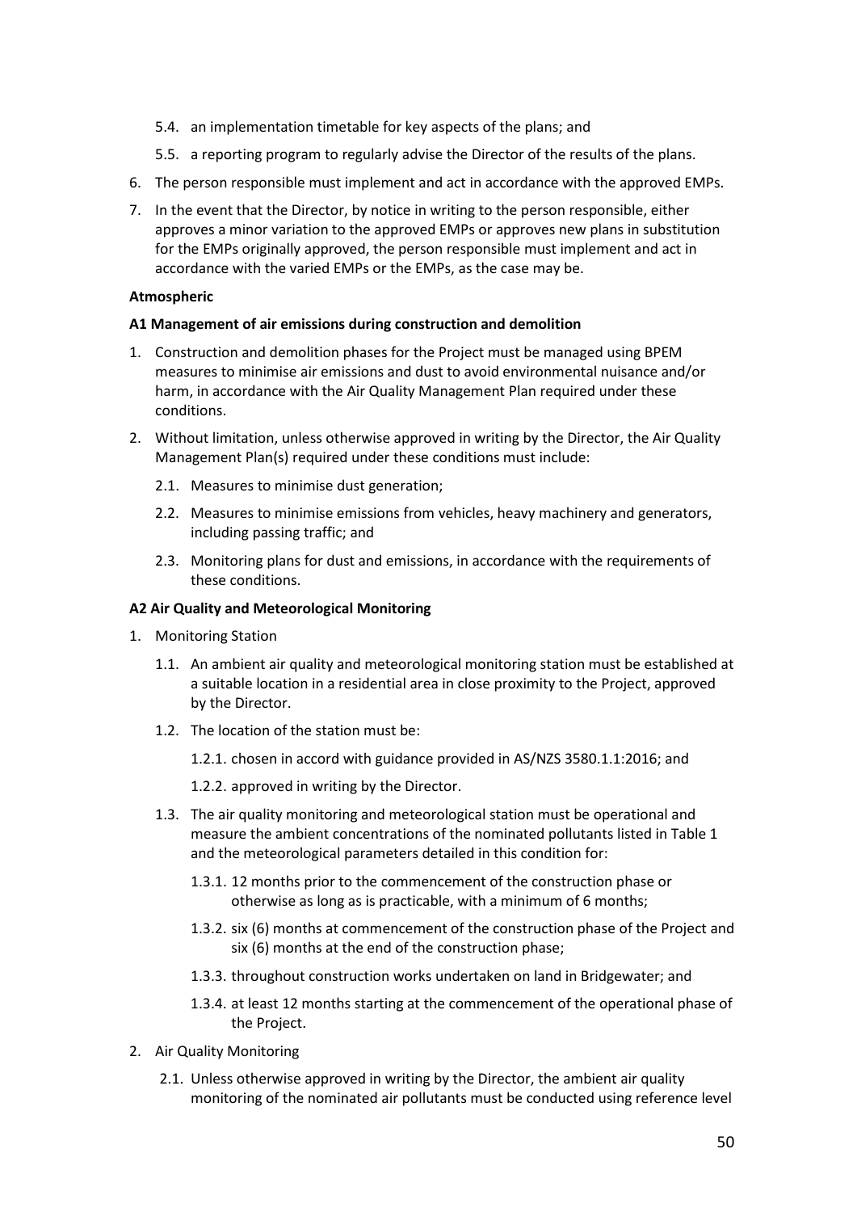5.4. an implementation timetable for key aspects of the plans; and

5.5. a reporting program to regularly advise the Director of the results of the plans.

6. The person responsible must implement and act in accordance with the approved EMPs.

7. In the event that the Director, by notice in writing to the person responsible, either approves a minor variation to the approved EMPs or approves new plans in substitution for the EMPs originally approved, the person responsible must implement and act in accordance with the varied EMPs or the EMPs, as the case may be.

**Atmospheric**

**A1 Management of air emissions during construction and demolition**

1. Construction and demolition phases for the Project must be managed using BPEM measures to minimise air emissions and dust to avoid environmental nuisance and/or harm, in accordance with the Air Quality Management Plan required under these conditions.

2. Without limitation, unless otherwise approved in writing by the Director, the Air Quality Management Plan(s) required under these conditions must include:

   2.1. Measures to minimise dust generation;

   2.2. Measures to minimise emissions from vehicles, heavy machinery and generators, including passing traffic; and

   2.3. Monitoring plans for dust and emissions, in accordance with the requirements of these conditions.

**A2 Air Quality and Meteorological Monitoring**

1. Monitoring Station

   1.1. An ambient air quality and meteorological monitoring station must be established at a suitable location in a residential area in close proximity to the Project, approved by the Director.

   1.2. The location of the station must be:

      1.2.1. chosen in accord with guidance provided in AS/NZS 3580.1.1:2016; and

      1.2.2. approved in writing by the Director.

   1.3. The air quality monitoring and meteorological station must be operational and measure the ambient concentrations of the nominated pollutants listed in Table 1 and the meteorological parameters detailed in this condition for:

      1.3.1. 12 months prior to the commencement of the construction phase or otherwise as long as is practicable, with a minimum of 6 months;

      1.3.2. six (6) months at commencement of the construction phase of the Project and six (6) months at the end of the construction phase;

      1.3.3. throughout construction works undertaken on land in Bridgewater; and

      1.3.4. at least 12 months starting at the commencement of the operational phase of the Project.

2. Air Quality Monitoring

   2.1. Unless otherwise approved in writing by the Director, the ambient air quality monitoring of the nominated air pollutants must be conducted using reference level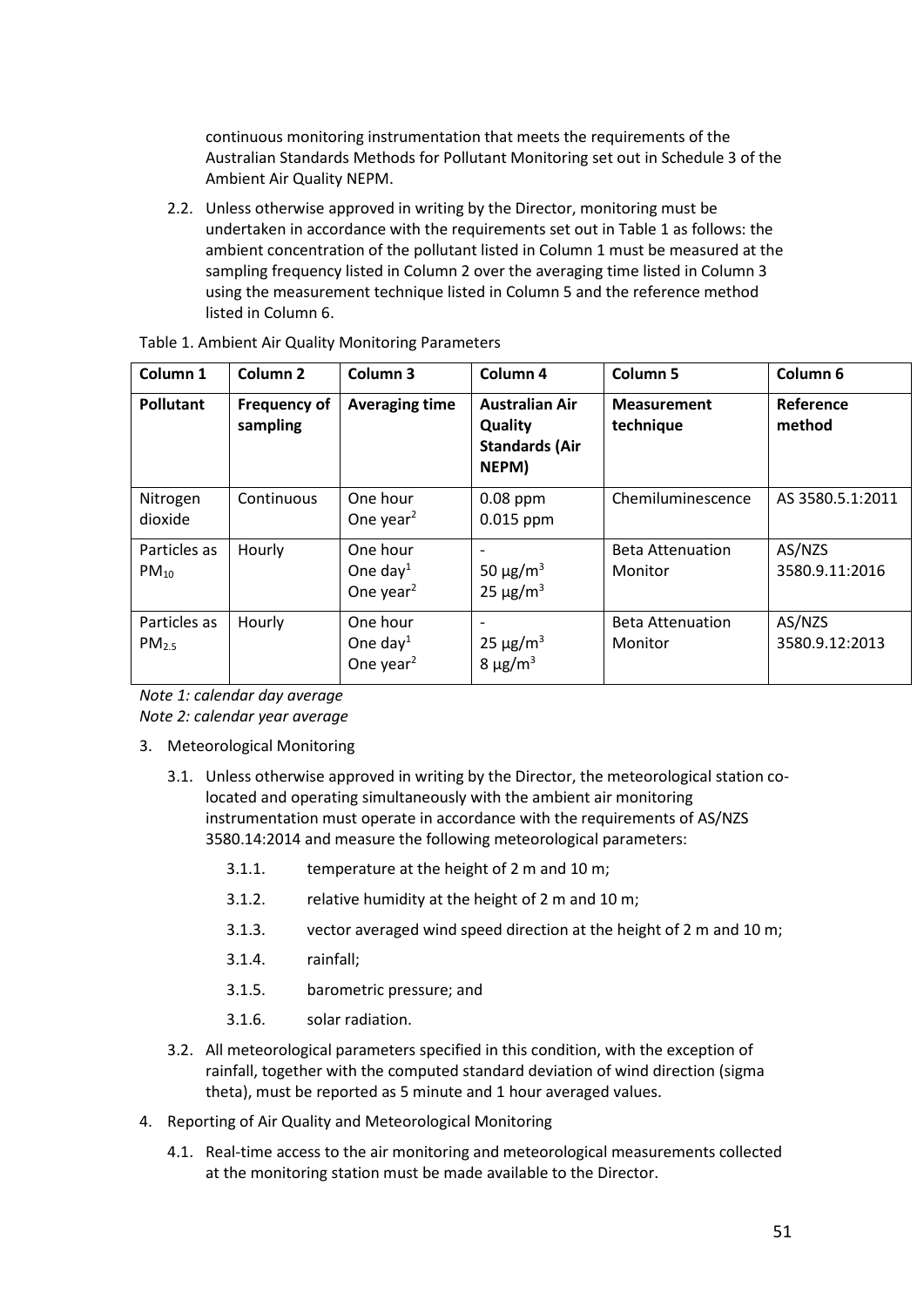continuous monitoring instrumentation that meets the requirements of the Australian Standards Methods for Pollutant Monitoring set out in Schedule 3 of the Ambient Air Quality NEPM.

2.2. Unless otherwise approved in writing by the Director, monitoring must be undertaken in accordance with the requirements set out in Table 1 as follows: the ambient concentration of the pollutant listed in Column 1 must be measured at the sampling frequency listed in Column 2 over the averaging time listed in Column 3 using the measurement technique listed in Column 5 and the reference method listed in Column 6.

Table 1. Ambient Air Quality Monitoring Parameters

| Column 1 | Column 2 | Column 3 | Column 4 | Column 5 | Column 6 |
|---|---|---|---|---|---|
| **Pollutant** | **Frequency of sampling** | **Averaging time** | **Australian Air Quality Standards (Air NEPM)** | **Measurement technique** | **Reference method** |
| Nitrogen dioxide | Continuous | One hour<br>One year[2] | 0.08 ppm<br>0.015 ppm | Chemiluminescence | AS 3580.5.1:2011 |
| Particles as $PM_{10}$ | Hourly | One hour<br>One day[1]<br>One year[2] | -<br>50 $\mu g/m^3$<br>25 $\mu g/m^3$ | Beta Attenuation Monitor | AS/NZS 3580.9.11:2016 |
| Particles as $PM_{2.5}$ | Hourly | One hour<br>One day[1]<br>One year[2] | -<br>25 $\mu g/m^3$<br>8 $\mu g/m^3$ | Beta Attenuation Monitor | AS/NZS 3580.9.12:2013 |

*Note 1: calendar day average*
*Note 2: calendar year average*

3. Meteorological Monitoring

3.1. Unless otherwise approved in writing by the Director, the meteorological station co-located and operating simultaneously with the ambient air monitoring instrumentation must operate in accordance with the requirements of AS/NZS 3580.14:2014 and measure the following meteorological parameters:

3.1.1. temperature at the height of 2 m and 10 m;

3.1.2. relative humidity at the height of 2 m and 10 m;

3.1.3. vector averaged wind speed direction at the height of 2 m and 10 m;

3.1.4. rainfall;

3.1.5. barometric pressure; and

3.1.6. solar radiation.

3.2. All meteorological parameters specified in this condition, with the exception of rainfall, together with the computed standard deviation of wind direction (sigma theta), must be reported as 5 minute and 1 hour averaged values.

4. Reporting of Air Quality and Meteorological Monitoring

4.1. Real-time access to the air monitoring and meteorological measurements collected at the monitoring station must be made available to the Director.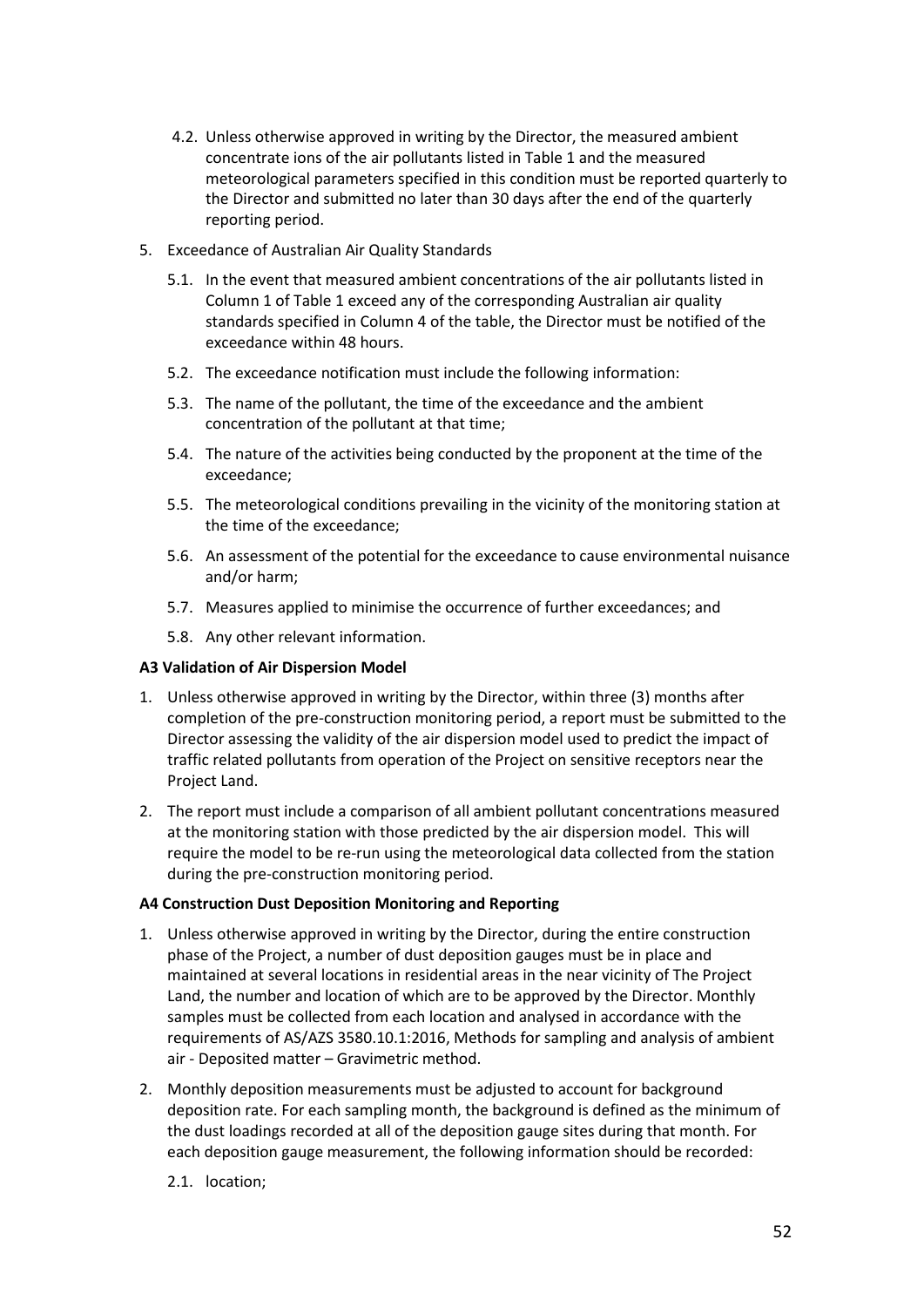4.2. Unless otherwise approved in writing by the Director, the measured ambient concentrate ions of the air pollutants listed in Table 1 and the measured meteorological parameters specified in this condition must be reported quarterly to the Director and submitted no later than 30 days after the end of the quarterly reporting period.

5. Exceedance of Australian Air Quality Standards

   5.1. In the event that measured ambient concentrations of the air pollutants listed in Column 1 of Table 1 exceed any of the corresponding Australian air quality standards specified in Column 4 of the table, the Director must be notified of the exceedance within 48 hours.

   5.2. The exceedance notification must include the following information:

   5.3. The name of the pollutant, the time of the exceedance and the ambient concentration of the pollutant at that time;

   5.4. The nature of the activities being conducted by the proponent at the time of the exceedance;

   5.5. The meteorological conditions prevailing in the vicinity of the monitoring station at the time of the exceedance;

   5.6. An assessment of the potential for the exceedance to cause environmental nuisance and/or harm;

   5.7. Measures applied to minimise the occurrence of further exceedances; and

   5.8. Any other relevant information.

**A3 Validation of Air Dispersion Model**

1. Unless otherwise approved in writing by the Director, within three (3) months after completion of the pre-construction monitoring period, a report must be submitted to the Director assessing the validity of the air dispersion model used to predict the impact of traffic related pollutants from operation of the Project on sensitive receptors near the Project Land.

2. The report must include a comparison of all ambient pollutant concentrations measured at the monitoring station with those predicted by the air dispersion model. This will require the model to be re-run using the meteorological data collected from the station during the pre-construction monitoring period.

**A4 Construction Dust Deposition Monitoring and Reporting**

1. Unless otherwise approved in writing by the Director, during the entire construction phase of the Project, a number of dust deposition gauges must be in place and maintained at several locations in residential areas in the near vicinity of The Project Land, the number and location of which are to be approved by the Director. Monthly samples must be collected from each location and analysed in accordance with the requirements of AS/AZS 3580.10.1:2016, Methods for sampling and analysis of ambient air - Deposited matter – Gravimetric method.

2. Monthly deposition measurements must be adjusted to account for background deposition rate. For each sampling month, the background is defined as the minimum of the dust loadings recorded at all of the deposition gauge sites during that month. For each deposition gauge measurement, the following information should be recorded:

   2.1. location;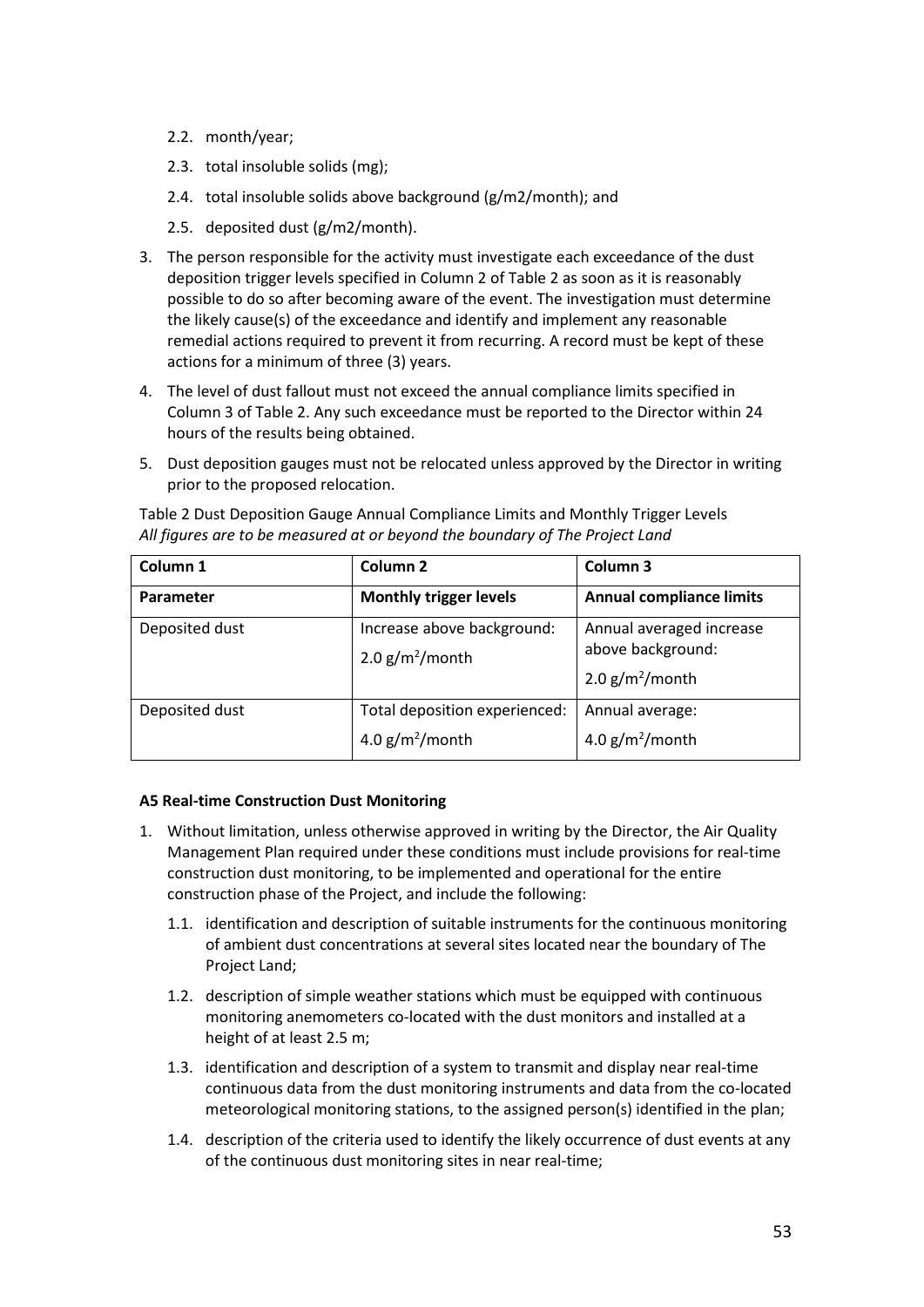2.2. month/year;

2.3. total insoluble solids (mg);

2.4. total insoluble solids above background (g/m2/month); and

2.5. deposited dust (g/m2/month).

3. The person responsible for the activity must investigate each exceedance of the dust deposition trigger levels specified in Column 2 of Table 2 as soon as it is reasonably possible to do so after becoming aware of the event. The investigation must determine the likely cause(s) of the exceedance and identify and implement any reasonable remedial actions required to prevent it from recurring. A record must be kept of these actions for a minimum of three (3) years.

4. The level of dust fallout must not exceed the annual compliance limits specified in Column 3 of Table 2. Any such exceedance must be reported to the Director within 24 hours of the results being obtained.

5. Dust deposition gauges must not be relocated unless approved by the Director in writing prior to the proposed relocation.

Table 2 Dust Deposition Gauge Annual Compliance Limits and Monthly Trigger Levels
*All figures are to be measured at or beyond the boundary of The Project Land*

| Column 1 | Column 2 | Column 3 |
|---|---|---|
| **Parameter** | **Monthly trigger levels** | **Annual compliance limits** |
| Deposited dust | Increase above background: 2.0 g/$m^2$/month | Annual averaged increase above background: 2.0 g/$m^2$/month |
| Deposited dust | Total deposition experienced: 4.0 g/$m^2$/month | Annual average: 4.0 g/$m^2$/month |

**A5 Real-time Construction Dust Monitoring**

1. Without limitation, unless otherwise approved in writing by the Director, the Air Quality Management Plan required under these conditions must include provisions for real-time construction dust monitoring, to be implemented and operational for the entire construction phase of the Project, and include the following:

   1.1. identification and description of suitable instruments for the continuous monitoring of ambient dust concentrations at several sites located near the boundary of The Project Land;

   1.2. description of simple weather stations which must be equipped with continuous monitoring anemometers co-located with the dust monitors and installed at a height of at least 2.5 m;

   1.3. identification and description of a system to transmit and display near real-time continuous data from the dust monitoring instruments and data from the co-located meteorological monitoring stations, to the assigned person(s) identified in the plan;

   1.4. description of the criteria used to identify the likely occurrence of dust events at any of the continuous dust monitoring sites in near real-time;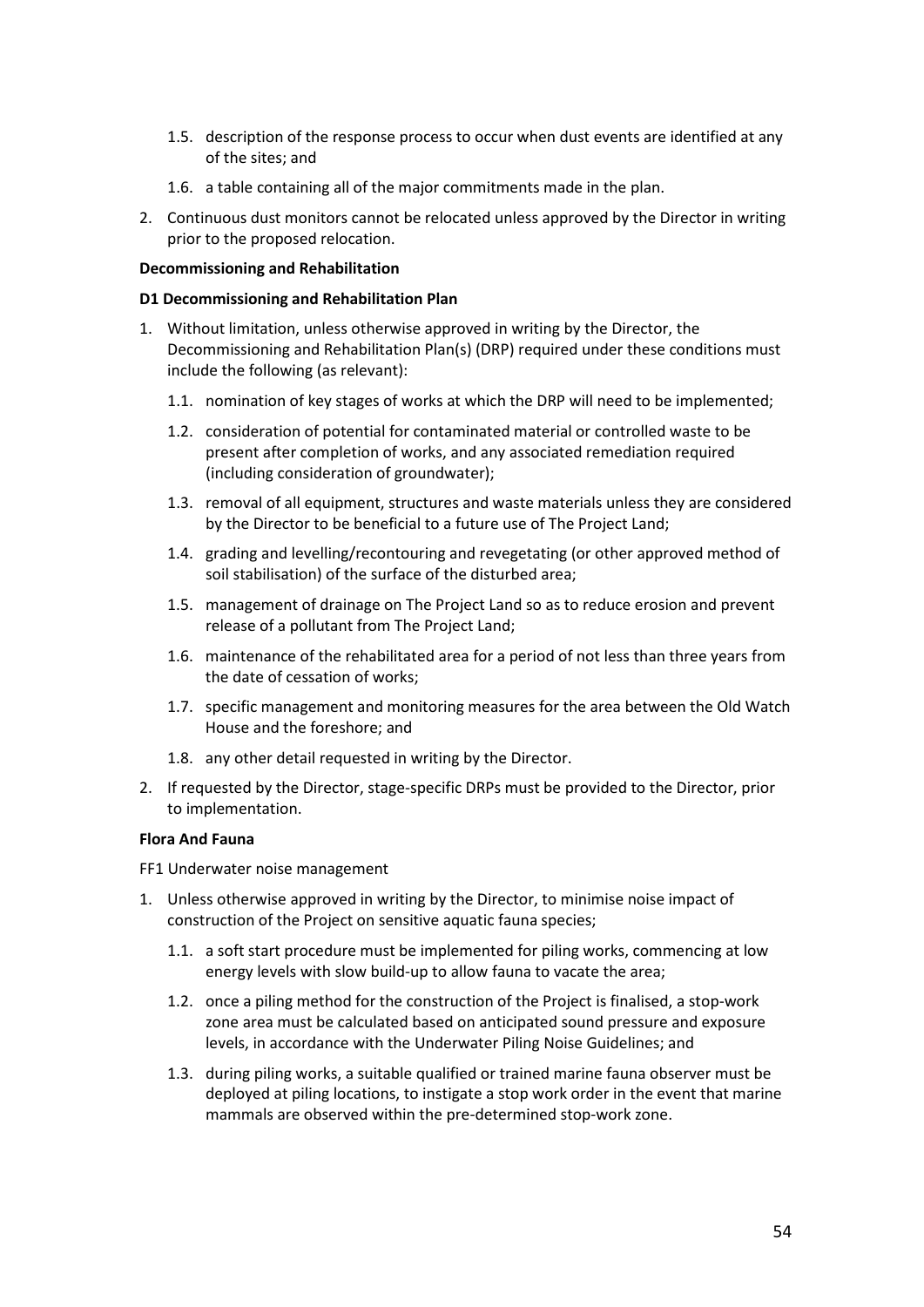1.5. description of the response process to occur when dust events are identified at any of the sites; and

1.6. a table containing all of the major commitments made in the plan.

2. Continuous dust monitors cannot be relocated unless approved by the Director in writing prior to the proposed relocation.

**Decommissioning and Rehabilitation**

**D1 Decommissioning and Rehabilitation Plan**

1. Without limitation, unless otherwise approved in writing by the Director, the Decommissioning and Rehabilitation Plan(s) (DRP) required under these conditions must include the following (as relevant):

   1.1. nomination of key stages of works at which the DRP will need to be implemented;

   1.2. consideration of potential for contaminated material or controlled waste to be present after completion of works, and any associated remediation required (including consideration of groundwater);

   1.3. removal of all equipment, structures and waste materials unless they are considered by the Director to be beneficial to a future use of The Project Land;

   1.4. grading and levelling/recontouring and revegetating (or other approved method of soil stabilisation) of the surface of the disturbed area;

   1.5. management of drainage on The Project Land so as to reduce erosion and prevent release of a pollutant from The Project Land;

   1.6. maintenance of the rehabilitated area for a period of not less than three years from the date of cessation of works;

   1.7. specific management and monitoring measures for the area between the Old Watch House and the foreshore; and

   1.8. any other detail requested in writing by the Director.

2. If requested by the Director, stage-specific DRPs must be provided to the Director, prior to implementation.

**Flora And Fauna**

FF1 Underwater noise management

1. Unless otherwise approved in writing by the Director, to minimise noise impact of construction of the Project on sensitive aquatic fauna species;

   1.1. a soft start procedure must be implemented for piling works, commencing at low energy levels with slow build-up to allow fauna to vacate the area;

   1.2. once a piling method for the construction of the Project is finalised, a stop-work zone area must be calculated based on anticipated sound pressure and exposure levels, in accordance with the Underwater Piling Noise Guidelines; and

   1.3. during piling works, a suitable qualified or trained marine fauna observer must be deployed at piling locations, to instigate a stop work order in the event that marine mammals are observed within the pre-determined stop-work zone.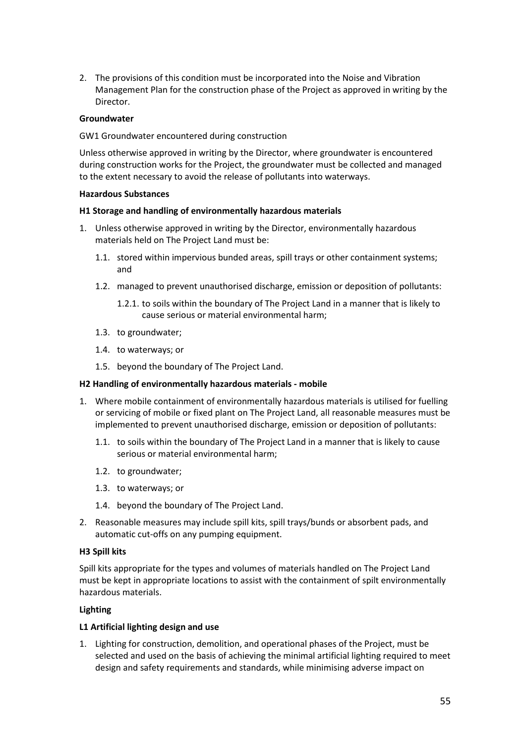2. The provisions of this condition must be incorporated into the Noise and Vibration Management Plan for the construction phase of the Project as approved in writing by the Director.

**Groundwater**

GW1 Groundwater encountered during construction

Unless otherwise approved in writing by the Director, where groundwater is encountered during construction works for the Project, the groundwater must be collected and managed to the extent necessary to avoid the release of pollutants into waterways.

**Hazardous Substances**

**H1 Storage and handling of environmentally hazardous materials**

1. Unless otherwise approved in writing by the Director, environmentally hazardous materials held on The Project Land must be:
   - 1.1. stored within impervious bunded areas, spill trays or other containment systems; and
   - 1.2. managed to prevent unauthorised discharge, emission or deposition of pollutants:
     - 1.2.1. to soils within the boundary of The Project Land in a manner that is likely to cause serious or material environmental harm;
   - 1.3. to groundwater;
   - 1.4. to waterways; or
   - 1.5. beyond the boundary of The Project Land.

**H2 Handling of environmentally hazardous materials - mobile**

1. Where mobile containment of environmentally hazardous materials is utilised for fuelling or servicing of mobile or fixed plant on The Project Land, all reasonable measures must be implemented to prevent unauthorised discharge, emission or deposition of pollutants:
   - 1.1. to soils within the boundary of The Project Land in a manner that is likely to cause serious or material environmental harm;
   - 1.2. to groundwater;
   - 1.3. to waterways; or
   - 1.4. beyond the boundary of The Project Land.
2. Reasonable measures may include spill kits, spill trays/bunds or absorbent pads, and automatic cut-offs on any pumping equipment.

**H3 Spill kits**

Spill kits appropriate for the types and volumes of materials handled on The Project Land must be kept in appropriate locations to assist with the containment of spilt environmentally hazardous materials.

**Lighting**

**L1 Artificial lighting design and use**

1. Lighting for construction, demolition, and operational phases of the Project, must be selected and used on the basis of achieving the minimal artificial lighting required to meet design and safety requirements and standards, while minimising adverse impact on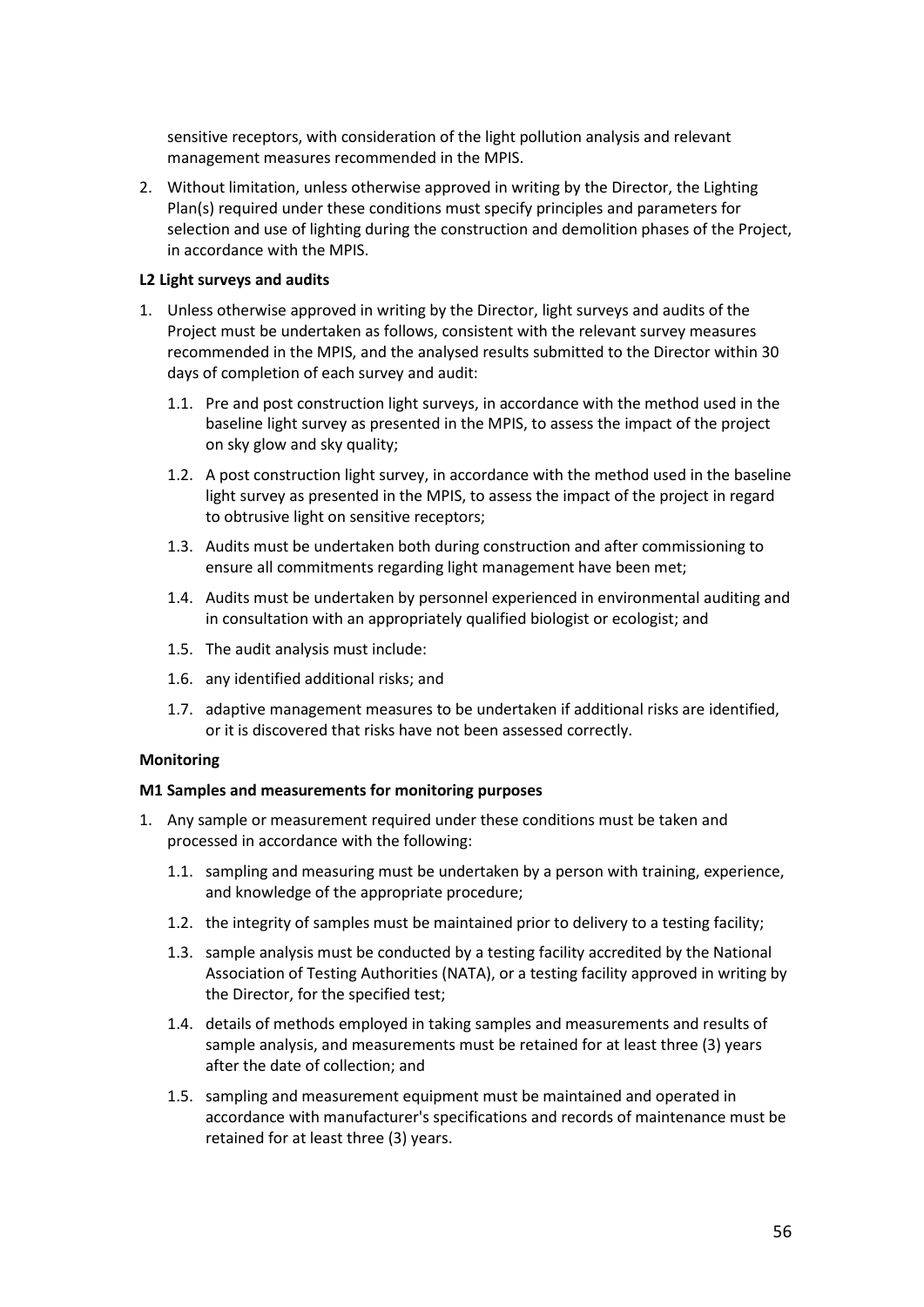sensitive receptors, with consideration of the light pollution analysis and relevant management measures recommended in the MPIS.

2. Without limitation, unless otherwise approved in writing by the Director, the Lighting Plan(s) required under these conditions must specify principles and parameters for selection and use of lighting during the construction and demolition phases of the Project, in accordance with the MPIS.

**L2 Light surveys and audits**

1. Unless otherwise approved in writing by the Director, light surveys and audits of the Project must be undertaken as follows, consistent with the relevant survey measures recommended in the MPIS, and the analysed results submitted to the Director within 30 days of completion of each survey and audit:
   - 1.1. Pre and post construction light surveys, in accordance with the method used in the baseline light survey as presented in the MPIS, to assess the impact of the project on sky glow and sky quality;
   - 1.2. A post construction light survey, in accordance with the method used in the baseline light survey as presented in the MPIS, to assess the impact of the project in regard to obtrusive light on sensitive receptors;
   - 1.3. Audits must be undertaken both during construction and after commissioning to ensure all commitments regarding light management have been met;
   - 1.4. Audits must be undertaken by personnel experienced in environmental auditing and in consultation with an appropriately qualified biologist or ecologist; and
   - 1.5. The audit analysis must include:
   - 1.6. any identified additional risks; and
   - 1.7. adaptive management measures to be undertaken if additional risks are identified, or it is discovered that risks have not been assessed correctly.

**Monitoring**

**M1 Samples and measurements for monitoring purposes**

1. Any sample or measurement required under these conditions must be taken and processed in accordance with the following:
   - 1.1. sampling and measuring must be undertaken by a person with training, experience, and knowledge of the appropriate procedure;
   - 1.2. the integrity of samples must be maintained prior to delivery to a testing facility;
   - 1.3. sample analysis must be conducted by a testing facility accredited by the National Association of Testing Authorities (NATA), or a testing facility approved in writing by the Director, for the specified test;
   - 1.4. details of methods employed in taking samples and measurements and results of sample analysis, and measurements must be retained for at least three (3) years after the date of collection; and
   - 1.5. sampling and measurement equipment must be maintained and operated in accordance with manufacturer's specifications and records of maintenance must be retained for at least three (3) years.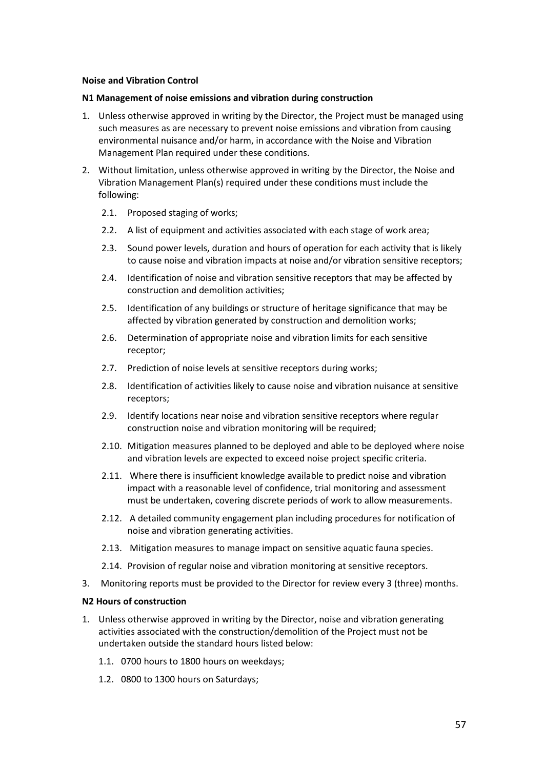**Noise and Vibration Control**

**N1 Management of noise emissions and vibration during construction**

1. Unless otherwise approved in writing by the Director, the Project must be managed using such measures as are necessary to prevent noise emissions and vibration from causing environmental nuisance and/or harm, in accordance with the Noise and Vibration Management Plan required under these conditions.
2. Without limitation, unless otherwise approved in writing by the Director, the Noise and Vibration Management Plan(s) required under these conditions must include the following:
   - 2.1. Proposed staging of works;
   - 2.2. A list of equipment and activities associated with each stage of work area;
   - 2.3. Sound power levels, duration and hours of operation for each activity that is likely to cause noise and vibration impacts at noise and/or vibration sensitive receptors;
   - 2.4. Identification of noise and vibration sensitive receptors that may be affected by construction and demolition activities;
   - 2.5. Identification of any buildings or structure of heritage significance that may be affected by vibration generated by construction and demolition works;
   - 2.6. Determination of appropriate noise and vibration limits for each sensitive receptor;
   - 2.7. Prediction of noise levels at sensitive receptors during works;
   - 2.8. Identification of activities likely to cause noise and vibration nuisance at sensitive receptors;
   - 2.9. Identify locations near noise and vibration sensitive receptors where regular construction noise and vibration monitoring will be required;
   - 2.10. Mitigation measures planned to be deployed and able to be deployed where noise and vibration levels are expected to exceed noise project specific criteria.
   - 2.11. Where there is insufficient knowledge available to predict noise and vibration impact with a reasonable level of confidence, trial monitoring and assessment must be undertaken, covering discrete periods of work to allow measurements.
   - 2.12. A detailed community engagement plan including procedures for notification of noise and vibration generating activities.
   - 2.13. Mitigation measures to manage impact on sensitive aquatic fauna species.
   - 2.14. Provision of regular noise and vibration monitoring at sensitive receptors.
3. Monitoring reports must be provided to the Director for review every 3 (three) months.

**N2 Hours of construction**

1. Unless otherwise approved in writing by the Director, noise and vibration generating activities associated with the construction/demolition of the Project must not be undertaken outside the standard hours listed below:
   - 1.1. 0700 hours to 1800 hours on weekdays;
   - 1.2. 0800 to 1300 hours on Saturdays;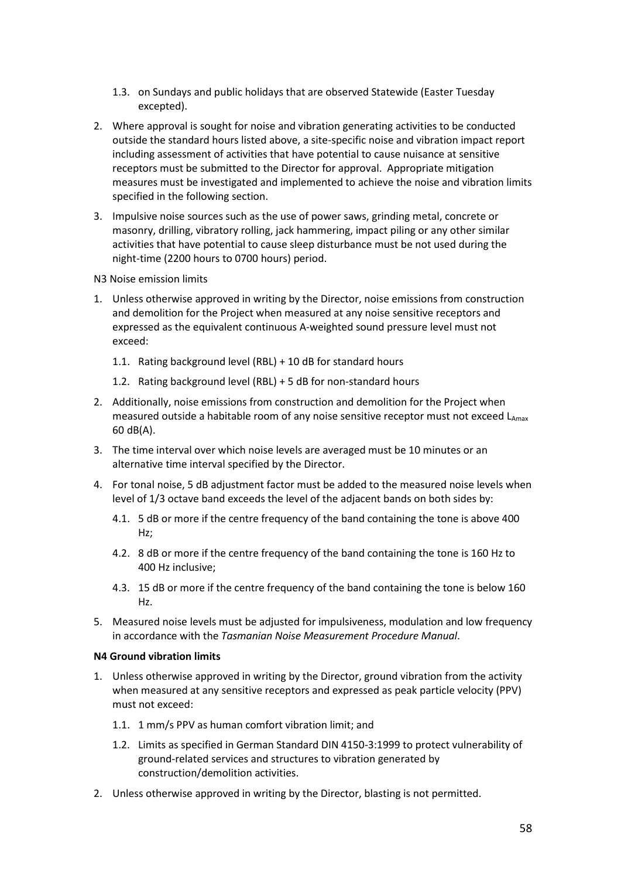1.3. on Sundays and public holidays that are observed Statewide (Easter Tuesday excepted).

2. Where approval is sought for noise and vibration generating activities to be conducted outside the standard hours listed above, a site-specific noise and vibration impact report including assessment of activities that have potential to cause nuisance at sensitive receptors must be submitted to the Director for approval. Appropriate mitigation measures must be investigated and implemented to achieve the noise and vibration limits specified in the following section.

3. Impulsive noise sources such as the use of power saws, grinding metal, concrete or masonry, drilling, vibratory rolling, jack hammering, impact piling or any other similar activities that have potential to cause sleep disturbance must be not used during the night-time (2200 hours to 0700 hours) period.

N3 Noise emission limits

1. Unless otherwise approved in writing by the Director, noise emissions from construction and demolition for the Project when measured at any noise sensitive receptors and expressed as the equivalent continuous A-weighted sound pressure level must not exceed:
   1.1. Rating background level (RBL) + 10 dB for standard hours
   1.2. Rating background level (RBL) + 5 dB for non-standard hours
2. Additionally, noise emissions from construction and demolition for the Project when measured outside a habitable room of any noise sensitive receptor must not exceed $L_{Amax}$ 60 dB(A).
3. The time interval over which noise levels are averaged must be 10 minutes or an alternative time interval specified by the Director.
4. For tonal noise, 5 dB adjustment factor must be added to the measured noise levels when level of 1/3 octave band exceeds the level of the adjacent bands on both sides by:
   4.1. 5 dB or more if the centre frequency of the band containing the tone is above 400 Hz;
   4.2. 8 dB or more if the centre frequency of the band containing the tone is 160 Hz to 400 Hz inclusive;
   4.3. 15 dB or more if the centre frequency of the band containing the tone is below 160 Hz.
5. Measured noise levels must be adjusted for impulsiveness, modulation and low frequency in accordance with the *Tasmanian Noise Measurement Procedure Manual*.

**N4 Ground vibration limits**

1. Unless otherwise approved in writing by the Director, ground vibration from the activity when measured at any sensitive receptors and expressed as peak particle velocity (PPV) must not exceed:
   1.1. 1 mm/s PPV as human comfort vibration limit; and
   1.2. Limits as specified in German Standard DIN 4150-3:1999 to protect vulnerability of ground-related services and structures to vibration generated by construction/demolition activities.
2. Unless otherwise approved in writing by the Director, blasting is not permitted.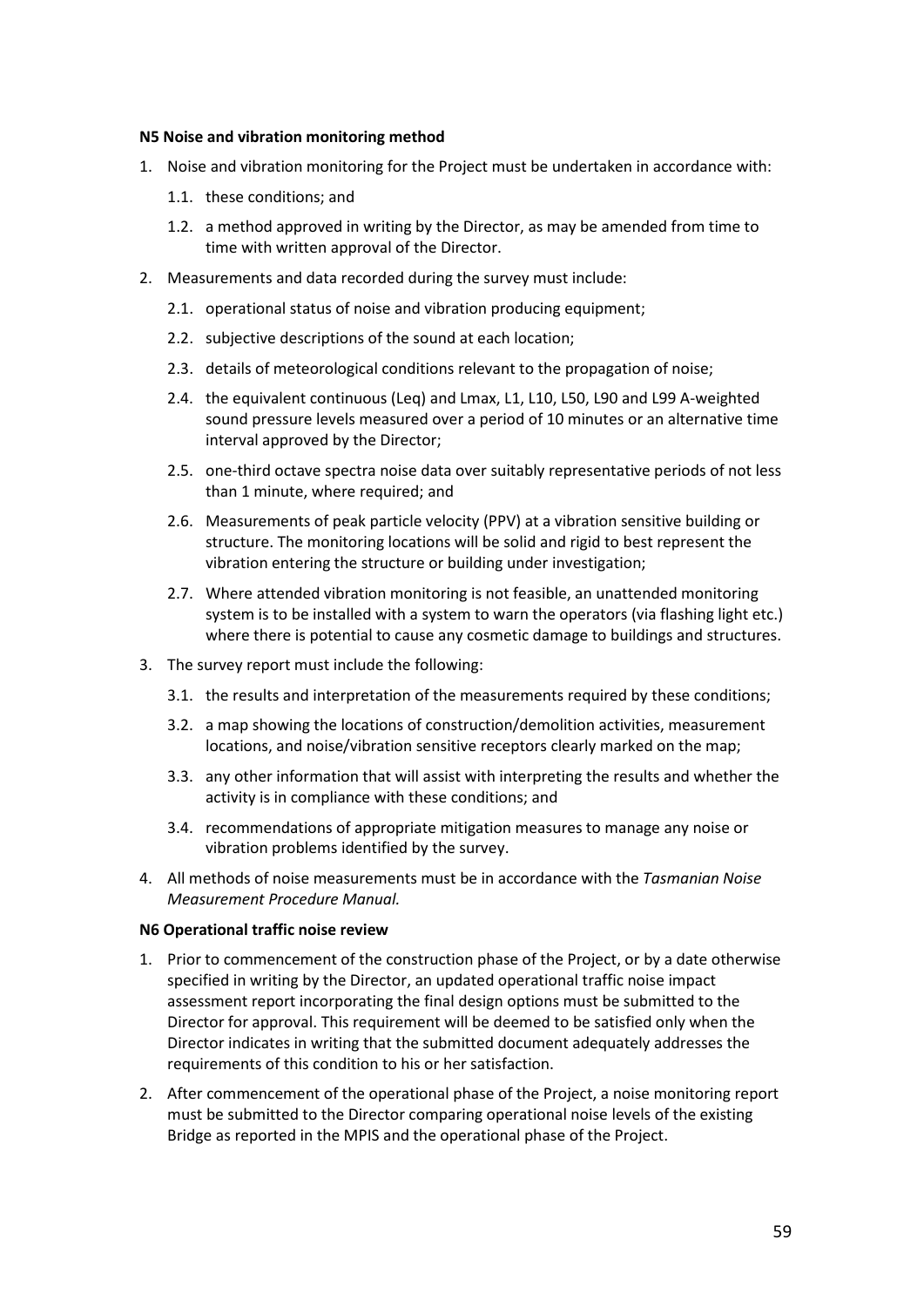**N5 Noise and vibration monitoring method**

1. Noise and vibration monitoring for the Project must be undertaken in accordance with:
   1.1. these conditions; and
   1.2. a method approved in writing by the Director, as may be amended from time to time with written approval of the Director.
2. Measurements and data recorded during the survey must include:
   2.1. operational status of noise and vibration producing equipment;
   2.2. subjective descriptions of the sound at each location;
   2.3. details of meteorological conditions relevant to the propagation of noise;
   2.4. the equivalent continuous (Leq) and Lmax, L1, L10, L50, L90 and L99 A-weighted sound pressure levels measured over a period of 10 minutes or an alternative time interval approved by the Director;
   2.5. one-third octave spectra noise data over suitably representative periods of not less than 1 minute, where required; and
   2.6. Measurements of peak particle velocity (PPV) at a vibration sensitive building or structure. The monitoring locations will be solid and rigid to best represent the vibration entering the structure or building under investigation;
   2.7. Where attended vibration monitoring is not feasible, an unattended monitoring system is to be installed with a system to warn the operators (via flashing light etc.) where there is potential to cause any cosmetic damage to buildings and structures.
3. The survey report must include the following:
   3.1. the results and interpretation of the measurements required by these conditions;
   3.2. a map showing the locations of construction/demolition activities, measurement locations, and noise/vibration sensitive receptors clearly marked on the map;
   3.3. any other information that will assist with interpreting the results and whether the activity is in compliance with these conditions; and
   3.4. recommendations of appropriate mitigation measures to manage any noise or vibration problems identified by the survey.
4. All methods of noise measurements must be in accordance with the *Tasmanian Noise Measurement Procedure Manual.*

**N6 Operational traffic noise review**

1. Prior to commencement of the construction phase of the Project, or by a date otherwise specified in writing by the Director, an updated operational traffic noise impact assessment report incorporating the final design options must be submitted to the Director for approval. This requirement will be deemed to be satisfied only when the Director indicates in writing that the submitted document adequately addresses the requirements of this condition to his or her satisfaction.
2. After commencement of the operational phase of the Project, a noise monitoring report must be submitted to the Director comparing operational noise levels of the existing Bridge as reported in the MPIS and the operational phase of the Project.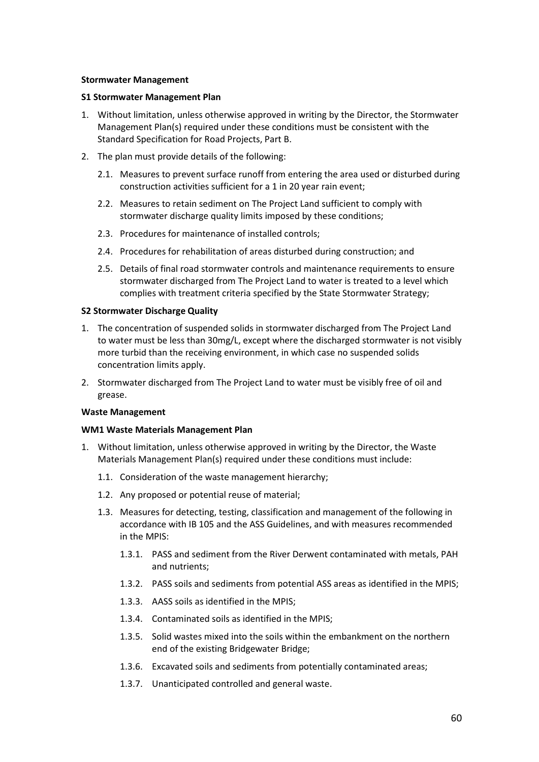**Stormwater Management**

**S1 Stormwater Management Plan**

1. Without limitation, unless otherwise approved in writing by the Director, the Stormwater Management Plan(s) required under these conditions must be consistent with the Standard Specification for Road Projects, Part B.
2. The plan must provide details of the following:
   - 2.1. Measures to prevent surface runoff from entering the area used or disturbed during construction activities sufficient for a 1 in 20 year rain event;
   - 2.2. Measures to retain sediment on The Project Land sufficient to comply with stormwater discharge quality limits imposed by these conditions;
   - 2.3. Procedures for maintenance of installed controls;
   - 2.4. Procedures for rehabilitation of areas disturbed during construction; and
   - 2.5. Details of final road stormwater controls and maintenance requirements to ensure stormwater discharged from The Project Land to water is treated to a level which complies with treatment criteria specified by the State Stormwater Strategy;

**S2 Stormwater Discharge Quality**

1. The concentration of suspended solids in stormwater discharged from The Project Land to water must be less than 30mg/L, except where the discharged stormwater is not visibly more turbid than the receiving environment, in which case no suspended solids concentration limits apply.
2. Stormwater discharged from The Project Land to water must be visibly free of oil and grease.

**Waste Management**

**WM1 Waste Materials Management Plan**

1. Without limitation, unless otherwise approved in writing by the Director, the Waste Materials Management Plan(s) required under these conditions must include:
   - 1.1. Consideration of the waste management hierarchy;
   - 1.2. Any proposed or potential reuse of material;
   - 1.3. Measures for detecting, testing, classification and management of the following in accordance with IB 105 and the ASS Guidelines, and with measures recommended in the MPIS:
     - 1.3.1. PASS and sediment from the River Derwent contaminated with metals, PAH and nutrients;
     - 1.3.2. PASS soils and sediments from potential ASS areas as identified in the MPIS;
     - 1.3.3. AASS soils as identified in the MPIS;
     - 1.3.4. Contaminated soils as identified in the MPIS;
     - 1.3.5. Solid wastes mixed into the soils within the embankment on the northern end of the existing Bridgewater Bridge;
     - 1.3.6. Excavated soils and sediments from potentially contaminated areas;
     - 1.3.7. Unanticipated controlled and general waste.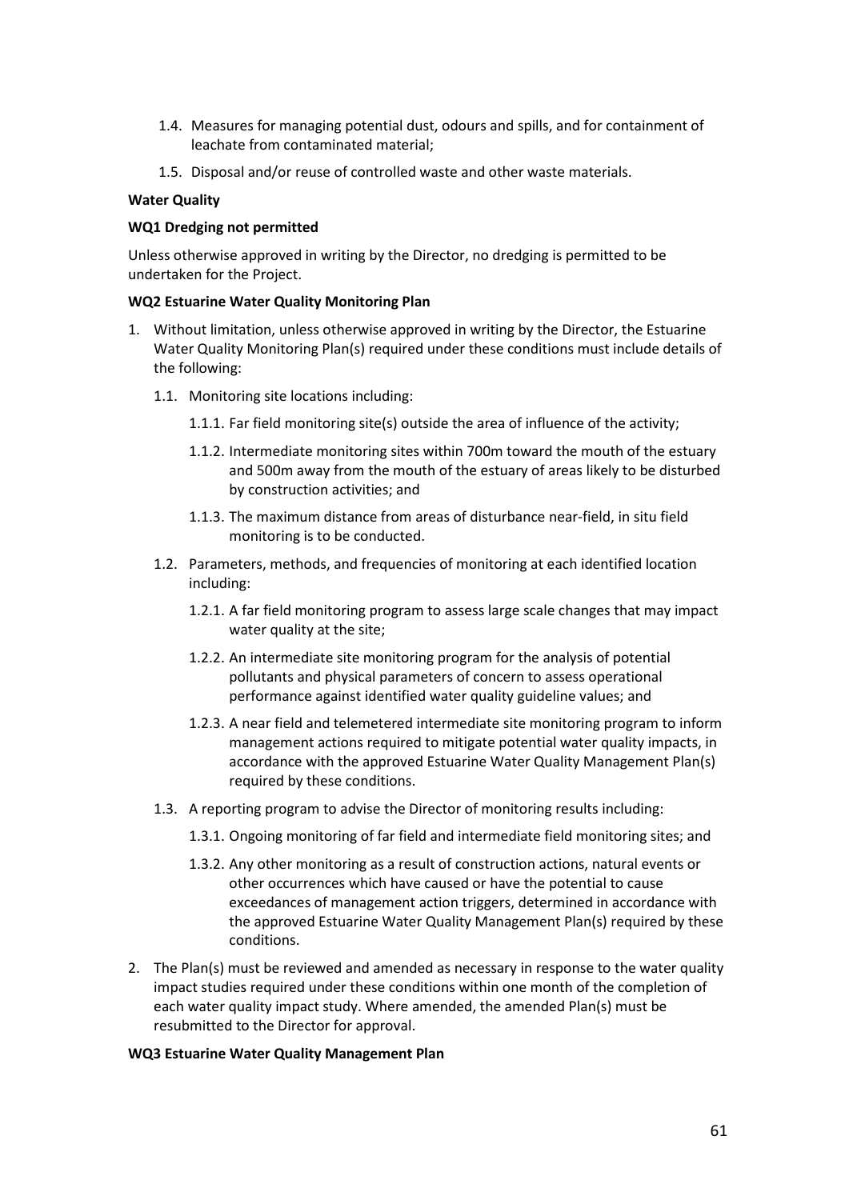1.4. Measures for managing potential dust, odours and spills, and for containment of leachate from contaminated material;

1.5. Disposal and/or reuse of controlled waste and other waste materials.

**Water Quality**

**WQ1 Dredging not permitted**

Unless otherwise approved in writing by the Director, no dredging is permitted to be undertaken for the Project.

**WQ2 Estuarine Water Quality Monitoring Plan**

1. Without limitation, unless otherwise approved in writing by the Director, the Estuarine Water Quality Monitoring Plan(s) required under these conditions must include details of the following:
   - 1.1. Monitoring site locations including:
     - 1.1.1. Far field monitoring site(s) outside the area of influence of the activity;
     - 1.1.2. Intermediate monitoring sites within 700m toward the mouth of the estuary and 500m away from the mouth of the estuary of areas likely to be disturbed by construction activities; and
     - 1.1.3. The maximum distance from areas of disturbance near-field, in situ field monitoring is to be conducted.
   - 1.2. Parameters, methods, and frequencies of monitoring at each identified location including:
     - 1.2.1. A far field monitoring program to assess large scale changes that may impact water quality at the site;
     - 1.2.2. An intermediate site monitoring program for the analysis of potential pollutants and physical parameters of concern to assess operational performance against identified water quality guideline values; and
     - 1.2.3. A near field and telemetered intermediate site monitoring program to inform management actions required to mitigate potential water quality impacts, in accordance with the approved Estuarine Water Quality Management Plan(s) required by these conditions.
   - 1.3. A reporting program to advise the Director of monitoring results including:
     - 1.3.1. Ongoing monitoring of far field and intermediate field monitoring sites; and
     - 1.3.2. Any other monitoring as a result of construction actions, natural events or other occurrences which have caused or have the potential to cause exceedances of management action triggers, determined in accordance with the approved Estuarine Water Quality Management Plan(s) required by these conditions.
2. The Plan(s) must be reviewed and amended as necessary in response to the water quality impact studies required under these conditions within one month of the completion of each water quality impact study. Where amended, the amended Plan(s) must be resubmitted to the Director for approval.

**WQ3 Estuarine Water Quality Management Plan**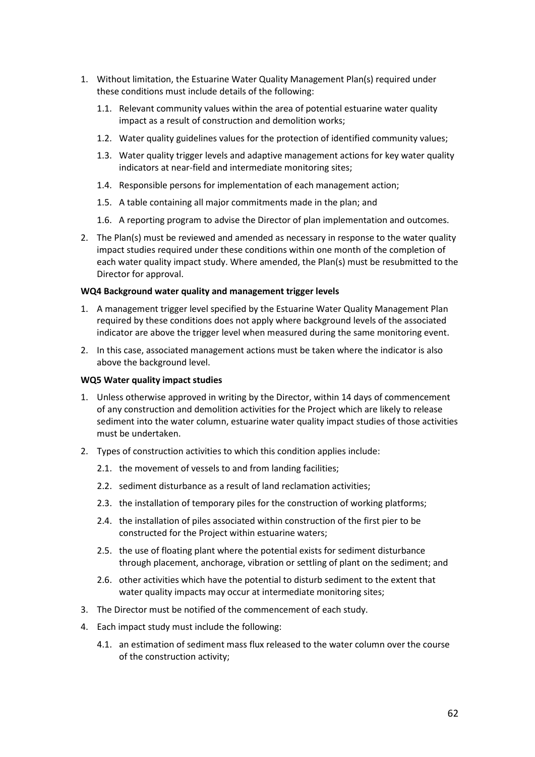1. Without limitation, the Estuarine Water Quality Management Plan(s) required under these conditions must include details of the following:
   1.1. Relevant community values within the area of potential estuarine water quality impact as a result of construction and demolition works;
   1.2. Water quality guidelines values for the protection of identified community values;
   1.3. Water quality trigger levels and adaptive management actions for key water quality indicators at near-field and intermediate monitoring sites;
   1.4. Responsible persons for implementation of each management action;
   1.5. A table containing all major commitments made in the plan; and
   1.6. A reporting program to advise the Director of plan implementation and outcomes.
2. The Plan(s) must be reviewed and amended as necessary in response to the water quality impact studies required under these conditions within one month of the completion of each water quality impact study. Where amended, the Plan(s) must be resubmitted to the Director for approval.

**WQ4 Background water quality and management trigger levels**

1. A management trigger level specified by the Estuarine Water Quality Management Plan required by these conditions does not apply where background levels of the associated indicator are above the trigger level when measured during the same monitoring event.
2. In this case, associated management actions must be taken where the indicator is also above the background level.

**WQ5 Water quality impact studies**

1. Unless otherwise approved in writing by the Director, within 14 days of commencement of any construction and demolition activities for the Project which are likely to release sediment into the water column, estuarine water quality impact studies of those activities must be undertaken.
2. Types of construction activities to which this condition applies include:
   2.1. the movement of vessels to and from landing facilities;
   2.2. sediment disturbance as a result of land reclamation activities;
   2.3. the installation of temporary piles for the construction of working platforms;
   2.4. the installation of piles associated within construction of the first pier to be constructed for the Project within estuarine waters;
   2.5. the use of floating plant where the potential exists for sediment disturbance through placement, anchorage, vibration or settling of plant on the sediment; and
   2.6. other activities which have the potential to disturb sediment to the extent that water quality impacts may occur at intermediate monitoring sites;
3. The Director must be notified of the commencement of each study.
4. Each impact study must include the following:
   4.1. an estimation of sediment mass flux released to the water column over the course of the construction activity;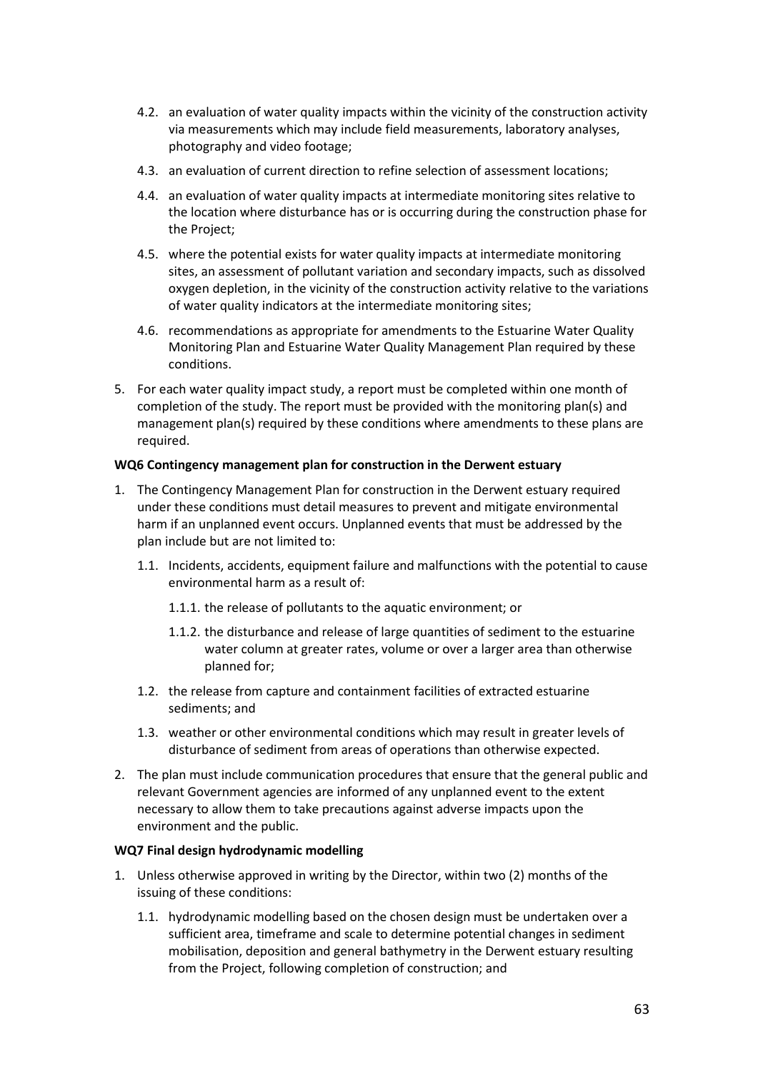4.2. an evaluation of water quality impacts within the vicinity of the construction activity via measurements which may include field measurements, laboratory analyses, photography and video footage;

4.3. an evaluation of current direction to refine selection of assessment locations;

4.4. an evaluation of water quality impacts at intermediate monitoring sites relative to the location where disturbance has or is occurring during the construction phase for the Project;

4.5. where the potential exists for water quality impacts at intermediate monitoring sites, an assessment of pollutant variation and secondary impacts, such as dissolved oxygen depletion, in the vicinity of the construction activity relative to the variations of water quality indicators at the intermediate monitoring sites;

4.6. recommendations as appropriate for amendments to the Estuarine Water Quality Monitoring Plan and Estuarine Water Quality Management Plan required by these conditions.

5. For each water quality impact study, a report must be completed within one month of completion of the study. The report must be provided with the monitoring plan(s) and management plan(s) required by these conditions where amendments to these plans are required.

**WQ6 Contingency management plan for construction in the Derwent estuary**

1. The Contingency Management Plan for construction in the Derwent estuary required under these conditions must detail measures to prevent and mitigate environmental harm if an unplanned event occurs. Unplanned events that must be addressed by the plan include but are not limited to:

   1.1. Incidents, accidents, equipment failure and malfunctions with the potential to cause environmental harm as a result of:

      1.1.1. the release of pollutants to the aquatic environment; or

      1.1.2. the disturbance and release of large quantities of sediment to the estuarine water column at greater rates, volume or over a larger area than otherwise planned for;

   1.2. the release from capture and containment facilities of extracted estuarine sediments; and

   1.3. weather or other environmental conditions which may result in greater levels of disturbance of sediment from areas of operations than otherwise expected.

2. The plan must include communication procedures that ensure that the general public and relevant Government agencies are informed of any unplanned event to the extent necessary to allow them to take precautions against adverse impacts upon the environment and the public.

**WQ7 Final design hydrodynamic modelling**

1. Unless otherwise approved in writing by the Director, within two (2) months of the issuing of these conditions:

   1.1. hydrodynamic modelling based on the chosen design must be undertaken over a sufficient area, timeframe and scale to determine potential changes in sediment mobilisation, deposition and general bathymetry in the Derwent estuary resulting from the Project, following completion of construction; and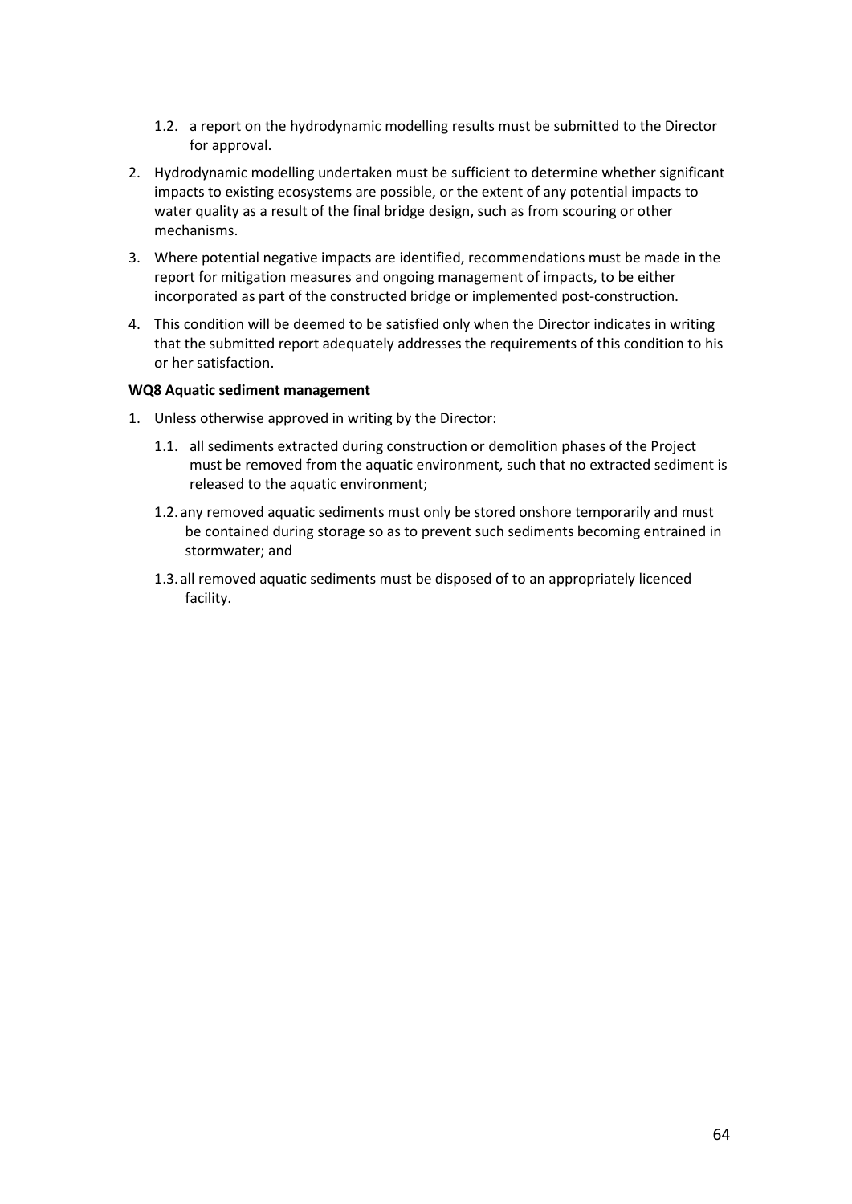1.2. a report on the hydrodynamic modelling results must be submitted to the Director for approval.

2. Hydrodynamic modelling undertaken must be sufficient to determine whether significant impacts to existing ecosystems are possible, or the extent of any potential impacts to water quality as a result of the final bridge design, such as from scouring or other mechanisms.
3. Where potential negative impacts are identified, recommendations must be made in the report for mitigation measures and ongoing management of impacts, to be either incorporated as part of the constructed bridge or implemented post-construction.
4. This condition will be deemed to be satisfied only when the Director indicates in writing that the submitted report adequately addresses the requirements of this condition to his or her satisfaction.

**WQ8 Aquatic sediment management**

1. Unless otherwise approved in writing by the Director:
   1.1. all sediments extracted during construction or demolition phases of the Project must be removed from the aquatic environment, such that no extracted sediment is released to the aquatic environment;

   1.2. any removed aquatic sediments must only be stored onshore temporarily and must be contained during storage so as to prevent such sediments becoming entrained in stormwater; and

   1.3. all removed aquatic sediments must be disposed of to an appropriately licenced facility.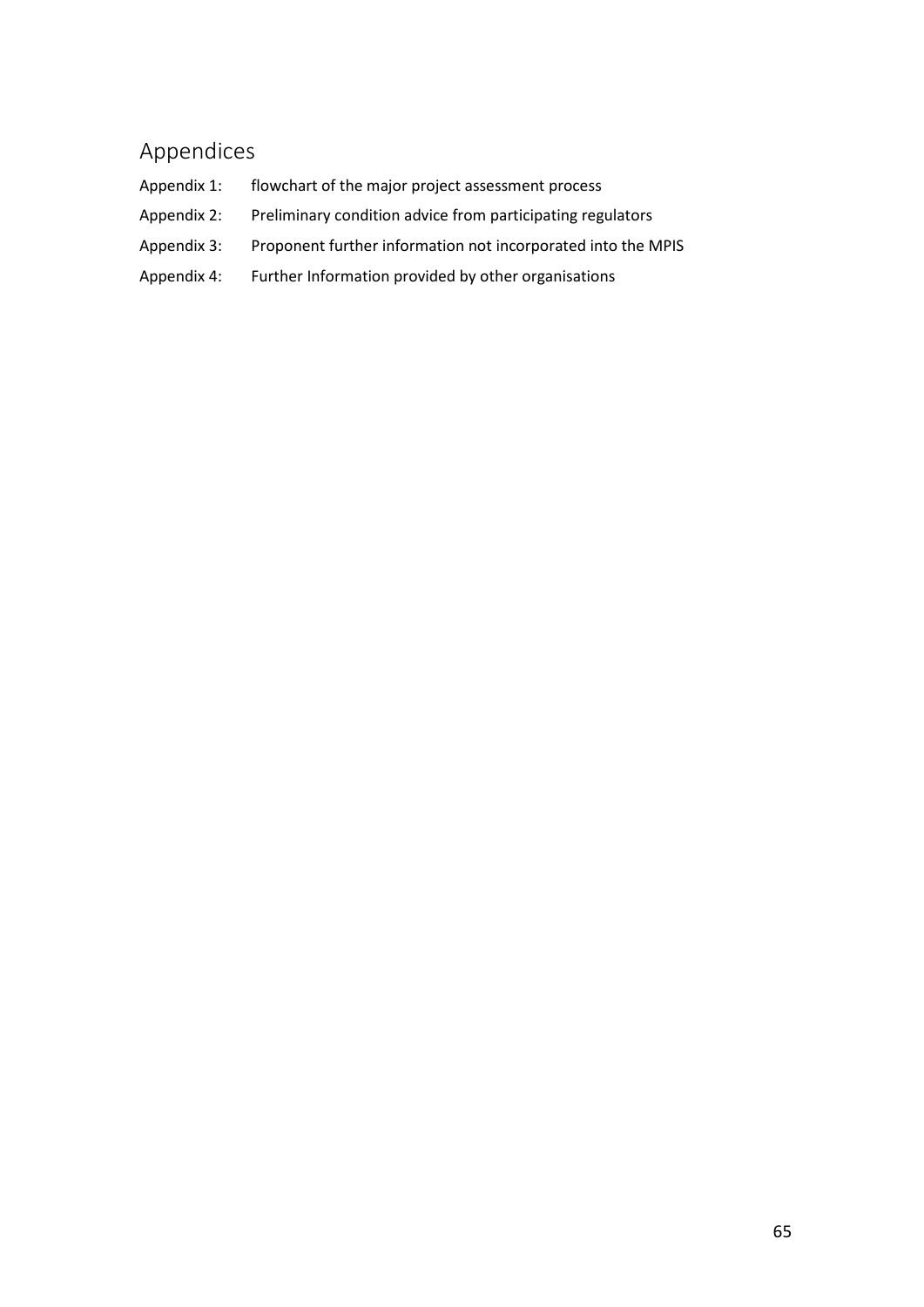## Appendices

Appendix 1: flowchart of the major project assessment process

Appendix 2: Preliminary condition advice from participating regulators

Appendix 3: Proponent further information not incorporated into the MPIS

Appendix 4: Further Information provided by other organisations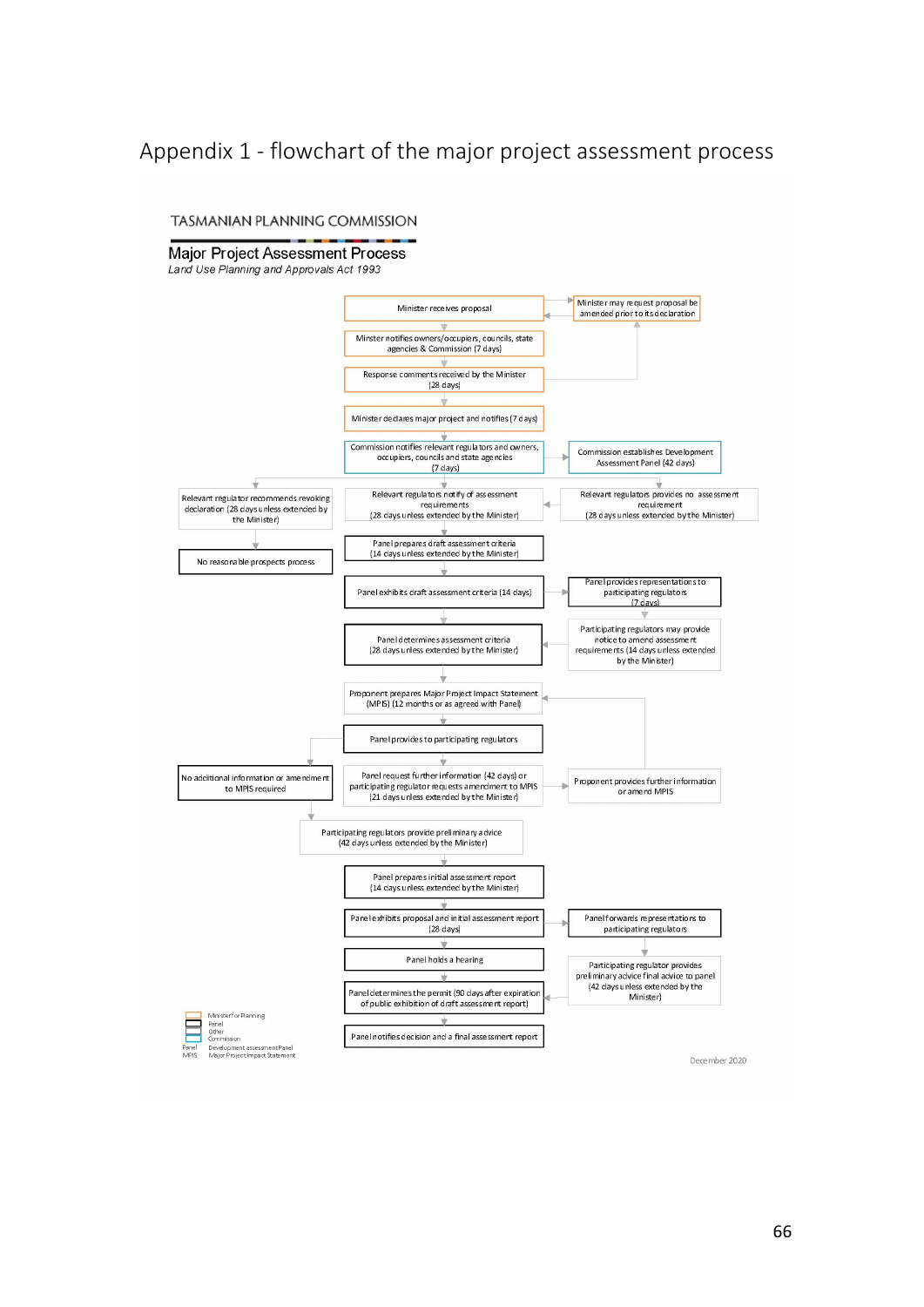# Appendix 1 - flowchart of the major project assessment process

TASMANIAN PLANNING COMMISSION

## Major Project Assessment Process

*Land Use Planning and Approvals Act 1993*

- Minister receives proposal
- Minister may request proposal be amended prior to its declaration
- Minster notifies owners/occupiers, councils, state agencies & Commission (7 days)
- Response comments received by the Minister (28 days)
- Minister declares major project and notifies (7 days)
- Commission notifies relevant regulators and owners, occupiers, councils and state agencies (7 days)
- Commission establishes Development Assessment Panel (42 days)
- Relevant regulator recommends revoking declaration (28 days unless extended by the Minister)
- No reasonable prospects process
- Relevant regulators notify of assessment requirements (28 days unless extended by the Minister)
- Relevant regulators provides no assessment requirement (28 days unless extended by the Minister)
- Panel prepares draft assessment criteria (14 days unless extended by the Minister)
- Panel exhibits draft assessment criteria (14 days)
- Panel provides representations to participating regulators (7 days)
- Participating regulators may provide notice to amend assessment requirements (14 days unless extended by the Minister)
- Panel determines assessment criteria (28 days unless extended by the Minister)
- Proponent prepares Major Project Impact Statement (MPIS) (12 months or as agreed with Panel)
- Panel provides to participating regulators
- No additional information or amendment to MPIS required
- Panel request further information (42 days) or participating regulator requests amendment to MPIS (21 days unless extended by the Minister)
- Proponent provides further information or amend MPIS
- Participating regulators provide preliminary advice (42 days unless extended by the Minister)
- Panel prepares initial assessment report (14 days unless extended by the Minister)
- Panel exhibits proposal and initial assessment report (28 days)
- Panel forwards representations to participating regulators
- Panel holds a hearing
- Participating regulator provides preliminary advice final advice to panel (42 days unless extended by the Minister)
- Panel determines the permit (90 days after expiration of public exhibition of draft assessment report)
- Panel notifies decision and a final assessment report

Legend:
- Minister for Planning
- Panel
- Other
- Commission
- Panel: Development assessment Panel
- MPIS: Major Project Impact Statement

December 2020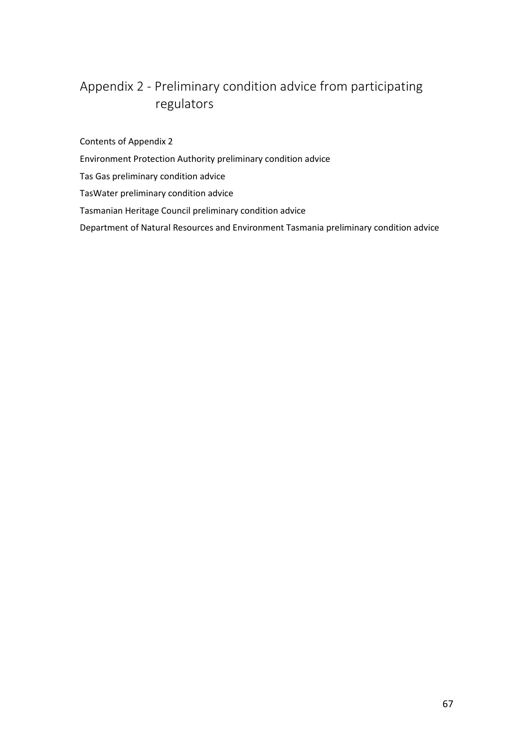# Appendix 2 - Preliminary condition advice from participating regulators

Contents of Appendix 2

Environment Protection Authority preliminary condition advice

Tas Gas preliminary condition advice

TasWater preliminary condition advice

Tasmanian Heritage Council preliminary condition advice

Department of Natural Resources and Environment Tasmania preliminary condition advice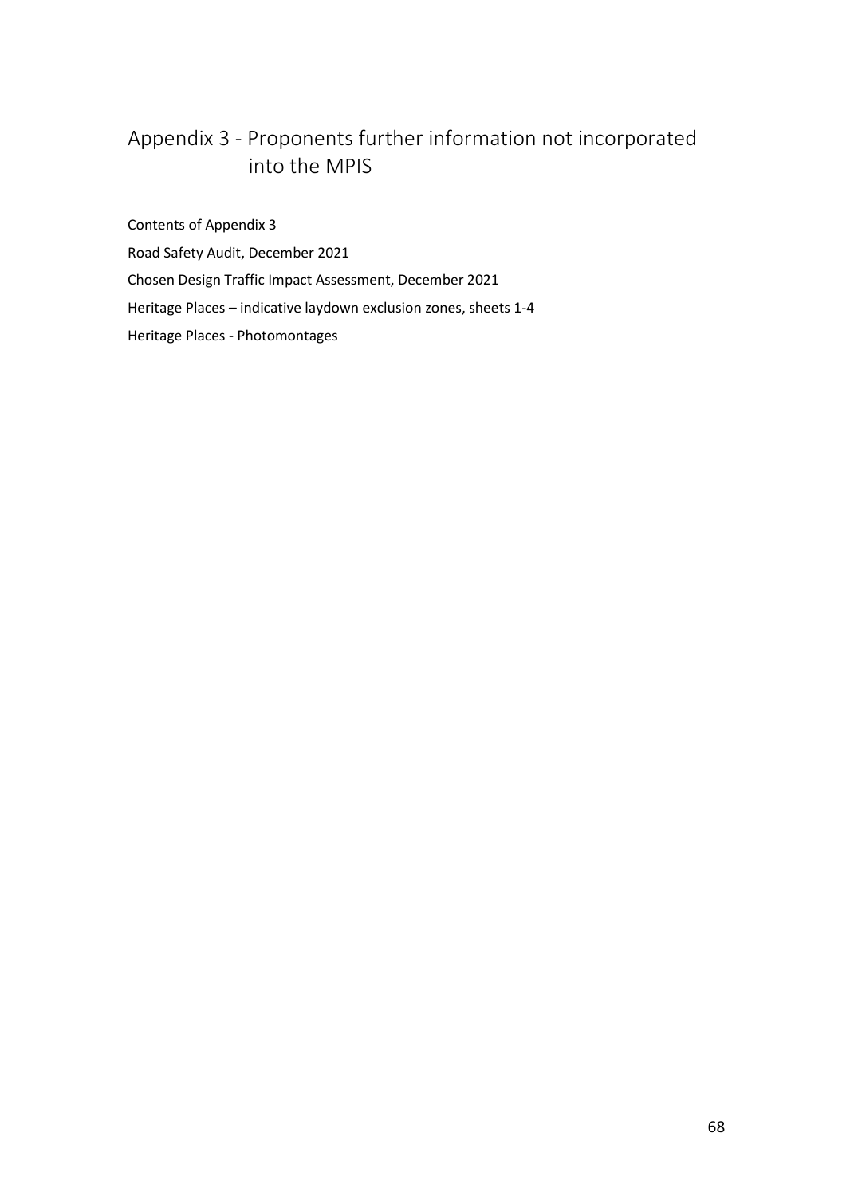# Appendix 3 - Proponents further information not incorporated into the MPIS

Contents of Appendix 3

Road Safety Audit, December 2021

Chosen Design Traffic Impact Assessment, December 2021

Heritage Places – indicative laydown exclusion zones, sheets 1-4

Heritage Places - Photomontages